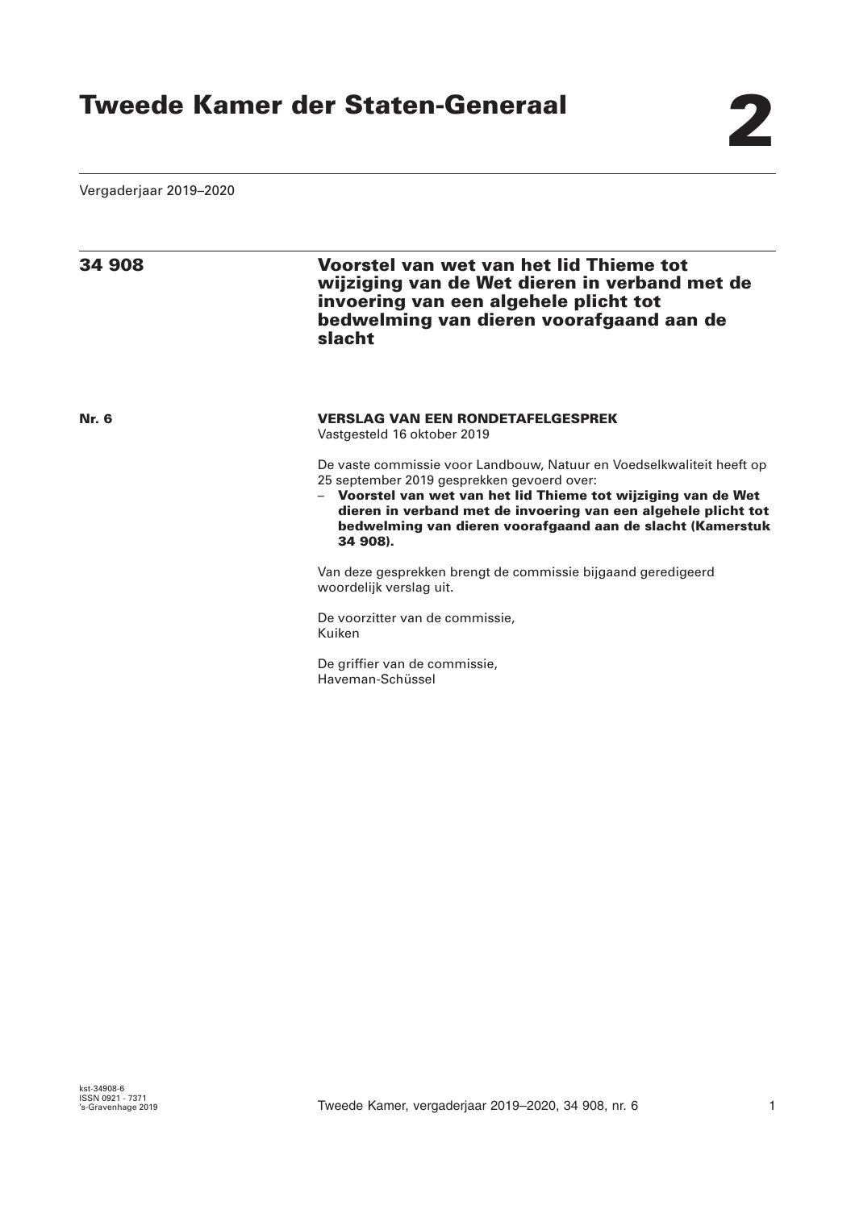# Tweede Kamer der Staten-Generaal

# 2

Vergaderjaar 2019–2020

## 34 908 Voorstel van wet van het lid Thieme tot wijziging van de Wet dieren in verband met de invoering van een algehele plicht tot bedwelming van dieren voorafgaand aan de slacht

**Nr. 6**

**VERSLAG VAN EEN RONDETAFELGESPREK**
Vastgesteld 16 oktober 2019

De vaste commissie voor Landbouw, Natuur en Voedselkwaliteit heeft op 25 september 2019 gesprekken gevoerd over:

– **Voorstel van wet van het lid Thieme tot wijziging van de Wet dieren in verband met de invoering van een algehele plicht tot bedwelming van dieren voorafgaand aan de slacht (Kamerstuk 34 908).**

Van deze gesprekken brengt de commissie bijgaand geredigeerd woordelijk verslag uit.

De voorzitter van de commissie,
Kuiken

De griffier van de commissie,
Haveman-Schüssel

kst-34908-6
ISSN 0921 - 7371
's-Gravenhage 2019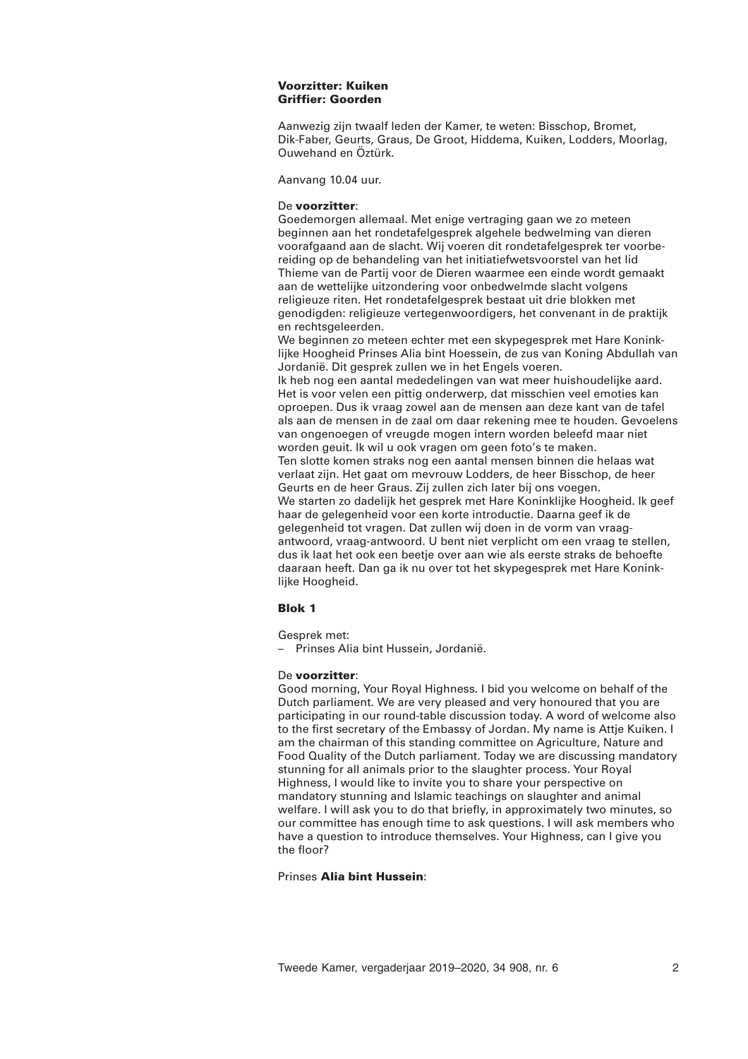**Voorzitter: Kuiken**
**Griffier: Goorden**

Aanwezig zijn twaalf leden der Kamer, te weten: Bisschop, Bromet, Dik-Faber, Geurts, Graus, De Groot, Hiddema, Kuiken, Lodders, Moorlag, Ouwehand en Öztürk.

Aanvang 10.04 uur.

De **voorzitter**:
Goedemorgen allemaal. Met enige vertraging gaan we zo meteen beginnen aan het rondetafelgesprek algehele bedwelming van dieren voorafgaand aan de slacht. Wij voeren dit rondetafelgesprek ter voorbereiding op de behandeling van het initiatiefwetsvoorstel van het lid Thieme van de Partij voor de Dieren waarmee een einde wordt gemaakt aan de wettelijke uitzondering voor onbedwelmde slacht volgens religieuze riten. Het rondetafelgesprek bestaat uit drie blokken met genodigden: religieuze vertegenwoordigers, het convenant in de praktijk en rechtsgeleerden.
We beginnen zo meteen echter met een skypegesprek met Hare Koninklijke Hoogheid Prinses Alia bint Hoessein, de zus van Koning Abdullah van Jordanië. Dit gesprek zullen we in het Engels voeren.
Ik heb nog een aantal mededelingen van wat meer huishoudelijke aard. Het is voor velen een pittig onderwerp, dat misschien veel emoties kan oproepen. Dus ik vraag zowel aan de mensen aan deze kant van de tafel als aan de mensen in de zaal om daar rekening mee te houden. Gevoelens van ongenoegen of vreugde mogen intern worden beleefd maar niet worden geuit. Ik wil u ook vragen om geen foto's te maken.
Ten slotte komen straks nog een aantal mensen binnen die helaas wat verlaat zijn. Het gaat om mevrouw Lodders, de heer Bisschop, de heer Geurts en de heer Graus. Zij zullen zich later bij ons voegen.
We starten zo dadelijk het gesprek met Hare Koninklijke Hoogheid. Ik geef haar de gelegenheid voor een korte introductie. Daarna geef ik de gelegenheid tot vragen. Dat zullen wij doen in de vorm van vraag-antwoord, vraag-antwoord. U bent niet verplicht om een vraag te stellen, dus ik laat het ook een beetje over aan wie als eerste straks de behoefte daaraan heeft. Dan ga ik nu over tot het skypegesprek met Hare Koninklijke Hoogheid.

## Blok 1

Gesprek met:
– Prinses Alia bint Hussein, Jordanië.

De **voorzitter**:
Good morning, Your Royal Highness. I bid you welcome on behalf of the Dutch parliament. We are very pleased and very honoured that you are participating in our round-table discussion today. A word of welcome also to the first secretary of the Embassy of Jordan. My name is Attje Kuiken. I am the chairman of this standing committee on Agriculture, Nature and Food Quality of the Dutch parliament. Today we are discussing mandatory stunning for all animals prior to the slaughter process. Your Royal Highness, I would like to invite you to share your perspective on mandatory stunning and Islamic teachings on slaughter and animal welfare. I will ask you to do that briefly, in approximately two minutes, so our committee has enough time to ask questions. I will ask members who have a question to introduce themselves. Your Highness, can I give you the floor?

Prinses **Alia bint Hussein**: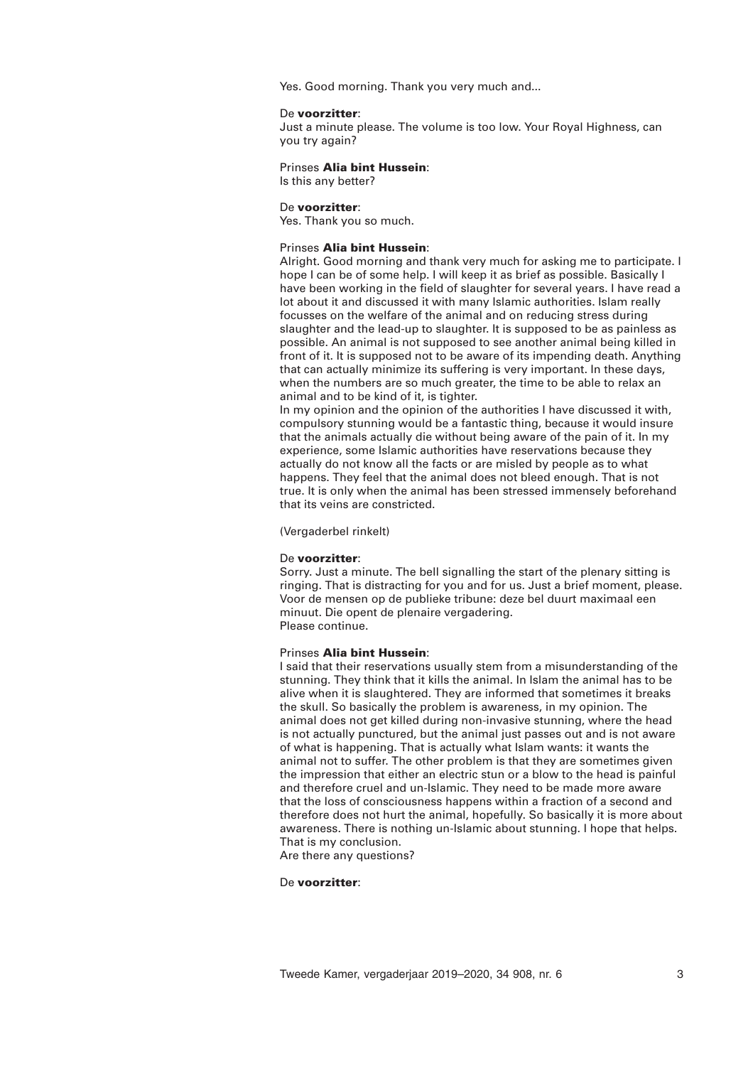Yes. Good morning. Thank you very much and...

De **voorzitter**:
Just a minute please. The volume is too low. Your Royal Highness, can you try again?

Prinses **Alia bint Hussein**:
Is this any better?

De **voorzitter**:
Yes. Thank you so much.

Prinses **Alia bint Hussein**:
Alright. Good morning and thank very much for asking me to participate. I hope I can be of some help. I will keep it as brief as possible. Basically I have been working in the field of slaughter for several years. I have read a lot about it and discussed it with many Islamic authorities. Islam really focusses on the welfare of the animal and on reducing stress during slaughter and the lead-up to slaughter. It is supposed to be as painless as possible. An animal is not supposed to see another animal being killed in front of it. It is supposed not to be aware of its impending death. Anything that can actually minimize its suffering is very important. In these days, when the numbers are so much greater, the time to be able to relax an animal and to be kind of it, is tighter.
In my opinion and the opinion of the authorities I have discussed it with, compulsory stunning would be a fantastic thing, because it would insure that the animals actually die without being aware of the pain of it. In my experience, some Islamic authorities have reservations because they actually do not know all the facts or are misled by people as to what happens. They feel that the animal does not bleed enough. That is not true. It is only when the animal has been stressed immensely beforehand that its veins are constricted.

(Vergaderbel rinkelt)

De **voorzitter**:
Sorry. Just a minute. The bell signalling the start of the plenary sitting is ringing. That is distracting for you and for us. Just a brief moment, please. Voor de mensen op de publieke tribune: deze bel duurt maximaal een minuut. Die opent de plenaire vergadering.
Please continue.

Prinses **Alia bint Hussein**:
I said that their reservations usually stem from a misunderstanding of the stunning. They think that it kills the animal. In Islam the animal has to be alive when it is slaughtered. They are informed that sometimes it breaks the skull. So basically the problem is awareness, in my opinion. The animal does not get killed during non-invasive stunning, where the head is not actually punctured, but the animal just passes out and is not aware of what is happening. That is actually what Islam wants: it wants the animal not to suffer. The other problem is that they are sometimes given the impression that either an electric stun or a blow to the head is painful and therefore cruel and un-Islamic. They need to be made more aware that the loss of consciousness happens within a fraction of a second and therefore does not hurt the animal, hopefully. So basically it is more about awareness. There is nothing un-Islamic about stunning. I hope that helps. That is my conclusion.
Are there any questions?

De **voorzitter**: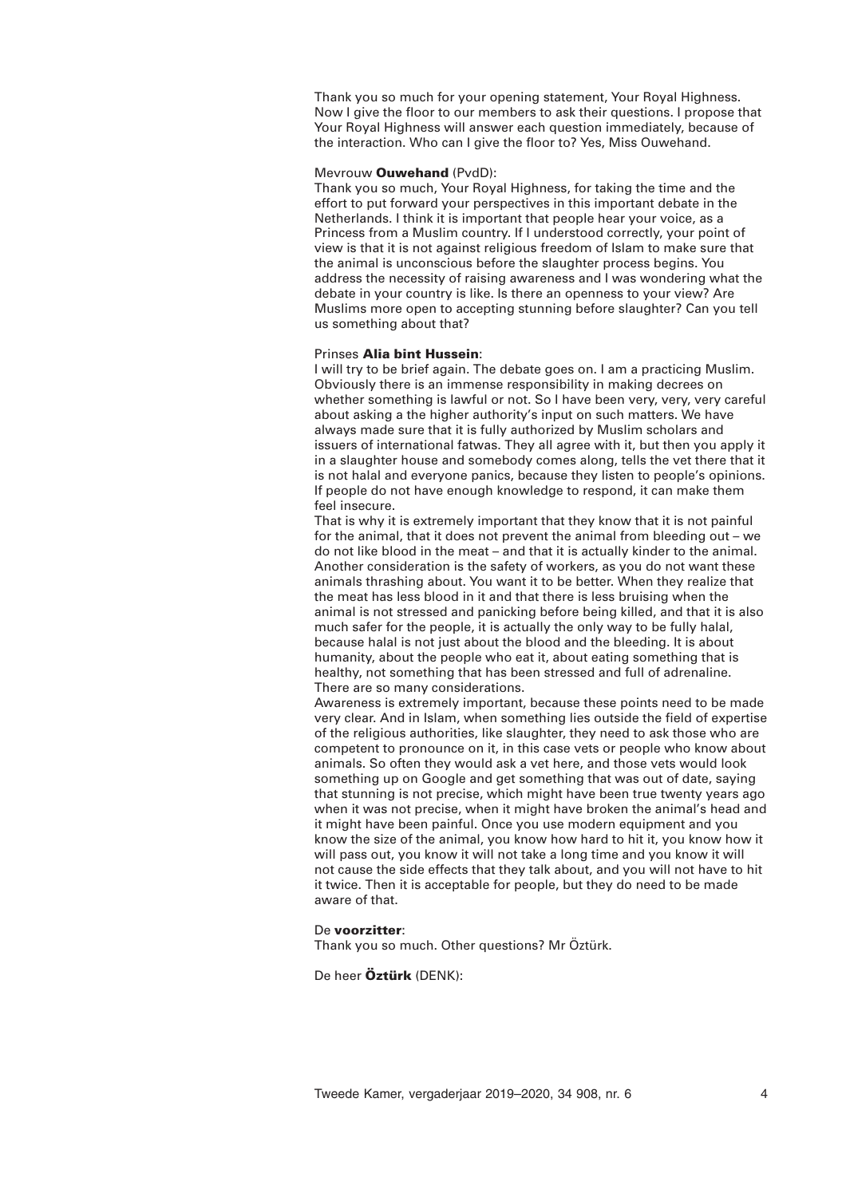Thank you so much for your opening statement, Your Royal Highness. Now I give the floor to our members to ask their questions. I propose that Your Royal Highness will answer each question immediately, because of the interaction. Who can I give the floor to? Yes, Miss Ouwehand.

Mevrouw **Ouwehand** (PvdD):
Thank you so much, Your Royal Highness, for taking the time and the effort to put forward your perspectives in this important debate in the Netherlands. I think it is important that people hear your voice, as a Princess from a Muslim country. If I understood correctly, your point of view is that it is not against religious freedom of Islam to make sure that the animal is unconscious before the slaughter process begins. You address the necessity of raising awareness and I was wondering what the debate in your country is like. Is there an openness to your view? Are Muslims more open to accepting stunning before slaughter? Can you tell us something about that?

Prinses **Alia bint Hussein**:
I will try to be brief again. The debate goes on. I am a practicing Muslim. Obviously there is an immense responsibility in making decrees on whether something is lawful or not. So I have been very, very, very careful about asking a the higher authority's input on such matters. We have always made sure that it is fully authorized by Muslim scholars and issuers of international fatwas. They all agree with it, but then you apply it in a slaughter house and somebody comes along, tells the vet there that it is not halal and everyone panics, because they listen to people's opinions. If people do not have enough knowledge to respond, it can make them feel insecure.
That is why it is extremely important that they know that it is not painful for the animal, that it does not prevent the animal from bleeding out – we do not like blood in the meat – and that it is actually kinder to the animal. Another consideration is the safety of workers, as you do not want these animals thrashing about. You want it to be better. When they realize that the meat has less blood in it and that there is less bruising when the animal is not stressed and panicking before being killed, and that it is also much safer for the people, it is actually the only way to be fully halal, because halal is not just about the blood and the bleeding. It is about humanity, about the people who eat it, about eating something that is healthy, not something that has been stressed and full of adrenaline. There are so many considerations.
Awareness is extremely important, because these points need to be made very clear. And in Islam, when something lies outside the field of expertise of the religious authorities, like slaughter, they need to ask those who are competent to pronounce on it, in this case vets or people who know about animals. So often they would ask a vet here, and those vets would look something up on Google and get something that was out of date, saying that stunning is not precise, which might have been true twenty years ago when it was not precise, when it might have broken the animal's head and it might have been painful. Once you use modern equipment and you know the size of the animal, you know how hard to hit it, you know how it will pass out, you know it will not take a long time and you know it will not cause the side effects that they talk about, and you will not have to hit it twice. Then it is acceptable for people, but they do need to be made aware of that.

De **voorzitter**:
Thank you so much. Other questions? Mr Öztürk.

De heer **Öztürk** (DENK):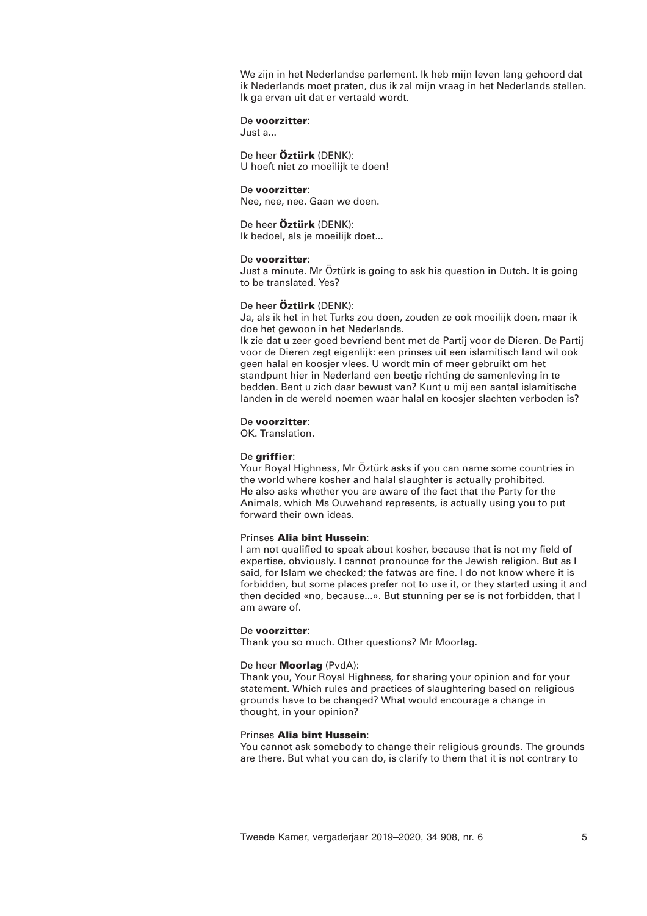We zijn in het Nederlandse parlement. Ik heb mijn leven lang gehoord dat ik Nederlands moet praten, dus ik zal mijn vraag in het Nederlands stellen. Ik ga ervan uit dat er vertaald wordt.

De **voorzitter**:
Just a...

De heer **Öztürk** (DENK):
U hoeft niet zo moeilijk te doen!

De **voorzitter**:
Nee, nee, nee. Gaan we doen.

De heer **Öztürk** (DENK):
Ik bedoel, als je moeilijk doet...

De **voorzitter**:
Just a minute. Mr Öztürk is going to ask his question in Dutch. It is going to be translated. Yes?

De heer **Öztürk** (DENK):
Ja, als ik het in het Turks zou doen, zouden ze ook moeilijk doen, maar ik doe het gewoon in het Nederlands.
Ik zie dat u zeer goed bevriend bent met de Partij voor de Dieren. De Partij voor de Dieren zegt eigenlijk: een prinses uit een islamitisch land wil ook geen halal en koosjer vlees. U wordt min of meer gebruikt om het standpunt hier in Nederland een beetje richting de samenleving in te bedden. Bent u zich daar bewust van? Kunt u mij een aantal islamitische landen in de wereld noemen waar halal en koosjer slachten verboden is?

De **voorzitter**:
OK. Translation.

De **griffier**:
Your Royal Highness, Mr Öztürk asks if you can name some countries in the world where kosher and halal slaughter is actually prohibited.
He also asks whether you are aware of the fact that the Party for the Animals, which Ms Ouwehand represents, is actually using you to put forward their own ideas.

Prinses **Alia bint Hussein**:
I am not qualified to speak about kosher, because that is not my field of expertise, obviously. I cannot pronounce for the Jewish religion. But as I said, for Islam we checked; the fatwas are fine. I do not know where it is forbidden, but some places prefer not to use it, or they started using it and then decided «no, because...». But stunning per se is not forbidden, that I am aware of.

De **voorzitter**:
Thank you so much. Other questions? Mr Moorlag.

De heer **Moorlag** (PvdA):
Thank you, Your Royal Highness, for sharing your opinion and for your statement. Which rules and practices of slaughtering based on religious grounds have to be changed? What would encourage a change in thought, in your opinion?

Prinses **Alia bint Hussein**:
You cannot ask somebody to change their religious grounds. The grounds are there. But what you can do, is clarify to them that it is not contrary to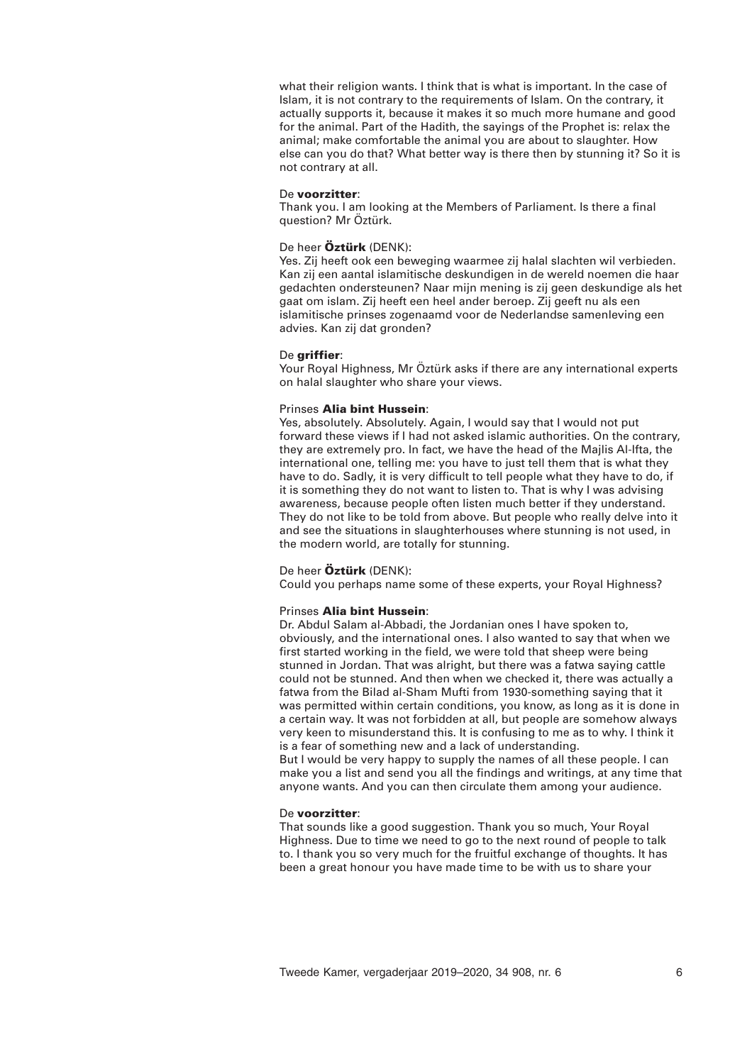what their religion wants. I think that is what is important. In the case of Islam, it is not contrary to the requirements of Islam. On the contrary, it actually supports it, because it makes it so much more humane and good for the animal. Part of the Hadith, the sayings of the Prophet is: relax the animal; make comfortable the animal you are about to slaughter. How else can you do that? What better way is there then by stunning it? So it is not contrary at all.

De **voorzitter**:
Thank you. I am looking at the Members of Parliament. Is there a final question? Mr Öztürk.

De heer **Öztürk** (DENK):
Yes. Zij heeft ook een beweging waarmee zij halal slachten wil verbieden. Kan zij een aantal islamitische deskundigen in de wereld noemen die haar gedachten ondersteunen? Naar mijn mening is zij geen deskundige als het gaat om islam. Zij heeft een heel ander beroep. Zij geeft nu als een islamitische prinses zogenaamd voor de Nederlandse samenleving een advies. Kan zij dat gronden?

De **griffier**:
Your Royal Highness, Mr Öztürk asks if there are any international experts on halal slaughter who share your views.

Prinses **Alia bint Hussein**:
Yes, absolutely. Absolutely. Again, I would say that I would not put forward these views if I had not asked islamic authorities. On the contrary, they are extremely pro. In fact, we have the head of the Majlis Al-Ifta, the international one, telling me: you have to just tell them that is what they have to do. Sadly, it is very difficult to tell people what they have to do, if it is something they do not want to listen to. That is why I was advising awareness, because people often listen much better if they understand. They do not like to be told from above. But people who really delve into it and see the situations in slaughterhouses where stunning is not used, in the modern world, are totally for stunning.

De heer **Öztürk** (DENK):
Could you perhaps name some of these experts, your Royal Highness?

Prinses **Alia bint Hussein**:
Dr. Abdul Salam al-Abbadi, the Jordanian ones I have spoken to, obviously, and the international ones. I also wanted to say that when we first started working in the field, we were told that sheep were being stunned in Jordan. That was alright, but there was a fatwa saying cattle could not be stunned. And then when we checked it, there was actually a fatwa from the Bilad al-Sham Mufti from 1930-something saying that it was permitted within certain conditions, you know, as long as it is done in a certain way. It was not forbidden at all, but people are somehow always very keen to misunderstand this. It is confusing to me as to why. I think it is a fear of something new and a lack of understanding.
But I would be very happy to supply the names of all these people. I can make you a list and send you all the findings and writings, at any time that anyone wants. And you can then circulate them among your audience.

De **voorzitter**:
That sounds like a good suggestion. Thank you so much, Your Royal Highness. Due to time we need to go to the next round of people to talk to. I thank you so very much for the fruitful exchange of thoughts. It has been a great honour you have made time to be with us to share your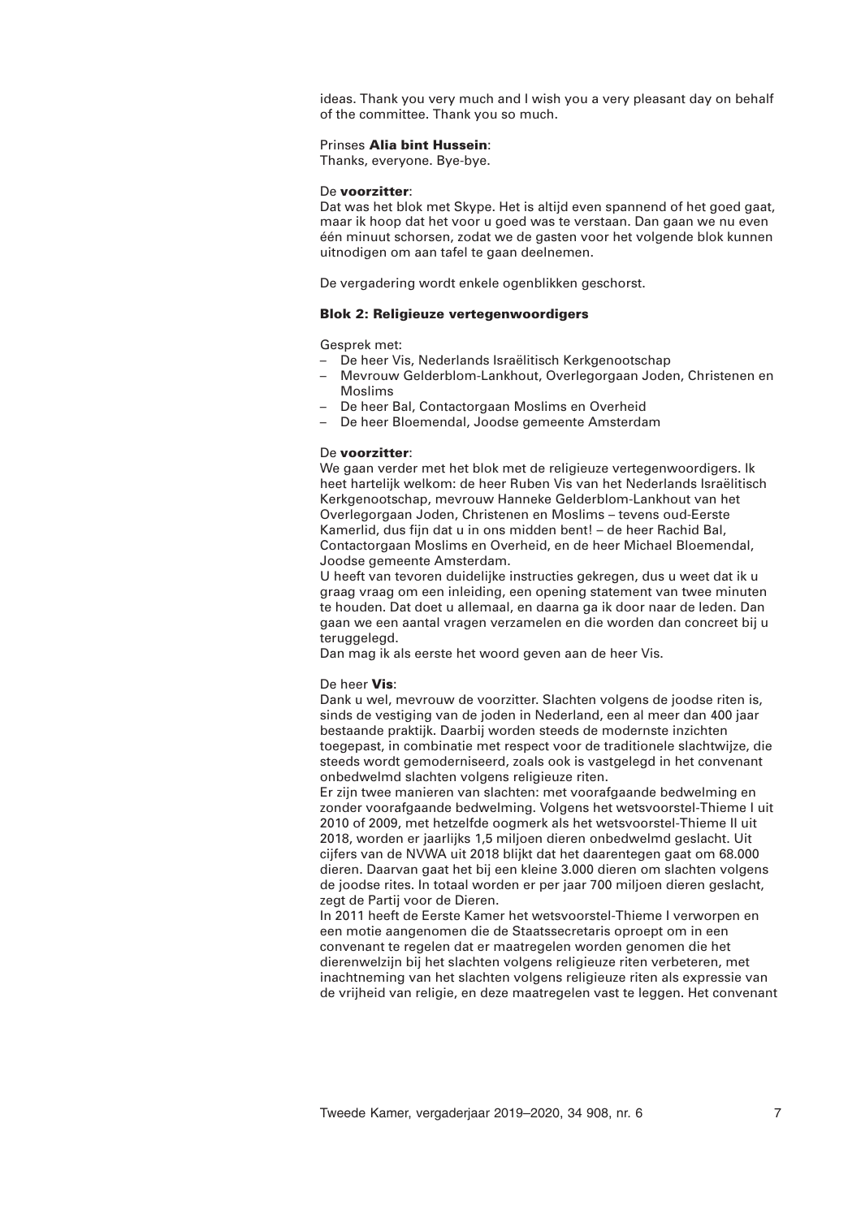ideas. Thank you very much and I wish you a very pleasant day on behalf of the committee. Thank you so much.

Prinses **Alia bint Hussein**:
Thanks, everyone. Bye-bye.

De **voorzitter**:
Dat was het blok met Skype. Het is altijd even spannend of het goed gaat, maar ik hoop dat het voor u goed was te verstaan. Dan gaan we nu even één minuut schorsen, zodat we de gasten voor het volgende blok kunnen uitnodigen om aan tafel te gaan deelnemen.

De vergadering wordt enkele ogenblikken geschorst.

**Blok 2: Religieuze vertegenwoordigers**

Gesprek met:
- De heer Vis, Nederlands Israëlitisch Kerkgenootschap
- Mevrouw Gelderblom-Lankhout, Overlegorgaan Joden, Christenen en Moslims
- De heer Bal, Contactorgaan Moslims en Overheid
- De heer Bloemendal, Joodse gemeente Amsterdam

De **voorzitter**:
We gaan verder met het blok met de religieuze vertegenwoordigers. Ik heet hartelijk welkom: de heer Ruben Vis van het Nederlands Israëlitisch Kerkgenootschap, mevrouw Hanneke Gelderblom-Lankhout van het Overlegorgaan Joden, Christenen en Moslims – tevens oud-Eerste Kamerlid, dus fijn dat u in ons midden bent! – de heer Rachid Bal, Contactorgaan Moslims en Overheid, en de heer Michael Bloemendal, Joodse gemeente Amsterdam.
U heeft van tevoren duidelijke instructies gekregen, dus u weet dat ik u graag vraag om een inleiding, een opening statement van twee minuten te houden. Dat doet u allemaal, en daarna ga ik door naar de leden. Dan gaan we een aantal vragen verzamelen en die worden dan concreet bij u teruggelegd.
Dan mag ik als eerste het woord geven aan de heer Vis.

De heer **Vis**:
Dank u wel, mevrouw de voorzitter. Slachten volgens de joodse riten is, sinds de vestiging van de joden in Nederland, een al meer dan 400 jaar bestaande praktijk. Daarbij worden steeds de modernste inzichten toegepast, in combinatie met respect voor de traditionele slachtwijze, die steeds wordt gemoderniseerd, zoals ook is vastgelegd in het convenant onbedwelmd slachten volgens religieuze riten.
Er zijn twee manieren van slachten: met voorafgaande bedwelming en zonder voorafgaande bedwelming. Volgens het wetsvoorstel-Thieme I uit 2010 of 2009, met hetzelfde oogmerk als het wetsvoorstel-Thieme II uit 2018, worden er jaarlijks 1,5 miljoen dieren onbedwelmd geslacht. Uit cijfers van de NVWA uit 2018 blijkt dat het daarentegen gaat om 68.000 dieren. Daarvan gaat het bij een kleine 3.000 dieren om slachten volgens de joodse rites. In totaal worden er per jaar 700 miljoen dieren geslacht, zegt de Partij voor de Dieren.
In 2011 heeft de Eerste Kamer het wetsvoorstel-Thieme I verworpen en een motie aangenomen die de Staatssecretaris oproept om in een convenant te regelen dat er maatregelen worden genomen die het dierenwelzijn bij het slachten volgens religieuze riten verbeteren, met inachtneming van het slachten volgens religieuze riten als expressie van de vrijheid van religie, en deze maatregelen vast te leggen. Het convenant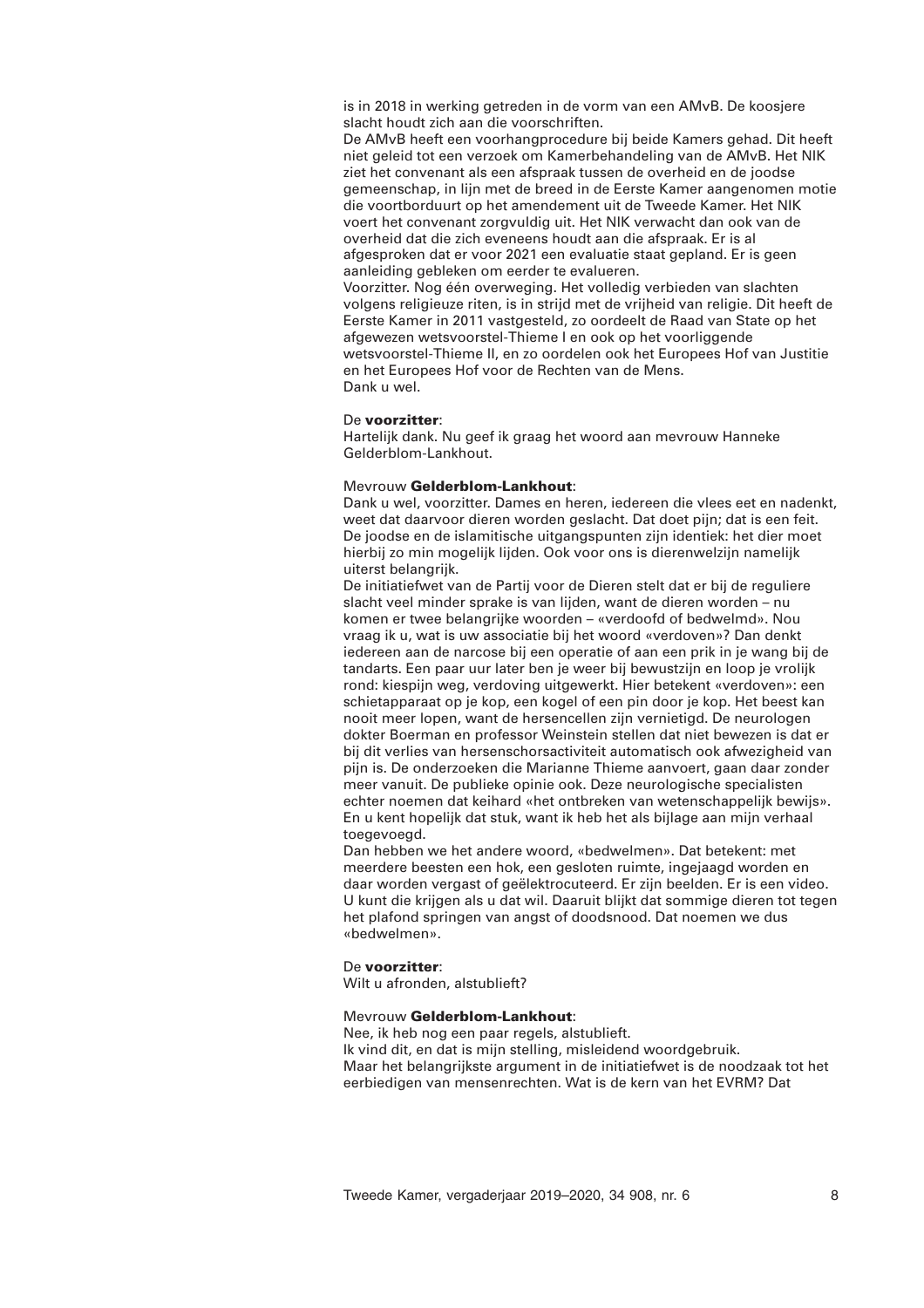is in 2018 in werking getreden in de vorm van een AMvB. De koosjere slacht houdt zich aan die voorschriften.
De AMvB heeft een voorhangprocedure bij beide Kamers gehad. Dit heeft niet geleid tot een verzoek om Kamerbehandeling van de AMvB. Het NIK ziet het convenant als een afspraak tussen de overheid en de joodse gemeenschap, in lijn met de breed in de Eerste Kamer aangenomen motie die voortborduurt op het amendement uit de Tweede Kamer. Het NIK voert het convenant zorgvuldig uit. Het NIK verwacht dan ook van de overheid dat die zich eveneens houdt aan die afspraak. Er is al afgesproken dat er voor 2021 een evaluatie staat gepland. Er is geen aanleiding gebleken om eerder te evalueren.
Voorzitter. Nog één overweging. Het volledig verbieden van slachten volgens religieuze riten, is in strijd met de vrijheid van religie. Dit heeft de Eerste Kamer in 2011 vastgesteld, zo oordeelt de Raad van State op het afgewezen wetsvoorstel-Thieme I en ook op het voorliggende wetsvoorstel-Thieme II, en zo oordelen ook het Europees Hof van Justitie en het Europees Hof voor de Rechten van de Mens.
Dank u wel.

De **voorzitter**:
Hartelijk dank. Nu geef ik graag het woord aan mevrouw Hanneke Gelderblom-Lankhout.

Mevrouw **Gelderblom-Lankhout**:
Dank u wel, voorzitter. Dames en heren, iedereen die vlees eet en nadenkt, weet dat daarvoor dieren worden geslacht. Dat doet pijn; dat is een feit. De joodse en de islamitische uitgangspunten zijn identiek: het dier moet hierbij zo min mogelijk lijden. Ook voor ons is dierenwelzijn namelijk uiterst belangrijk.
De initiatiefwet van de Partij voor de Dieren stelt dat er bij de reguliere slacht veel minder sprake is van lijden, want de dieren worden – nu komen er twee belangrijke woorden – «verdoofd of bedwelmd». Nou vraag ik u, wat is uw associatie bij het woord «verdoven»? Dan denkt iedereen aan de narcose bij een operatie of aan een prik in je wang bij de tandarts. Een paar uur later ben je weer bij bewustzijn en loop je vrolijk rond: kiespijn weg, verdoving uitgewerkt. Hier betekent «verdoven»: een schietapparaat op je kop, een kogel of een pin door je kop. Het beest kan nooit meer lopen, want de hersencellen zijn vernietigd. De neurologen dokter Boerman en professor Weinstein stellen dat niet bewezen is dat er bij dit verlies van hersenschorsactiviteit automatisch ook afwezigheid van pijn is. De onderzoeken die Marianne Thieme aanvoert, gaan daar zonder meer vanuit. De publieke opinie ook. Deze neurologische specialisten echter noemen dat keihard «het ontbreken van wetenschappelijk bewijs». En u kent hopelijk dat stuk, want ik heb het als bijlage aan mijn verhaal toegevoegd.
Dan hebben we het andere woord, «bedwelmen». Dat betekent: met meerdere beesten een hok, een gesloten ruimte, ingejaagd worden en daar worden vergast of geëlektrocuteerd. Er zijn beelden. Er is een video. U kunt die krijgen als u dat wil. Daaruit blijkt dat sommige dieren tot tegen het plafond springen van angst of doodsnood. Dat noemen we dus «bedwelmen».

De **voorzitter**:
Wilt u afronden, alstublieft?

Mevrouw **Gelderblom-Lankhout**:
Nee, ik heb nog een paar regels, alstublieft.
Ik vind dit, en dat is mijn stelling, misleidend woordgebruik.
Maar het belangrijkste argument in de initiatiefwet is de noodzaak tot het eerbiedigen van mensenrechten. Wat is de kern van het EVRM? Dat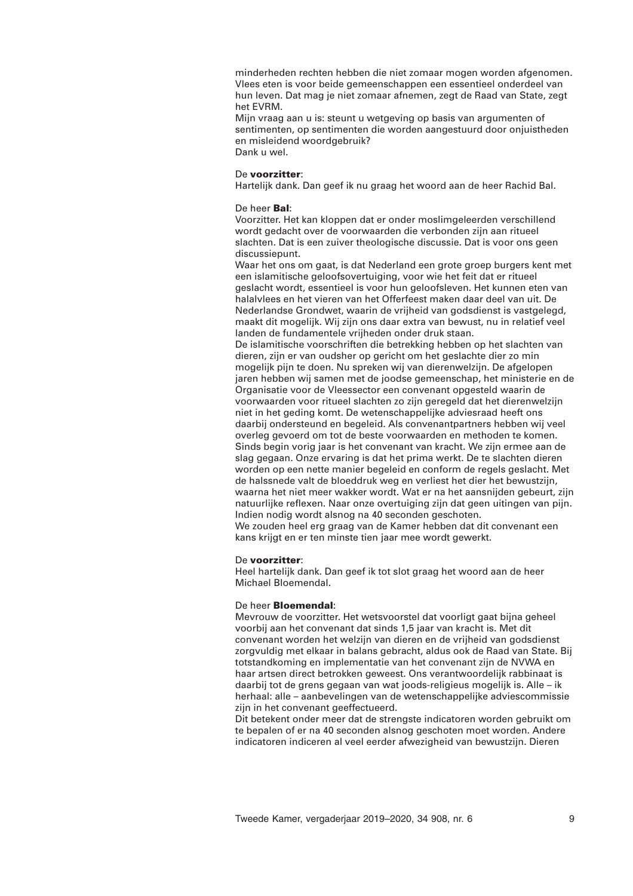minderheden rechten hebben die niet zomaar mogen worden afgenomen. Vlees eten is voor beide gemeenschappen een essentieel onderdeel van hun leven. Dat mag je niet zomaar afnemen, zegt de Raad van State, zegt het EVRM.
Mijn vraag aan u is: steunt u wetgeving op basis van argumenten of sentimenten, op sentimenten die worden aangestuurd door onjuistheden en misleidend woordgebruik?
Dank u wel.

De **voorzitter**:
Hartelijk dank. Dan geef ik nu graag het woord aan de heer Rachid Bal.

De heer **Bal**:
Voorzitter. Het kan kloppen dat er onder moslimgeleerden verschillend wordt gedacht over de voorwaarden die verbonden zijn aan ritueel slachten. Dat is een zuiver theologische discussie. Dat is voor ons geen discussiepunt.
Waar het ons om gaat, is dat Nederland een grote groep burgers kent met een islamitische geloofsovertuiging, voor wie het feit dat er ritueel geslacht wordt, essentieel is voor hun geloofsleven. Het kunnen eten van halalvlees en het vieren van het Offerfeest maken daar deel van uit. De Nederlandse Grondwet, waarin de vrijheid van godsdienst is vastgelegd, maakt dit mogelijk. Wij zijn ons daar extra van bewust, nu in relatief veel landen de fundamentele vrijheden onder druk staan.
De islamitische voorschriften die betrekking hebben op het slachten van dieren, zijn er van oudsher op gericht om het geslachte dier zo min mogelijk pijn te doen. Nu spreken wij van dierenwelzijn. De afgelopen jaren hebben wij samen met de joodse gemeenschap, het ministerie en de Organisatie voor de Vleessector een convenant opgesteld waarin de voorwaarden voor ritueel slachten zo zijn geregeld dat het dierenwelzijn niet in het geding komt. De wetenschappelijke adviesraad heeft ons daarbij ondersteund en begeleid. Als convenantpartners hebben wij veel overleg gevoerd om tot de beste voorwaarden en methoden te komen. Sinds begin vorig jaar is het convenant van kracht. We zijn ermee aan de slag gegaan. Onze ervaring is dat het prima werkt. De te slachten dieren worden op een nette manier begeleid en conform de regels geslacht. Met de halssnede valt de bloeddruk weg en verliest het dier het bewustzijn, waarna het niet meer wakker wordt. Wat er na het aansnijden gebeurt, zijn natuurlijke reflexen. Naar onze overtuiging zijn dat geen uitingen van pijn. Indien nodig wordt alsnog na 40 seconden geschoten.
We zouden heel erg graag van de Kamer hebben dat dit convenant een kans krijgt en er ten minste tien jaar mee wordt gewerkt.

De **voorzitter**:
Heel hartelijk dank. Dan geef ik tot slot graag het woord aan de heer Michael Bloemendal.

De heer **Bloemendal**:
Mevrouw de voorzitter. Het wetsvoorstel dat voorligt gaat bijna geheel voorbij aan het convenant dat sinds 1,5 jaar van kracht is. Met dit convenant worden het welzijn van dieren en de vrijheid van godsdienst zorgvuldig met elkaar in balans gebracht, aldus ook de Raad van State. Bij totstandkoming en implementatie van het convenant zijn de NVWA en haar artsen direct betrokken geweest. Ons verantwoordelijk rabbinaat is daarbij tot de grens gegaan van wat joods-religieus mogelijk is. Alle – ik herhaal: alle – aanbevelingen van de wetenschappelijke adviescommissie zijn in het convenant geëffectueerd.
Dit betekent onder meer dat de strengste indicatoren worden gebruikt om te bepalen of er na 40 seconden alsnog geschoten moet worden. Andere indicatoren indiceren al veel eerder afwezigheid van bewustzijn. Dieren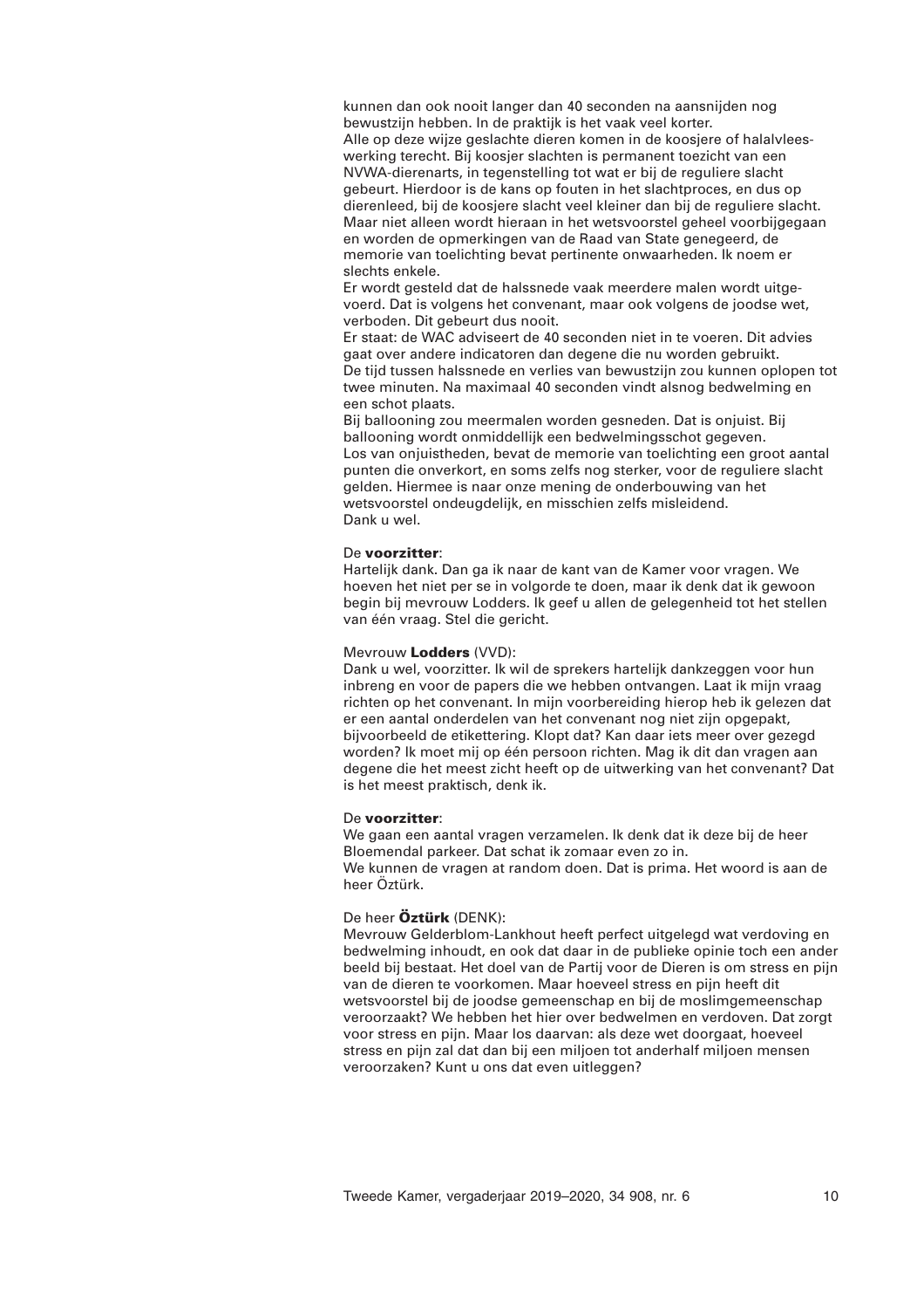kunnen dan ook nooit langer dan 40 seconden na aansnijden nog bewustzijn hebben. In de praktijk is het vaak veel korter.
Alle op deze wijze geslachte dieren komen in de koosjere of halalvleeswerking terecht. Bij koosjer slachten is permanent toezicht van een NVWA-dierenarts, in tegenstelling tot wat er bij de reguliere slacht gebeurt. Hierdoor is de kans op fouten in het slachtproces, en dus op dierenleed, bij de koosjere slacht veel kleiner dan bij de reguliere slacht. Maar niet alleen wordt hieraan in het wetsvoorstel geheel voorbijgegaan en worden de opmerkingen van de Raad van State genegeerd, de memorie van toelichting bevat pertinente onwaarheden. Ik noem er slechts enkele.
Er wordt gesteld dat de halssnede vaak meerdere malen wordt uitgevoerd. Dat is volgens het convenant, maar ook volgens de joodse wet, verboden. Dit gebeurt dus nooit.
Er staat: de WAC adviseert de 40 seconden niet in te voeren. Dit advies gaat over andere indicatoren dan degene die nu worden gebruikt.
De tijd tussen halssnede en verlies van bewustzijn zou kunnen oplopen tot twee minuten. Na maximaal 40 seconden vindt alsnog bedwelming en een schot plaats.
Bij ballooning zou meermalen worden gesneden. Dat is onjuist. Bij ballooning wordt onmiddellijk een bedwelmingsschot gegeven.
Los van onjuistheden, bevat de memorie van toelichting een groot aantal punten die onverkort, en soms zelfs nog sterker, voor de reguliere slacht gelden. Hiermee is naar onze mening de onderbouwing van het wetsvoorstel ondeugdelijk, en misschien zelfs misleidend.
Dank u wel.

De **voorzitter**:
Hartelijk dank. Dan ga ik naar de kant van de Kamer voor vragen. We hoeven het niet per se in volgorde te doen, maar ik denk dat ik gewoon begin bij mevrouw Lodders. Ik geef u allen de gelegenheid tot het stellen van één vraag. Stel die gericht.

Mevrouw **Lodders** (VVD):
Dank u wel, voorzitter. Ik wil de sprekers hartelijk dankzeggen voor hun inbreng en voor de papers die we hebben ontvangen. Laat ik mijn vraag richten op het convenant. In mijn voorbereiding hierop heb ik gelezen dat er een aantal onderdelen van het convenant nog niet zijn opgepakt, bijvoorbeeld de etikettering. Klopt dat? Kan daar iets meer over gezegd worden? Ik moet mij op één persoon richten. Mag ik dit dan vragen aan degene die het meest zicht heeft op de uitwerking van het convenant? Dat is het meest praktisch, denk ik.

De **voorzitter**:
We gaan een aantal vragen verzamelen. Ik denk dat ik deze bij de heer Bloemendal parkeer. Dat schat ik zomaar even zo in.
We kunnen de vragen at random doen. Dat is prima. Het woord is aan de heer Öztürk.

De heer **Öztürk** (DENK):
Mevrouw Gelderblom-Lankhout heeft perfect uitgelegd wat verdoving en bedwelming inhoudt, en ook dat daar in de publieke opinie toch een ander beeld bij bestaat. Het doel van de Partij voor de Dieren is om stress en pijn van de dieren te voorkomen. Maar hoeveel stress en pijn heeft dit wetsvoorstel bij de joodse gemeenschap en bij de moslimgemeenschap veroorzaakt? We hebben het hier over bedwelmen en verdoven. Dat zorgt voor stress en pijn. Maar los daarvan: als deze wet doorgaat, hoeveel stress en pijn zal dat dan bij een miljoen tot anderhalf miljoen mensen veroorzaken? Kunt u ons dat even uitleggen?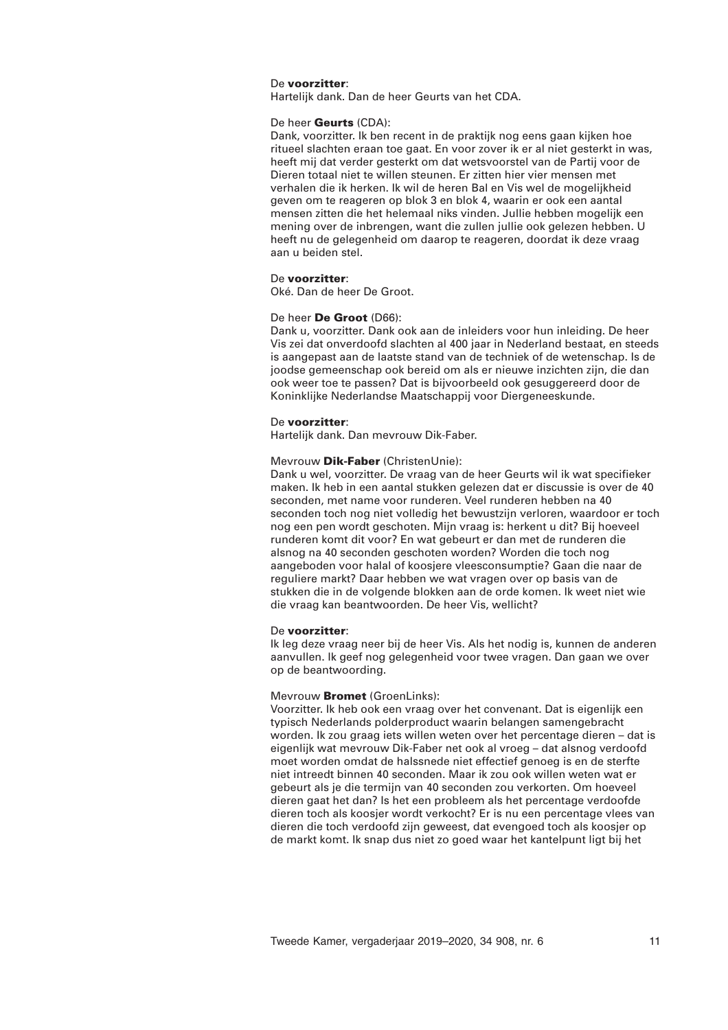De **voorzitter**:
Hartelijk dank. Dan de heer Geurts van het CDA.

De heer **Geurts** (CDA):
Dank, voorzitter. Ik ben recent in de praktijk nog eens gaan kijken hoe ritueel slachten eraan toe gaat. En voor zover ik er al niet gesterkt in was, heeft mij dat verder gesterkt om dat wetsvoorstel van de Partij voor de Dieren totaal niet te willen steunen. Er zitten hier vier mensen met verhalen die ik herken. Ik wil de heren Bal en Vis wel de mogelijkheid geven om te reageren op blok 3 en blok 4, waarin er ook een aantal mensen zitten die het helemaal niks vinden. Jullie hebben mogelijk een mening over de inbrengen, want die zullen jullie ook gelezen hebben. U heeft nu de gelegenheid om daarop te reageren, doordat ik deze vraag aan u beiden stel.

De **voorzitter**:
Oké. Dan de heer De Groot.

De heer **De Groot** (D66):
Dank u, voorzitter. Dank ook aan de inleiders voor hun inleiding. De heer Vis zei dat onverdoofd slachten al 400 jaar in Nederland bestaat, en steeds is aangepast aan de laatste stand van de techniek of de wetenschap. Is de joodse gemeenschap ook bereid om als er nieuwe inzichten zijn, die dan ook weer toe te passen? Dat is bijvoorbeeld ook gesuggereerd door de Koninklijke Nederlandse Maatschappij voor Diergeneeskunde.

De **voorzitter**:
Hartelijk dank. Dan mevrouw Dik-Faber.

Mevrouw **Dik-Faber** (ChristenUnie):
Dank u wel, voorzitter. De vraag van de heer Geurts wil ik wat specifieker maken. Ik heb in een aantal stukken gelezen dat er discussie is over de 40 seconden, met name voor runderen. Veel runderen hebben na 40 seconden toch nog niet volledig het bewustzijn verloren, waardoor er toch nog een pen wordt geschoten. Mijn vraag is: herkent u dit? Bij hoeveel runderen komt dit voor? En wat gebeurt er dan met de runderen die alsnog na 40 seconden geschoten worden? Worden die toch nog aangeboden voor halal of koosjere vleesconsumptie? Gaan die naar de reguliere markt? Daar hebben we wat vragen over op basis van de stukken die in de volgende blokken aan de orde komen. Ik weet niet wie die vraag kan beantwoorden. De heer Vis, wellicht?

De **voorzitter**:
Ik leg deze vraag neer bij de heer Vis. Als het nodig is, kunnen de anderen aanvullen. Ik geef nog gelegenheid voor twee vragen. Dan gaan we over op de beantwoording.

Mevrouw **Bromet** (GroenLinks):
Voorzitter. Ik heb ook een vraag over het convenant. Dat is eigenlijk een typisch Nederlands polderproduct waarin belangen samengebracht worden. Ik zou graag iets willen weten over het percentage dieren – dat is eigenlijk wat mevrouw Dik-Faber net ook al vroeg – dat alsnog verdoofd moet worden omdat de halssnede niet effectief genoeg is en de sterfte niet intreedt binnen 40 seconden. Maar ik zou ook willen weten wat er gebeurt als je die termijn van 40 seconden zou verkorten. Om hoeveel dieren gaat het dan? Is het een probleem als het percentage verdoofde dieren toch als koosjer wordt verkocht? Er is nu een percentage vlees van dieren die toch verdoofd zijn geweest, dat evengoed toch als koosjer op de markt komt. Ik snap dus niet zo goed waar het kantelpunt ligt bij het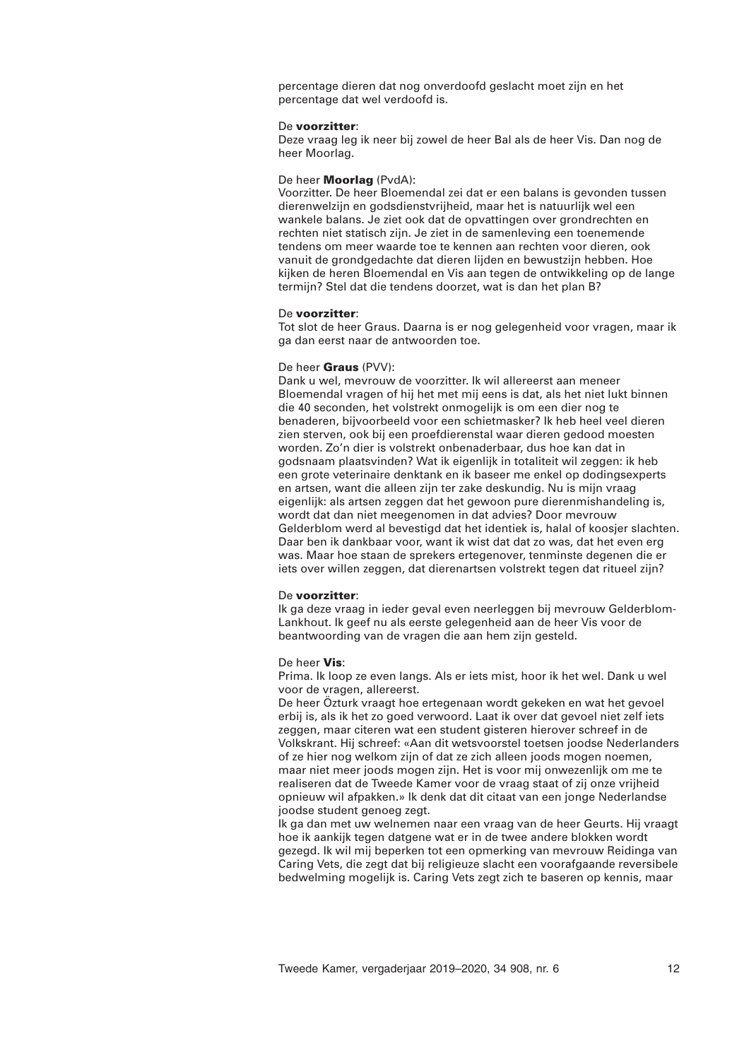percentage dieren dat nog onverdoofd geslacht moet zijn en het percentage dat wel verdoofd is.

De **voorzitter**:
Deze vraag leg ik neer bij zowel de heer Bal als de heer Vis. Dan nog de heer Moorlag.

De heer **Moorlag** (PvdA):
Voorzitter. De heer Bloemendal zei dat er een balans is gevonden tussen dierenwelzijn en godsdienstvrijheid, maar het is natuurlijk wel een wankele balans. Je ziet ook dat de opvattingen over grondrechten en rechten niet statisch zijn. Je ziet in de samenleving een toenemende tendens om meer waarde toe te kennen aan rechten voor dieren, ook vanuit de grondgedachte dat dieren lijden en bewustzijn hebben. Hoe kijken de heren Bloemendal en Vis aan tegen de ontwikkeling op de lange termijn? Stel dat die tendens doorzet, wat is dan het plan B?

De **voorzitter**:
Tot slot de heer Graus. Daarna is er nog gelegenheid voor vragen, maar ik ga dan eerst naar de antwoorden toe.

De heer **Graus** (PVV):
Dank u wel, mevrouw de voorzitter. Ik wil allereerst aan meneer Bloemendal vragen of hij het met mij eens is dat, als het niet lukt binnen die 40 seconden, het volstrekt onmogelijk is om een dier nog te benaderen, bijvoorbeeld voor een schietmasker? Ik heb heel veel dieren zien sterven, ook bij een proefdierenstal waar dieren gedood moesten worden. Zo'n dier is volstrekt onbenaderbaar, dus hoe kan dat in godsnaam plaatsvinden? Wat ik eigenlijk in totaliteit wil zeggen: ik heb een grote veterinaire denktank en ik baseer me enkel op dodingsexperts en artsen, want die alleen zijn ter zake deskundig. Nu is mijn vraag eigenlijk: als artsen zeggen dat het gewoon pure dierenmishandeling is, wordt dat dan niet meegenomen in dat advies? Door mevrouw Gelderblom werd al bevestigd dat het identiek is, halal of koosjer slachten. Daar ben ik dankbaar voor, want ik wist dat dat zo was, dat het even erg was. Maar hoe staan de sprekers ertegenover, tenminste degenen die er iets over willen zeggen, dat dierenartsen volstrekt tegen dat ritueel zijn?

De **voorzitter**:
Ik ga deze vraag in ieder geval even neerleggen bij mevrouw Gelderblom-Lankhout. Ik geef nu als eerste gelegenheid aan de heer Vis voor de beantwoording van de vragen die aan hem zijn gesteld.

De heer **Vis**:
Prima. Ik loop ze even langs. Als er iets mist, hoor ik het wel. Dank u wel voor de vragen, allereerst.
De heer Öztürk vraagt hoe ertegenaan wordt gekeken en wat het gevoel erbij is, als ik het zo goed verwoord. Laat ik over dat gevoel niet zelf iets zeggen, maar citeren wat een student gisteren hierover schreef in de Volkskrant. Hij schreef: «Aan dit wetsvoorstel toetsen joodse Nederlanders of ze hier nog welkom zijn of dat ze zich alleen joods mogen noemen, maar niet meer joods mogen zijn. Het is voor mij onwezenlijk om me te realiseren dat de Tweede Kamer voor de vraag staat of zij onze vrijheid opnieuw wil afpakken.» Ik denk dat dit citaat van een jonge Nederlandse joodse student genoeg zegt.
Ik ga dan met uw welnemen naar een vraag van de heer Geurts. Hij vraagt hoe ik aankijk tegen datgene wat er in de twee andere blokken wordt gezegd. Ik wil mij beperken tot een opmerking van mevrouw Reidinga van Caring Vets, die zegt dat bij religieuze slacht een voorafgaande reversibele bedwelming mogelijk is. Caring Vets zegt zich te baseren op kennis, maar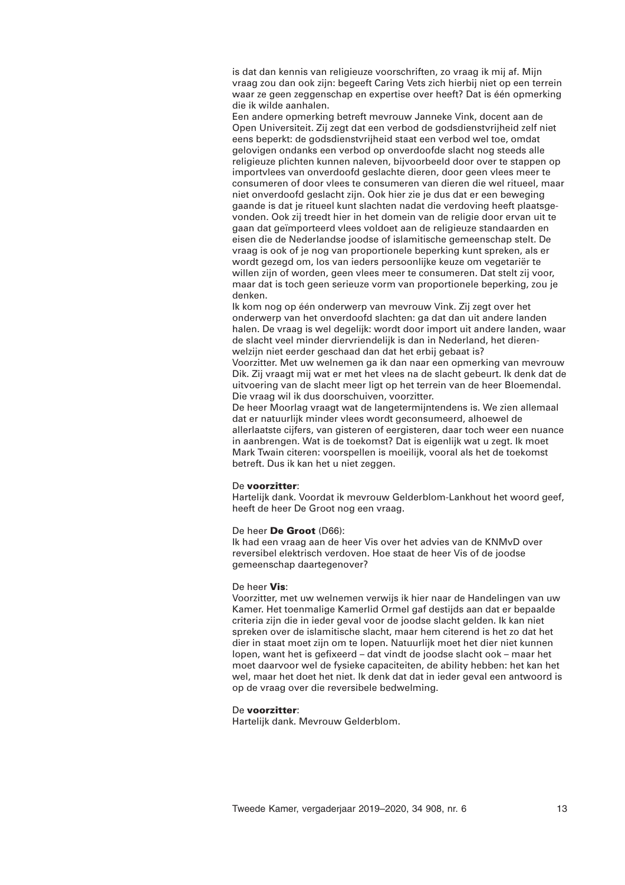is dat dan kennis van religieuze voorschriften, zo vraag ik mij af. Mijn vraag zou dan ook zijn: begeeft Caring Vets zich hierbij niet op een terrein waar ze geen zeggenschap en expertise over heeft? Dat is één opmerking die ik wilde aanhalen.

Een andere opmerking betreft mevrouw Janneke Vink, docent aan de Open Universiteit. Zij zegt dat een verbod de godsdienstvrijheid zelf niet eens beperkt: de godsdienstvrijheid staat een verbod wel toe, omdat gelovigen ondanks een verbod op onverdoofde slacht nog steeds alle religieuze plichten kunnen naleven, bijvoorbeeld door over te stappen op importvlees van onverdoofd geslachte dieren, door geen vlees meer te consumeren of door vlees te consumeren van dieren die wel ritueel, maar niet onverdoofd geslacht zijn. Ook hier zie je dus dat er een beweging gaande is dat je ritueel kunt slachten nadat die verdoving heeft plaatsgevonden. Ook zij treedt hier in het domein van de religie door ervan uit te gaan dat geïmporteerd vlees voldoet aan de religieuze standaarden en eisen die de Nederlandse joodse of islamitische gemeenschap stelt. De vraag is ook of je nog van proportionele beperking kunt spreken, als er wordt gezegd om, los van ieders persoonlijke keuze om vegetariër te willen zijn of worden, geen vlees meer te consumeren. Dat stelt zij voor, maar dat is toch geen serieuze vorm van proportionele beperking, zou je denken.

Ik kom nog op één onderwerp van mevrouw Vink. Zij zegt over het onderwerp van het onverdoofd slachten: ga dat dan uit andere landen halen. De vraag is wel degelijk: wordt door import uit andere landen, waar de slacht veel minder diervriendelijk is dan in Nederland, het dierenwelzijn niet eerder geschaad dan dat het erbij gebaat is?

Voorzitter. Met uw welnemen ga ik dan naar een opmerking van mevrouw Dik. Zij vraagt mij wat er met het vlees na de slacht gebeurt. Ik denk dat de uitvoering van de slacht meer ligt op het terrein van de heer Bloemendal. Die vraag wil ik dus doorschuiven, voorzitter.

De heer Moorlag vraagt wat de langetermijntendens is. We zien allemaal dat er natuurlijk minder vlees wordt geconsumeerd, alhoewel de allerlaatste cijfers, van gisteren of eergisteren, daar toch weer een nuance in aanbrengen. Wat is de toekomst? Dat is eigenlijk wat u zegt. Ik moet Mark Twain citeren: voorspellen is moeilijk, vooral als het de toekomst betreft. Dus ik kan het u niet zeggen.

De **voorzitter**:
Hartelijk dank. Voordat ik mevrouw Gelderblom-Lankhout het woord geef, heeft de heer De Groot nog een vraag.

De heer **De Groot** (D66):
Ik had een vraag aan de heer Vis over het advies van de KNMvD over reversibel elektrisch verdoven. Hoe staat de heer Vis of de joodse gemeenschap daartegenover?

De heer **Vis**:
Voorzitter, met uw welnemen verwijs ik hier naar de Handelingen van uw Kamer. Het toenmalige Kamerlid Ormel gaf destijds aan dat er bepaalde criteria zijn die in ieder geval voor de joodse slacht gelden. Ik kan niet spreken over de islamitische slacht, maar hem citerend is het zo dat het dier in staat moet zijn om te lopen. Natuurlijk moet het dier niet kunnen lopen, want het is gefixeerd – dat vindt de joodse slacht ook – maar het moet daarvoor wel de fysieke capaciteiten, de ability hebben: het kan het wel, maar het doet het niet. Ik denk dat dat in ieder geval een antwoord is op de vraag over die reversibele bedwelming.

De **voorzitter**:
Hartelijk dank. Mevrouw Gelderblom.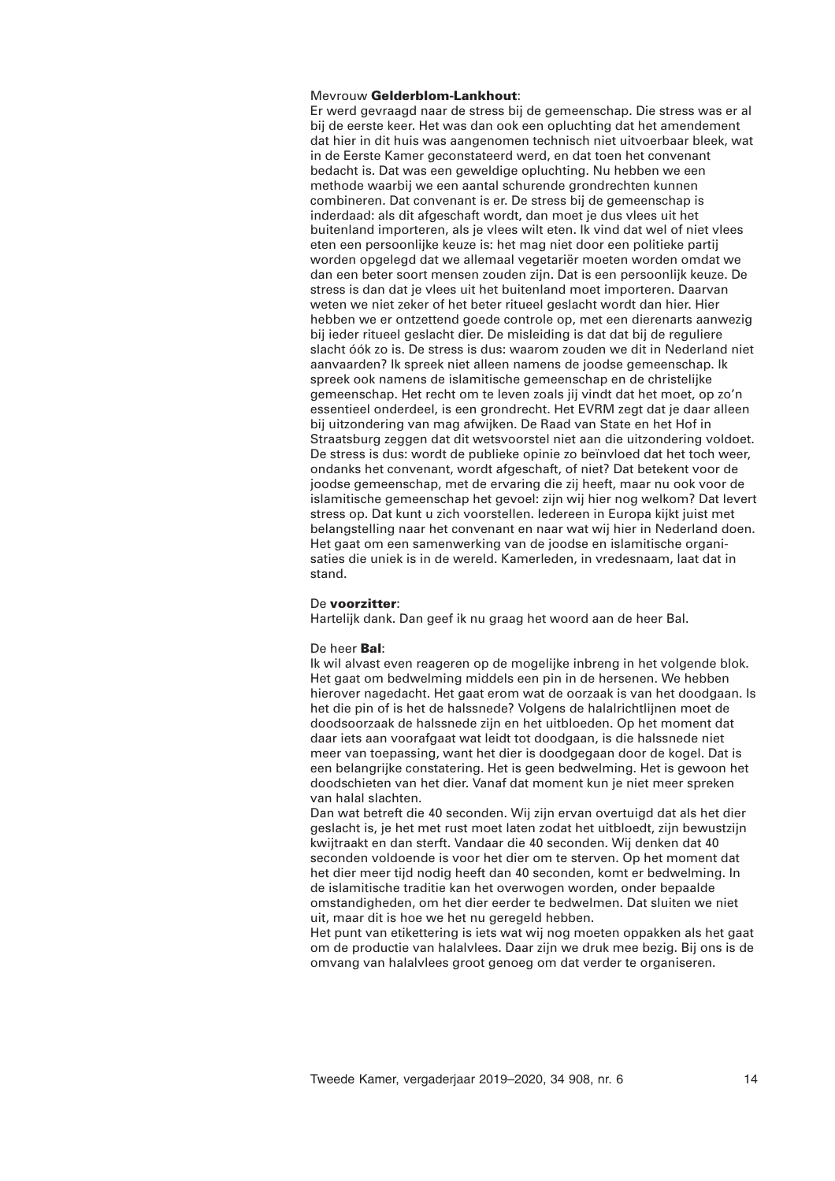Mevrouw **Gelderblom-Lankhout**:
Er werd gevraagd naar de stress bij de gemeenschap. Die stress was er al bij de eerste keer. Het was dan ook een opluchting dat het amendement dat hier in dit huis was aangenomen technisch niet uitvoerbaar bleek, wat in de Eerste Kamer geconstateerd werd, en dat toen het convenant bedacht is. Dat was een geweldige opluchting. Nu hebben we een methode waarbij we een aantal schurende grondrechten kunnen combineren. Dat convenant is er. De stress bij de gemeenschap is inderdaad: als dit afgeschaft wordt, dan moet je dus vlees uit het buitenland importeren, als je vlees wilt eten. Ik vind dat wel of niet vlees eten een persoonlijke keuze is: het mag niet door een politieke partij worden opgelegd dat we allemaal vegetariër moeten worden omdat we dan een beter soort mensen zouden zijn. Dat is een persoonlijk keuze. De stress is dan dat je vlees uit het buitenland moet importeren. Daarvan weten we niet zeker of het beter ritueel geslacht wordt dan hier. Hier hebben we er ontzettend goede controle op, met een dierenarts aanwezig bij ieder ritueel geslacht dier. De misleiding is dat dat bij de reguliere slacht óók zo is. De stress is dus: waarom zouden we dit in Nederland niet aanvaarden? Ik spreek niet alleen namens de joodse gemeenschap. Ik spreek ook namens de islamitische gemeenschap en de christelijke gemeenschap. Het recht om te leven zoals jij vindt dat het moet, op zo'n essentieel onderdeel, is een grondrecht. Het EVRM zegt dat je daar alleen bij uitzondering van mag afwijken. De Raad van State en het Hof in Straatsburg zeggen dat dit wetsvoorstel niet aan die uitzondering voldoet. De stress is dus: wordt de publieke opinie zo beïnvloed dat het toch weer, ondanks het convenant, wordt afgeschaft, of niet? Dat betekent voor de joodse gemeenschap, met de ervaring die zij heeft, maar nu ook voor de islamitische gemeenschap het gevoel: zijn wij hier nog welkom? Dat levert stress op. Dat kunt u zich voorstellen. Iedereen in Europa kijkt juist met belangstelling naar het convenant en naar wat wij hier in Nederland doen. Het gaat om een samenwerking van de joodse en islamitische organisaties die uniek is in de wereld. Kamerleden, in vredesnaam, laat dat in stand.

De **voorzitter**:
Hartelijk dank. Dan geef ik nu graag het woord aan de heer Bal.

De heer **Bal**:
Ik wil alvast even reageren op de mogelijke inbreng in het volgende blok. Het gaat om bedwelming middels een pin in de hersenen. We hebben hierover nagedacht. Het gaat erom wat de oorzaak is van het doodgaan. Is het die pin of is het de halssnede? Volgens de halalrichtlijnen moet de doodsoorzaak de halssnede zijn en het uitbloeden. Op het moment dat daar iets aan voorafgaat wat leidt tot doodgaan, is die halssnede niet meer van toepassing, want het dier is doodgegaan door de kogel. Dat is een belangrijke constatering. Het is geen bedwelming. Het is gewoon het doodschieten van het dier. Vanaf dat moment kun je niet meer spreken van halal slachten.
Dan wat betreft die 40 seconden. Wij zijn ervan overtuigd dat als het dier geslacht is, je het met rust moet laten zodat het uitbloedt, zijn bewustzijn kwijtraakt en dan sterft. Vandaar die 40 seconden. Wij denken dat 40 seconden voldoende is voor het dier om te sterven. Op het moment dat het dier meer tijd nodig heeft dan 40 seconden, komt er bedwelming. In de islamitische traditie kan het overwogen worden, onder bepaalde omstandigheden, om het dier eerder te bedwelmen. Dat sluiten we niet uit, maar dit is hoe we het nu geregeld hebben.
Het punt van etikettering is iets wat wij nog moeten oppakken als het gaat om de productie van halalvlees. Daar zijn we druk mee bezig. Bij ons is de omvang van halalvlees groot genoeg om dat verder te organiseren.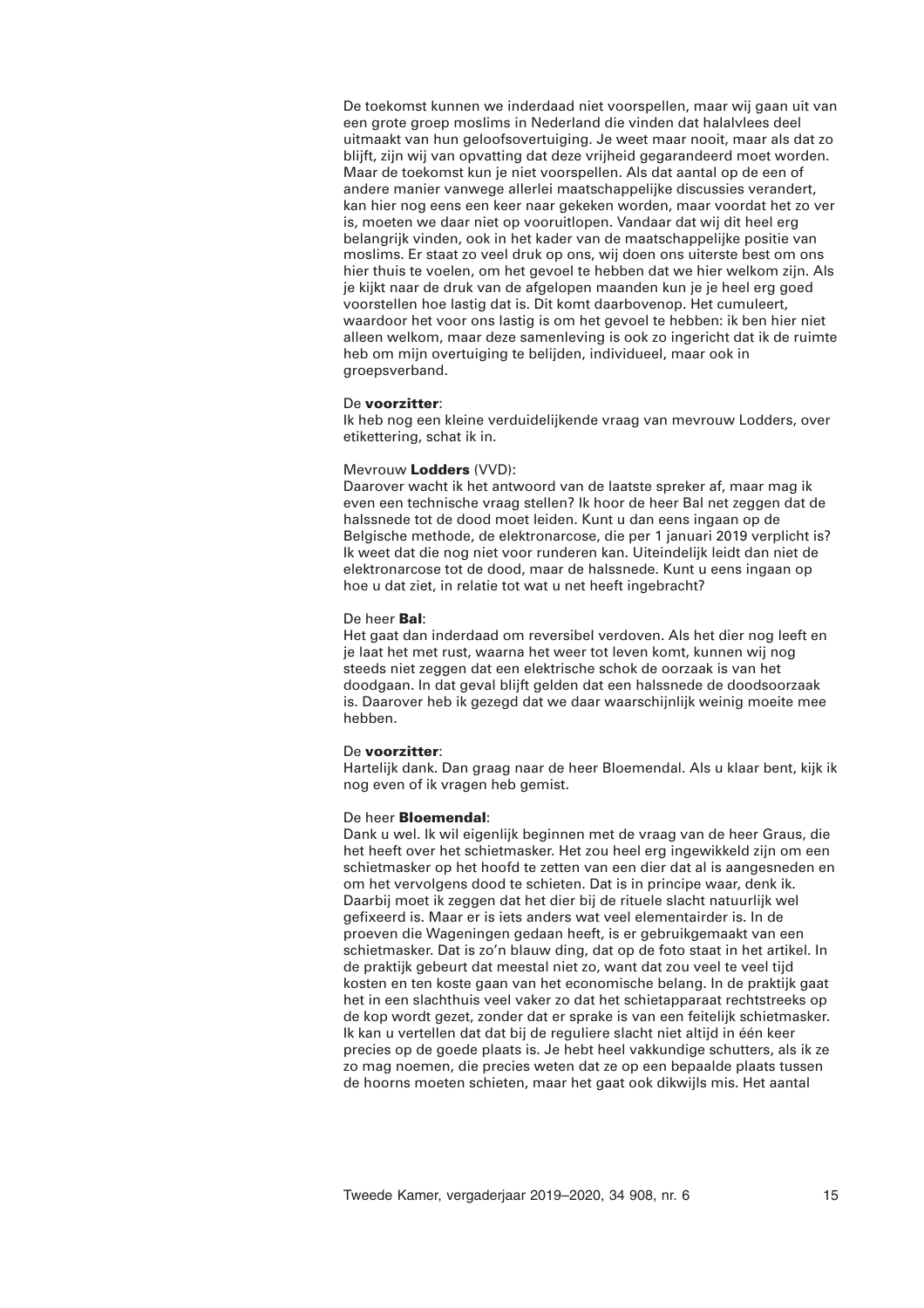De toekomst kunnen we inderdaad niet voorspellen, maar wij gaan uit van een grote groep moslims in Nederland die vinden dat halalvlees deel uitmaakt van hun geloofsovertuiging. Je weet maar nooit, maar als dat zo blijft, zijn wij van opvatting dat deze vrijheid gegarandeerd moet worden. Maar de toekomst kun je niet voorspellen. Als dat aantal op de een of andere manier vanwege allerlei maatschappelijke discussies verandert, kan hier nog eens een keer naar gekeken worden, maar voordat het zo ver is, moeten we daar niet op vooruitlopen. Vandaar dat wij dit heel erg belangrijk vinden, ook in het kader van de maatschappelijke positie van moslims. Er staat zo veel druk op ons, wij doen ons uiterste best om ons hier thuis te voelen, om het gevoel te hebben dat we hier welkom zijn. Als je kijkt naar de druk van de afgelopen maanden kun je je heel erg goed voorstellen hoe lastig dat is. Dit komt daarbovenop. Het cumuleert, waardoor het voor ons lastig is om het gevoel te hebben: ik ben hier niet alleen welkom, maar deze samenleving is ook zo ingericht dat ik de ruimte heb om mijn overtuiging te belijden, individueel, maar ook in groepsverband.

De **voorzitter**:
Ik heb nog een kleine verduidelijkende vraag van mevrouw Lodders, over etikettering, schat ik in.

Mevrouw **Lodders** (VVD):
Daarover wacht ik het antwoord van de laatste spreker af, maar mag ik even een technische vraag stellen? Ik hoor de heer Bal net zeggen dat de halssnede tot de dood moet leiden. Kunt u dan eens ingaan op de Belgische methode, de elektronarcose, die per 1 januari 2019 verplicht is? Ik weet dat die nog niet voor runderen kan. Uiteindelijk leidt dan niet de elektronarcose tot de dood, maar de halssnede. Kunt u eens ingaan op hoe u dat ziet, in relatie tot wat u net heeft ingebracht?

De heer **Bal**:
Het gaat dan inderdaad om reversibel verdoven. Als het dier nog leeft en je laat het met rust, waarna het weer tot leven komt, kunnen wij nog steeds niet zeggen dat een elektrische schok de oorzaak is van het doodgaan. In dat geval blijft gelden dat een halssnede de doodsoorzaak is. Daarover heb ik gezegd dat we daar waarschijnlijk weinig moeite mee hebben.

De **voorzitter**:
Hartelijk dank. Dan graag naar de heer Bloemendal. Als u klaar bent, kijk ik nog even of ik vragen heb gemist.

De heer **Bloemendal**:
Dank u wel. Ik wil eigenlijk beginnen met de vraag van de heer Graus, die het heeft over het schietmasker. Het zou heel erg ingewikkeld zijn om een schietmasker op het hoofd te zetten van een dier dat al is aangesneden en om het vervolgens dood te schieten. Dat is in principe waar, denk ik. Daarbij moet ik zeggen dat het dier bij de rituele slacht natuurlijk wel gefixeerd is. Maar er is iets anders wat veel elementairder is. In de proeven die Wageningen gedaan heeft, is er gebruikgemaakt van een schietmasker. Dat is zo'n blauw ding, dat op de foto staat in het artikel. In de praktijk gebeurt dat meestal niet zo, want dat zou veel te veel tijd kosten en ten koste gaan van het economische belang. In de praktijk gaat het in een slachthuis veel vaker zo dat het schietapparaat rechtstreeks op de kop wordt gezet, zonder dat er sprake is van een feitelijk schietmasker. Ik kan u vertellen dat dat bij de reguliere slacht niet altijd in één keer precies op de goede plaats is. Je hebt heel vakkundige schutters, als ik ze zo mag noemen, die precies weten dat ze op een bepaalde plaats tussen de hoorns moeten schieten, maar het gaat ook dikwijls mis. Het aantal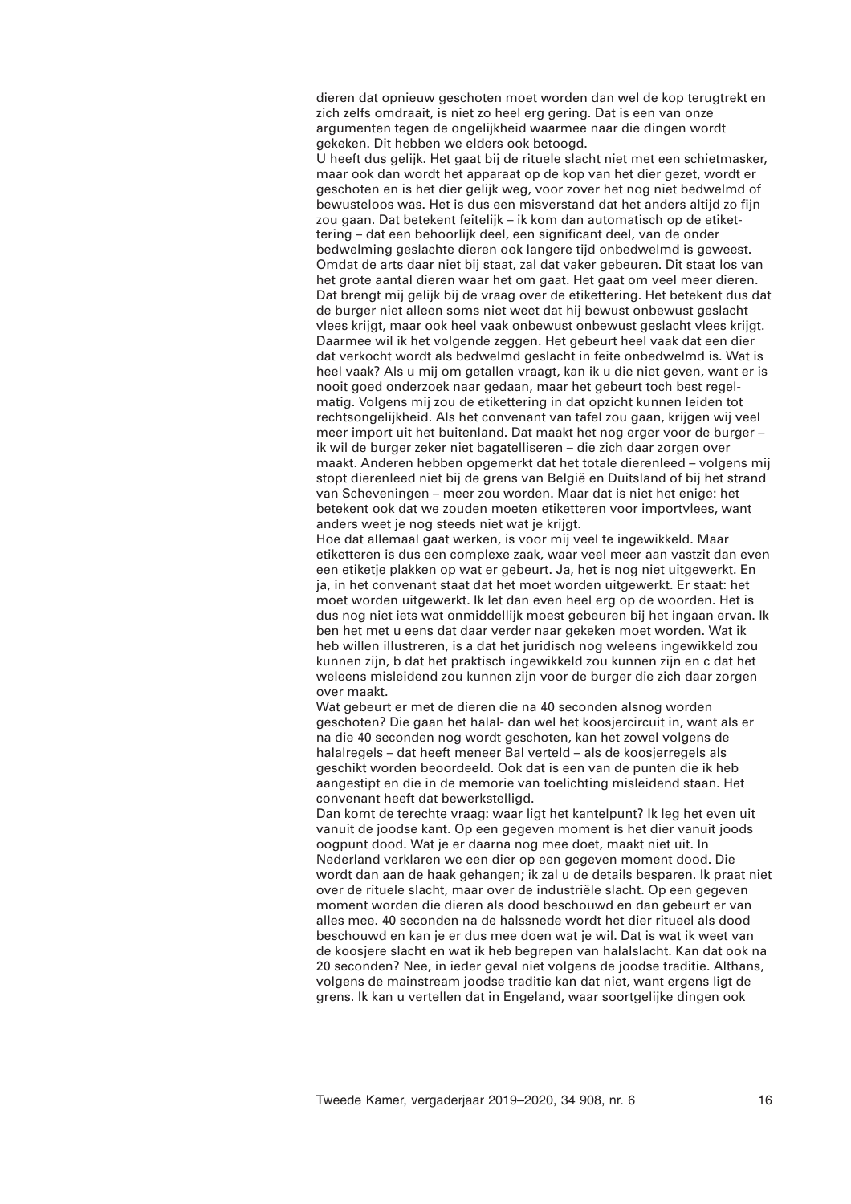dieren dat opnieuw geschoten moet worden dan wel de kop terugtrekt en zich zelfs omdraait, is niet zo heel erg gering. Dat is een van onze argumenten tegen de ongelijkheid waarmee naar die dingen wordt gekeken. Dit hebben we elders ook betoogd.

U heeft dus gelijk. Het gaat bij de rituele slacht niet met een schietmasker, maar ook dan wordt het apparaat op de kop van het dier gezet, wordt er geschoten en is het dier gelijk weg, voor zover het nog niet bedwelmd of bewusteloos was. Het is dus een misverstand dat het anders altijd zo fijn zou gaan. Dat betekent feitelijk – ik kom dan automatisch op de etikettering – dat een behoorlijk deel, een significant deel, van de onder bedwelming geslachte dieren ook langere tijd onbedwelmd is geweest. Omdat de arts daar niet bij staat, zal dat vaker gebeuren. Dit staat los van het grote aantal dieren waar het om gaat. Het gaat om veel meer dieren. Dat brengt mij gelijk bij de vraag over de etikettering. Het betekent dus dat de burger niet alleen soms niet weet dat hij bewust onbewust geslacht vlees krijgt, maar ook heel vaak onbewust onbewust geslacht vlees krijgt. Daarmee wil ik het volgende zeggen. Het gebeurt heel vaak dat een dier dat verkocht wordt als bedwelmd geslacht in feite onbedwelmd is. Wat is heel vaak? Als u mij om getallen vraagt, kan ik u die niet geven, want er is nooit goed onderzoek naar gedaan, maar het gebeurt toch best regelmatig. Volgens mij zou de etikettering in dat opzicht kunnen leiden tot rechtsongelijkheid. Als het convenant van tafel zou gaan, krijgen wij veel meer import uit het buitenland. Dat maakt het nog erger voor de burger – ik wil de burger zeker niet bagatelliseren – die zich daar zorgen over maakt. Anderen hebben opgemerkt dat het totale dierenleed – volgens mij stopt dierenleed niet bij de grens van België en Duitsland of bij het strand van Scheveningen – meer zou worden. Maar dat is niet het enige: het betekent ook dat we zouden moeten etiketteren voor importvlees, want anders weet je nog steeds niet wat je krijgt.

Hoe dat allemaal gaat werken, is voor mij veel te ingewikkeld. Maar etiketteren is dus een complexe zaak, waar veel meer aan vastzit dan even een etiketje plakken op wat er gebeurt. Ja, het is nog niet uitgewerkt. En ja, in het convenant staat dat het moet worden uitgewerkt. Er staat: het moet worden uitgewerkt. Ik let dan even heel erg op de woorden. Het is dus nog niet iets wat onmiddellijk moest gebeuren bij het ingaan ervan. Ik ben het met u eens dat daar verder naar gekeken moet worden. Wat ik heb willen illustreren, is a dat het juridisch nog weleens ingewikkeld zou kunnen zijn, b dat het praktisch ingewikkeld zou kunnen zijn en c dat het weleens misleidend zou kunnen zijn voor de burger die zich daar zorgen over maakt.

Wat gebeurt er met de dieren die na 40 seconden alsnog worden geschoten? Die gaan het halal- dan wel het koosjercircuit in, want als er na die 40 seconden nog wordt geschoten, kan het zowel volgens de halalregels – dat heeft meneer Bal verteld – als de koosjerregels als geschikt worden beoordeeld. Ook dat is een van de punten die ik heb aangestipt en die in de memorie van toelichting misleidend staan. Het convenant heeft dat bewerkstelligd.

Dan komt de terechte vraag: waar ligt het kantelpunt? Ik leg het even uit vanuit de joodse kant. Op een gegeven moment is het dier vanuit joods oogpunt dood. Wat je er daarna nog mee doet, maakt niet uit. In Nederland verklaren we een dier op een gegeven moment dood. Die wordt dan aan de haak gehangen; ik zal u de details besparen. Ik praat niet over de rituele slacht, maar over de industriële slacht. Op een gegeven moment worden die dieren als dood beschouwd en dan gebeurt er van alles mee. 40 seconden na de halssnede wordt het dier ritueel als dood beschouwd en kan je er dus mee doen wat je wil. Dat is wat ik weet van de koosjere slacht en wat ik heb begrepen van halalslacht. Kan dat ook na 20 seconden? Nee, in ieder geval niet volgens de joodse traditie. Althans, volgens de mainstream joodse traditie kan dat niet, want ergens ligt de grens. Ik kan u vertellen dat in Engeland, waar soortgelijke dingen ook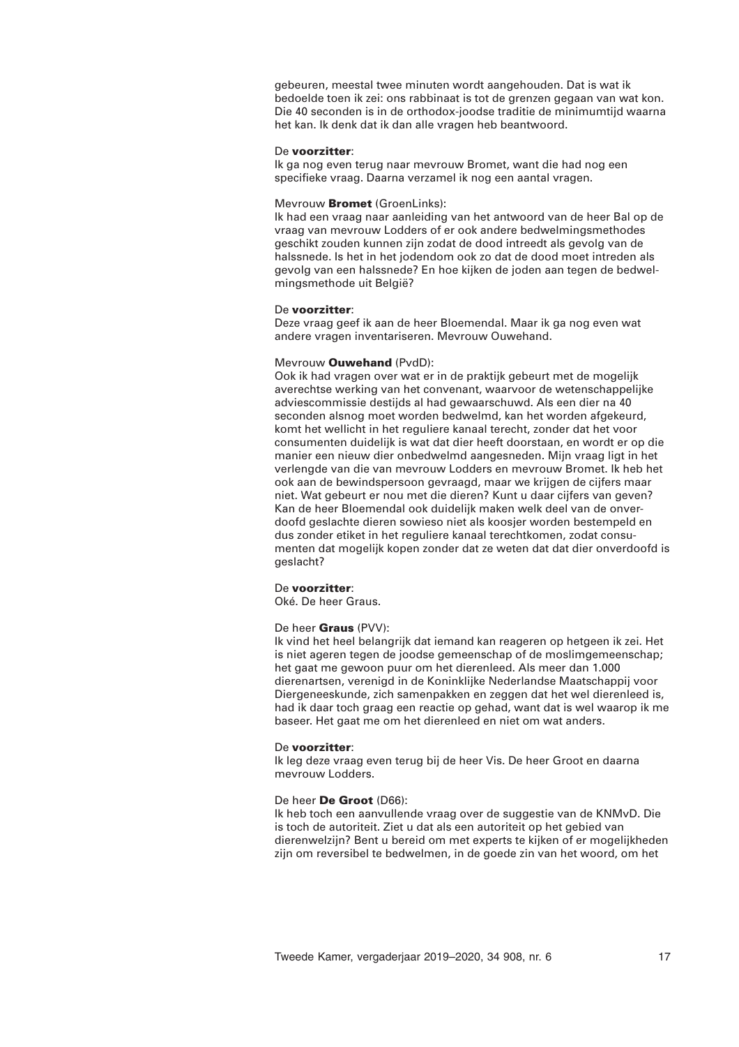gebeuren, meestal twee minuten wordt aangehouden. Dat is wat ik bedoelde toen ik zei: ons rabbinaat is tot de grenzen gegaan van wat kon. Die 40 seconden is in de orthodox-joodse traditie de minimumtijd waarna het kan. Ik denk dat ik dan alle vragen heb beantwoord.

De **voorzitter**:
Ik ga nog even terug naar mevrouw Bromet, want die had nog een specifieke vraag. Daarna verzamel ik nog een aantal vragen.

Mevrouw **Bromet** (GroenLinks):
Ik had een vraag naar aanleiding van het antwoord van de heer Bal op de vraag van mevrouw Lodders of er ook andere bedwelmingsmethodes geschikt zouden kunnen zijn zodat de dood intreedt als gevolg van de halssnede. Is het in het jodendom ook zo dat de dood moet intreden als gevolg van een halssnede? En hoe kijken de joden aan tegen de bedwelmingsmethode uit België?

De **voorzitter**:
Deze vraag geef ik aan de heer Bloemendal. Maar ik ga nog even wat andere vragen inventariseren. Mevrouw Ouwehand.

Mevrouw **Ouwehand** (PvdD):
Ook ik had vragen over wat er in de praktijk gebeurt met de mogelijk averechtse werking van het convenant, waarvoor de wetenschappelijke adviescommissie destijds al had gewaarschuwd. Als een dier na 40 seconden alsnog moet worden bedwelmd, kan het worden afgekeurd, komt het wellicht in het reguliere kanaal terecht, zonder dat het voor consumenten duidelijk is wat dat dier heeft doorstaan, en wordt er op die manier een nieuw dier onbedwelmd aangesneden. Mijn vraag ligt in het verlengde van die van mevrouw Lodders en mevrouw Bromet. Ik heb het ook aan de bewindspersoon gevraagd, maar we krijgen de cijfers maar niet. Wat gebeurt er nou met die dieren? Kunt u daar cijfers van geven? Kan de heer Bloemendal ook duidelijk maken welk deel van de onverdoofd geslachte dieren sowieso niet als koosjer worden bestempeld en dus zonder etiket in het reguliere kanaal terechtkomen, zodat consumenten dat mogelijk kopen zonder dat ze weten dat dat dier onverdoofd is geslacht?

De **voorzitter**:
Oké. De heer Graus.

De heer **Graus** (PVV):
Ik vind het heel belangrijk dat iemand kan reageren op hetgeen ik zei. Het is niet ageren tegen de joodse gemeenschap of de moslimgemeenschap; het gaat me gewoon puur om het dierenleed. Als meer dan 1.000 dierenartsen, verenigd in de Koninklijke Nederlandse Maatschappij voor Diergeneeskunde, zich samenpakken en zeggen dat het wel dierenleed is, had ik daar toch graag een reactie op gehad, want dat is wel waarop ik me baseer. Het gaat me om het dierenleed en niet om wat anders.

De **voorzitter**:
Ik leg deze vraag even terug bij de heer Vis. De heer Groot en daarna mevrouw Lodders.

De heer **De Groot** (D66):
Ik heb toch een aanvullende vraag over de suggestie van de KNMvD. Die is toch de autoriteit. Ziet u dat als een autoriteit op het gebied van dierenwelzijn? Bent u bereid om met experts te kijken of er mogelijkheden zijn om reversibel te bedwelmen, in de goede zin van het woord, om het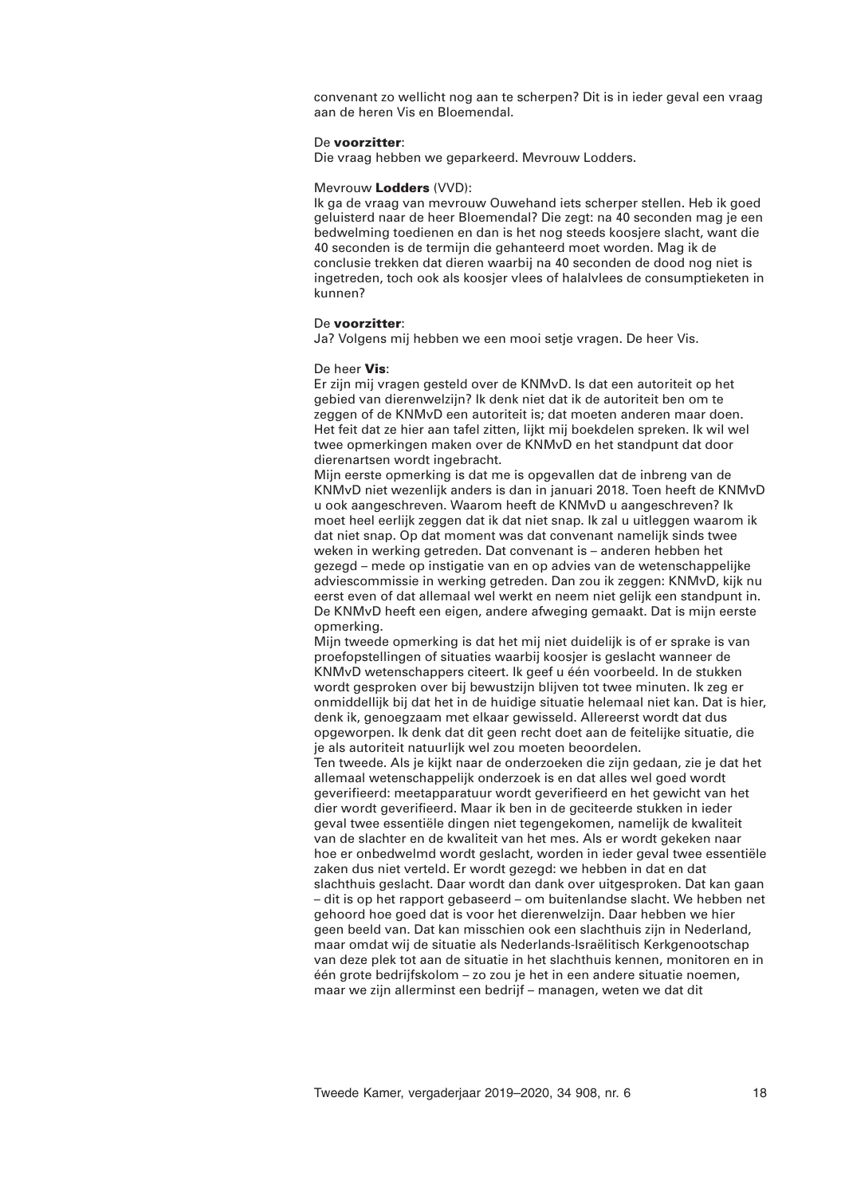convenant zo wellicht nog aan te scherpen? Dit is in ieder geval een vraag aan de heren Vis en Bloemendal.

De **voorzitter**:
Die vraag hebben we geparkeerd. Mevrouw Lodders.

Mevrouw **Lodders** (VVD):
Ik ga de vraag van mevrouw Ouwehand iets scherper stellen. Heb ik goed geluisterd naar de heer Bloemendal? Die zegt: na 40 seconden mag je een bedwelming toedienen en dan is het nog steeds koosjere slacht, want die 40 seconden is de termijn die gehanteerd moet worden. Mag ik de conclusie trekken dat dieren waarbij na 40 seconden de dood nog niet is ingetreden, toch ook als koosjer vlees of halalvlees de consumptieketen in kunnen?

De **voorzitter**:
Ja? Volgens mij hebben we een mooi setje vragen. De heer Vis.

De heer **Vis**:
Er zijn mij vragen gesteld over de KNMvD. Is dat een autoriteit op het gebied van dierenwelzijn? Ik denk niet dat ik de autoriteit ben om te zeggen of de KNMvD een autoriteit is; dat moeten anderen maar doen. Het feit dat ze hier aan tafel zitten, lijkt mij boekdelen spreken. Ik wil wel twee opmerkingen maken over de KNMvD en het standpunt dat door dierenartsen wordt ingebracht.
Mijn eerste opmerking is dat me is opgevallen dat de inbreng van de KNMvD niet wezenlijk anders is dan in januari 2018. Toen heeft de KNMvD u ook aangeschreven. Waarom heeft de KNMvD u aangeschreven? Ik moet heel eerlijk zeggen dat ik dat niet snap. Ik zal u uitleggen waarom ik dat niet snap. Op dat moment was dat convenant namelijk sinds twee weken in werking getreden. Dat convenant is – anderen hebben het gezegd – mede op instigatie van en op advies van de wetenschappelijke adviescommissie in werking getreden. Dan zou ik zeggen: KNMvD, kijk nu eerst even of dat allemaal wel werkt en neem niet gelijk een standpunt in. De KNMvD heeft een eigen, andere afweging gemaakt. Dat is mijn eerste opmerking.
Mijn tweede opmerking is dat het mij niet duidelijk is of er sprake is van proefopstellingen of situaties waarbij koosjer is geslacht wanneer de KNMvD wetenschappers citeert. Ik geef u één voorbeeld. In de stukken wordt gesproken over bij bewustzijn blijven tot twee minuten. Ik zeg er onmiddellijk bij dat het in de huidige situatie helemaal niet kan. Dat is hier, denk ik, genoegzaam met elkaar gewisseld. Allereerst wordt dat dus opgeworpen. Ik denk dat dit geen recht doet aan de feitelijke situatie, die je als autoriteit natuurlijk wel zou moeten beoordelen.
Ten tweede. Als je kijkt naar de onderzoeken die zijn gedaan, zie je dat het allemaal wetenschappelijk onderzoek is en dat alles wel goed wordt geverifieerd: meetapparatuur wordt geverifieerd en het gewicht van het dier wordt geverifieerd. Maar ik ben in de geciteerde stukken in ieder geval twee essentiële dingen niet tegengekomen, namelijk de kwaliteit van de slachter en de kwaliteit van het mes. Als er wordt gekeken naar hoe er onbedwelmd wordt geslacht, worden in ieder geval twee essentiële zaken dus niet verteld. Er wordt gezegd: we hebben in dat en dat slachthuis geslacht. Daar wordt dan dank over uitgesproken. Dat kan gaan – dit is op het rapport gebaseerd – om buitenlandse slacht. We hebben net gehoord hoe goed dat is voor het dierenwelzijn. Daar hebben we hier geen beeld van. Dat kan misschien ook een slachthuis zijn in Nederland, maar omdat wij de situatie als Nederlands-Israëlitisch Kerkgenootschap van deze plek tot aan de situatie in het slachthuis kennen, monitoren en in één grote bedrijfskolom – zo zou je het in een andere situatie noemen, maar we zijn allerminst een bedrijf – managen, weten we dat dit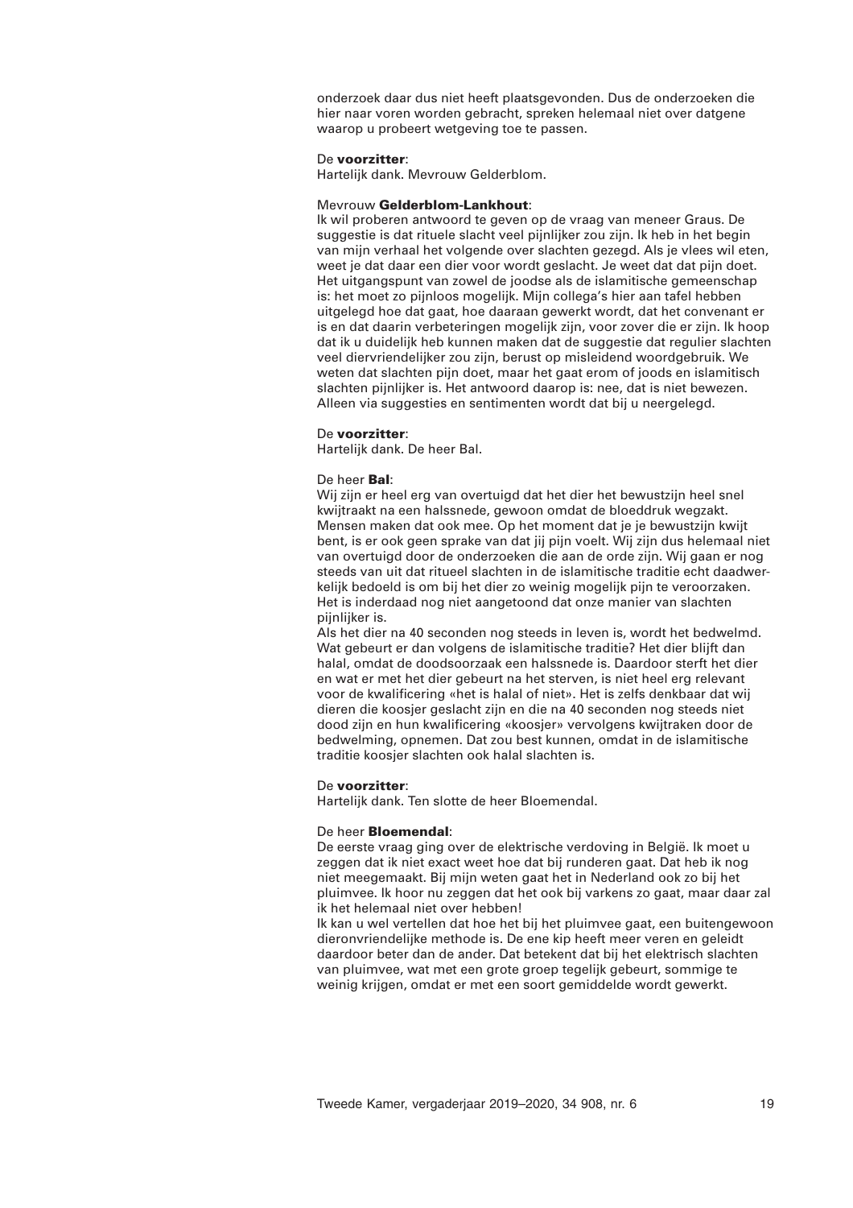onderzoek daar dus niet heeft plaatsgevonden. Dus de onderzoeken die hier naar voren worden gebracht, spreken helemaal niet over datgene waarop u probeert wetgeving toe te passen.

De **voorzitter**:
Hartelijk dank. Mevrouw Gelderblom.

Mevrouw **Gelderblom-Lankhout**:
Ik wil proberen antwoord te geven op de vraag van meneer Graus. De suggestie is dat rituele slacht veel pijnlijker zou zijn. Ik heb in het begin van mijn verhaal het volgende over slachten gezegd. Als je vlees wil eten, weet je dat daar een dier voor wordt geslacht. Je weet dat dat pijn doet. Het uitgangspunt van zowel de joodse als de islamitische gemeenschap is: het moet zo pijnloos mogelijk. Mijn collega's hier aan tafel hebben uitgelegd hoe dat gaat, hoe daaraan gewerkt wordt, dat het convenant er is en dat daarin verbeteringen mogelijk zijn, voor zover die er zijn. Ik hoop dat ik u duidelijk heb kunnen maken dat de suggestie dat regulier slachten veel diervriendelijker zou zijn, berust op misleidend woordgebruik. We weten dat slachten pijn doet, maar het gaat erom of joods en islamitisch slachten pijnlijker is. Het antwoord daarop is: nee, dat is niet bewezen. Alleen via suggesties en sentimenten wordt dat bij u neergelegd.

De **voorzitter**:
Hartelijk dank. De heer Bal.

De heer **Bal**:
Wij zijn er heel erg van overtuigd dat het dier het bewustzijn heel snel kwijtraakt na een halssnede, gewoon omdat de bloeddruk wegzakt. Mensen maken dat ook mee. Op het moment dat je je bewustzijn kwijt bent, is er ook geen sprake van dat jij pijn voelt. Wij zijn dus helemaal niet van overtuigd door de onderzoeken die aan de orde zijn. Wij gaan er nog steeds van uit dat ritueel slachten in de islamitische traditie echt daadwerkelijk bedoeld is om bij het dier zo weinig mogelijk pijn te veroorzaken. Het is inderdaad nog niet aangetoond dat onze manier van slachten pijnlijker is.
Als het dier na 40 seconden nog steeds in leven is, wordt het bedwelmd. Wat gebeurt er dan volgens de islamitische traditie? Het dier blijft dan halal, omdat de doodsoorzaak een halssnede is. Daardoor sterft het dier en wat er met het dier gebeurt na het sterven, is niet heel erg relevant voor de kwalificering «het is halal of niet». Het is zelfs denkbaar dat wij dieren die koosjer geslacht zijn en die na 40 seconden nog steeds niet dood zijn en hun kwalificering «koosjer» vervolgens kwijtraken door de bedwelming, opnemen. Dat zou best kunnen, omdat in de islamitische traditie koosjer slachten ook halal slachten is.

De **voorzitter**:
Hartelijk dank. Ten slotte de heer Bloemendal.

De heer **Bloemendal**:
De eerste vraag ging over de elektrische verdoving in België. Ik moet u zeggen dat ik niet exact weet hoe dat bij runderen gaat. Dat heb ik nog niet meegemaakt. Bij mijn weten gaat het in Nederland ook zo bij het pluimvee. Ik hoor nu zeggen dat het ook bij varkens zo gaat, maar daar zal ik het helemaal niet over hebben!
Ik kan u wel vertellen dat hoe het bij het pluimvee gaat, een buitengewoon dieronvriendelijke methode is. De ene kip heeft meer veren en geleidt daardoor beter dan de ander. Dat betekent dat bij het elektrisch slachten van pluimvee, wat met een grote groep tegelijk gebeurt, sommige te weinig krijgen, omdat er met een soort gemiddelde wordt gewerkt.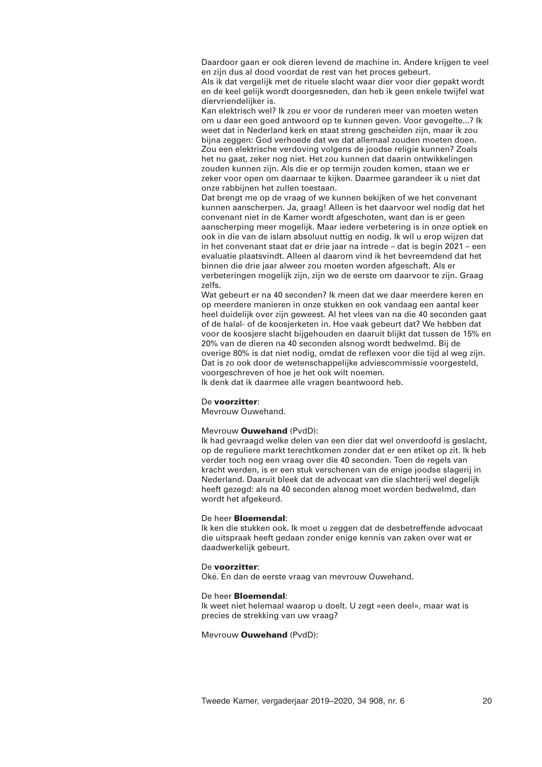Daardoor gaan er ook dieren levend de machine in. Andere krijgen te veel en zijn dus al dood voordat de rest van het proces gebeurt.
Als ik dat vergelijk met de rituele slacht waar dier voor dier gepakt wordt en de keel gelijk wordt doorgesneden, dan heb ik geen enkele twijfel wat diervriendelijker is.
Kan elektrisch wel? Ik zou er voor de runderen meer van moeten weten om u daar een goed antwoord op te kunnen geven. Voor gevogelte...? Ik weet dat in Nederland kerk en staat streng gescheiden zijn, maar ik zou bijna zeggen: God verhoede dat we dat allemaal zouden moeten doen. Zou een elektrische verdoving volgens de joodse religie kunnen? Zoals het nu gaat, zeker nog niet. Het zou kunnen dat daarin ontwikkelingen zouden kunnen zijn. Als die er op termijn zouden komen, staan we er zeker voor open om daarnaar te kijken. Daarmee garandeer ik u niet dat onze rabbijnen het zullen toestaan.
Dat brengt me op de vraag of we kunnen bekijken of we het convenant kunnen aanscherpen. Ja, graag! Alleen is het daarvoor wel nodig dat het convenant niet in de Kamer wordt afgeschoten, want dan is er geen aanscherping meer mogelijk. Maar iedere verbetering is in onze optiek en ook in die van de islam absoluut nuttig en nodig. Ik wil u erop wijzen dat in het convenant staat dat er drie jaar na intrede – dat is begin 2021 – een evaluatie plaatsvindt. Alleen al daarom vind ik het bevreemdend dat het binnen die drie jaar alweer zou moeten worden afgeschaft. Als er verbeteringen mogelijk zijn, zijn we de eerste om daarvoor te zijn. Graag zelfs.
Wat gebeurt er na 40 seconden? Ik meen dat we daar meerdere keren en op meerdere manieren in onze stukken en ook vandaag een aantal keer heel duidelijk over zijn geweest. Al het vlees van na die 40 seconden gaat of de halal- of de koosjerketen in. Hoe vaak gebeurt dat? We hebben dat voor de koosjere slacht bijgehouden en daaruit blijkt dat tussen de 15% en 20% van de dieren na 40 seconden alsnog wordt bedwelmd. Bij de overige 80% is dat niet nodig, omdat de reflexen voor die tijd al weg zijn. Dat is zo ook door de wetenschappelijke adviescommissie voorgesteld, voorgeschreven of hoe je het ook wilt noemen.
Ik denk dat ik daarmee alle vragen beantwoord heb.

De **voorzitter**:
Mevrouw Ouwehand.

Mevrouw **Ouwehand** (PvdD):
Ik had gevraagd welke delen van een dier dat wel onverdoofd is geslacht, op de reguliere markt terechtkomen zonder dat er een etiket op zit. Ik heb verder toch nog een vraag over die 40 seconden. Toen de regels van kracht werden, is er een stuk verschenen van de enige joodse slagerij in Nederland. Daaruit bleek dat de advocaat van die slachterij wel degelijk heeft gezegd: als na 40 seconden alsnog moet worden bedwelmd, dan wordt het afgekeurd.

De heer **Bloemendal**:
Ik ken die stukken ook. Ik moet u zeggen dat de desbetreffende advocaat die uitspraak heeft gedaan zonder enige kennis van zaken over wat er daadwerkelijk gebeurt.

De **voorzitter**:
Oké. En dan de eerste vraag van mevrouw Ouwehand.

De heer **Bloemendal**:
Ik weet niet helemaal waarop u doelt. U zegt «een deel», maar wat is precies de strekking van uw vraag?

Mevrouw **Ouwehand** (PvdD):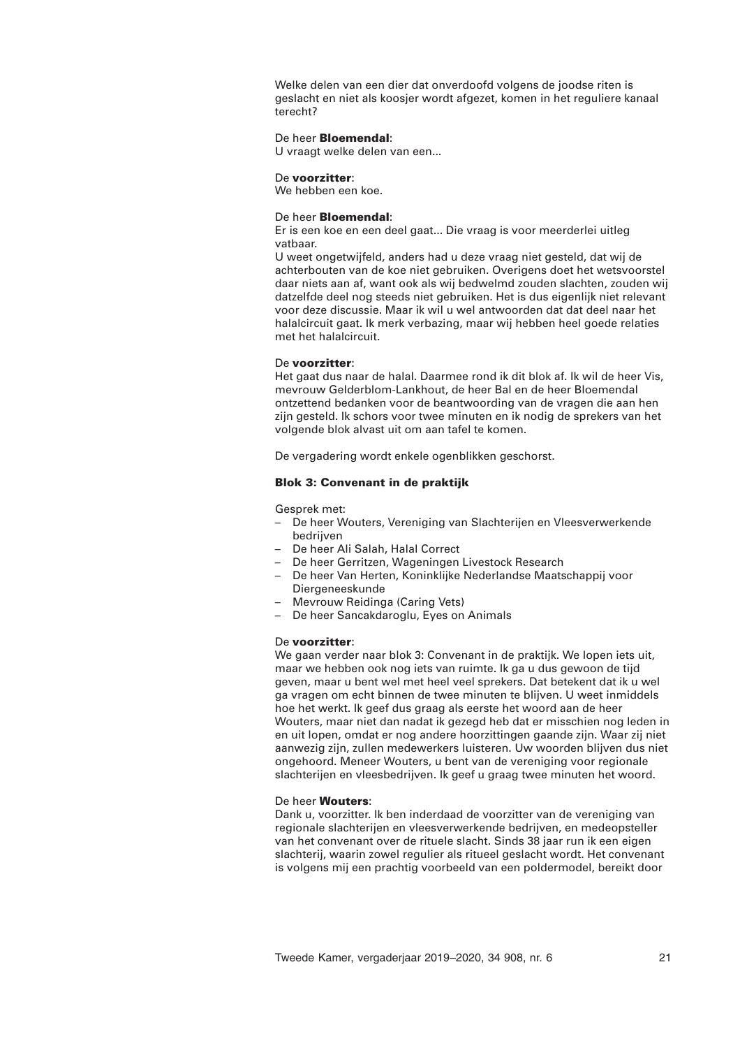Welke delen van een dier dat onverdoofd volgens de joodse riten is geslacht en niet als koosjer wordt afgezet, komen in het reguliere kanaal terecht?

De heer **Bloemendal**:
U vraagt welke delen van een...

De **voorzitter**:
We hebben een koe.

De heer **Bloemendal**:
Er is een koe en een deel gaat... Die vraag is voor meerderlei uitleg vatbaar.
U weet ongetwijfeld, anders had u deze vraag niet gesteld, dat wij de achterbouten van de koe niet gebruiken. Overigens doet het wetsvoorstel daar niets aan af, want ook als wij bedwelmd zouden slachten, zouden wij datzelfde deel nog steeds niet gebruiken. Het is dus eigenlijk niet relevant voor deze discussie. Maar ik wil u wel antwoorden dat dat deel naar het halalcircuit gaat. Ik merk verbazing, maar wij hebben heel goede relaties met het halalcircuit.

De **voorzitter**:
Het gaat dus naar de halal. Daarmee rond ik dit blok af. Ik wil de heer Vis, mevrouw Gelderblom-Lankhout, de heer Bal en de heer Bloemendal ontzettend bedanken voor de beantwoording van de vragen die aan hen zijn gesteld. Ik schors voor twee minuten en ik nodig de sprekers van het volgende blok alvast uit om aan tafel te komen.

De vergadering wordt enkele ogenblikken geschorst.

**Blok 3: Convenant in de praktijk**

Gesprek met:

- De heer Wouters, Vereniging van Slachterijen en Vleesverwerkende bedrijven
- De heer Ali Salah, Halal Correct
- De heer Gerritzen, Wageningen Livestock Research
- De heer Van Herten, Koninklijke Nederlandse Maatschappij voor Diergeneeskunde
- Mevrouw Reidinga (Caring Vets)
- De heer Sancakdaroglu, Eyes on Animals

De **voorzitter**:
We gaan verder naar blok 3: Convenant in de praktijk. We lopen iets uit, maar we hebben ook nog iets van ruimte. Ik ga u dus gewoon de tijd geven, maar u bent wel met heel veel sprekers. Dat betekent dat ik u wel ga vragen om echt binnen de twee minuten te blijven. U weet inmiddels hoe het werkt. Ik geef dus graag als eerste het woord aan de heer Wouters, maar niet dan nadat ik gezegd heb dat er misschien nog leden in en uit lopen, omdat er nog andere hoorzittingen gaande zijn. Waar zij niet aanwezig zijn, zullen medewerkers luisteren. Uw woorden blijven dus niet ongehoord. Meneer Wouters, u bent van de vereniging voor regionale slachterijen en vleesbedrijven. Ik geef u graag twee minuten het woord.

De heer **Wouters**:
Dank u, voorzitter. Ik ben inderdaad de voorzitter van de vereniging van regionale slachterijen en vleesverwerkende bedrijven, en medeopsteller van het convenant over de rituele slacht. Sinds 38 jaar run ik een eigen slachterij, waarin zowel regulier als ritueel geslacht wordt. Het convenant is volgens mij een prachtig voorbeeld van een poldermodel, bereikt door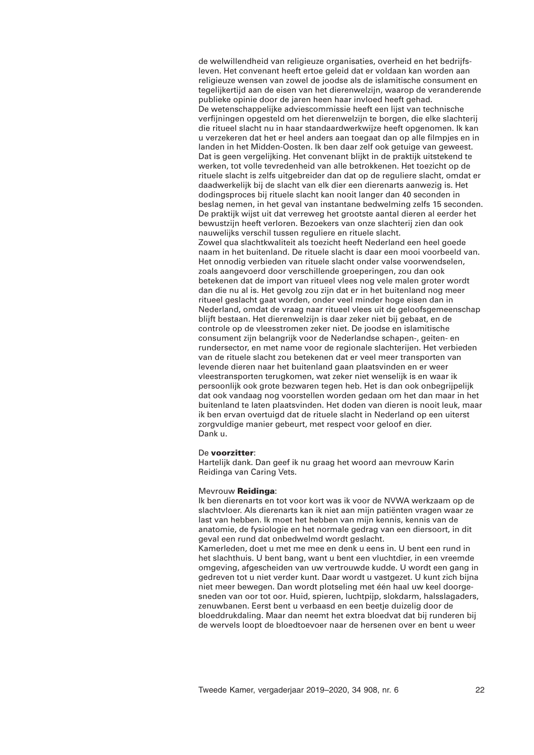de welwillendheid van religieuze organisaties, overheid en het bedrijfsleven. Het convenant heeft ertoe geleid dat er voldaan kan worden aan religieuze wensen van zowel de joodse als de islamitische consument en tegelijkertijd aan de eisen van het dierenwelzijn, waarop de veranderende publieke opinie door de jaren heen haar invloed heeft gehad.
De wetenschappelijke adviescommissie heeft een lijst van technische verfijningen opgesteld om het dierenwelzijn te borgen, die elke slachterij die ritueel slacht nu in haar standaardwerkwijze heeft opgenomen. Ik kan u verzekeren dat het er heel anders aan toegaat dan op alle filmpjes en in landen in het Midden-Oosten. Ik ben daar zelf ook getuige van geweest. Dat is geen vergelijking. Het convenant blijkt in de praktijk uitstekend te werken, tot volle tevredenheid van alle betrokkenen. Het toezicht op de rituele slacht is zelfs uitgebreider dan dat op de reguliere slacht, omdat er daadwerkelijk bij de slacht van elk dier een dierenarts aanwezig is. Het dodingsproces bij rituele slacht kan nooit langer dan 40 seconden in beslag nemen, in het geval van instantane bedwelming zelfs 15 seconden. De praktijk wijst uit dat verreweg het grootste aantal dieren al eerder het bewustzijn heeft verloren. Bezoekers van onze slachterij zien dan ook nauwelijks verschil tussen reguliere en rituele slacht.
Zowel qua slachtkwaliteit als toezicht heeft Nederland een heel goede naam in het buitenland. De rituele slacht is daar een mooi voorbeeld van. Het onnodig verbieden van rituele slacht onder valse voorwendselen, zoals aangevoerd door verschillende groeperingen, zou dan ook betekenen dat de import van ritueel vlees nog vele malen groter wordt dan die nu al is. Het gevolg zou zijn dat er in het buitenland nog meer ritueel geslacht gaat worden, onder veel minder hoge eisen dan in Nederland, omdat de vraag naar ritueel vlees uit de geloofsgemeenschap blijft bestaan. Het dierenwelzijn is daar zeker niet bij gebaat, en de controle op de vleesstromen zeker niet. De joodse en islamitische consument zijn belangrijk voor de Nederlandse schapen-, geiten- en rundersector, en met name voor de regionale slachterijen. Het verbieden van de rituele slacht zou betekenen dat er veel meer transporten van levende dieren naar het buitenland gaan plaatsvinden en er weer vleestransporten terugkomen, wat zeker niet wenselijk is en waar ik persoonlijk ook grote bezwaren tegen heb. Het is dan ook onbegrijpelijk dat ook vandaag nog voorstellen worden gedaan om het dan maar in het buitenland te laten plaatsvinden. Het doden van dieren is nooit leuk, maar ik ben ervan overtuigd dat de rituele slacht in Nederland op een uiterst zorgvuldige manier gebeurt, met respect voor geloof en dier.
Dank u.

De **voorzitter**:
Hartelijk dank. Dan geef ik nu graag het woord aan mevrouw Karin Reidinga van Caring Vets.

Mevrouw **Reidinga**:
Ik ben dierenarts en tot voor kort was ik voor de NVWA werkzaam op de slachtvloer. Als dierenarts kan ik niet aan mijn patiënten vragen waar ze last van hebben. Ik moet het hebben van mijn kennis, kennis van de anatomie, de fysiologie en het normale gedrag van een diersoort, in dit geval een rund dat onbedwelmd wordt geslacht.
Kamerleden, doet u met me mee en denk u eens in. U bent een rund in het slachthuis. U bent bang, want u bent een vluchtdier, in een vreemde omgeving, afgescheiden van uw vertrouwde kudde. U wordt een gang in gedreven tot u niet verder kunt. Daar wordt u vastgezet. U kunt zich bijna niet meer bewegen. Dan wordt plotseling met één haal uw keel doorgesneden van oor tot oor. Huid, spieren, luchtpijp, slokdarm, halsslagaders, zenuwbanen. Eerst bent u verbaasd en een beetje duizelig door de bloeddrukdaling. Maar dan neemt het extra bloedvat dat bij runderen bij de wervels loopt de bloedtoevoer naar de hersenen over en bent u weer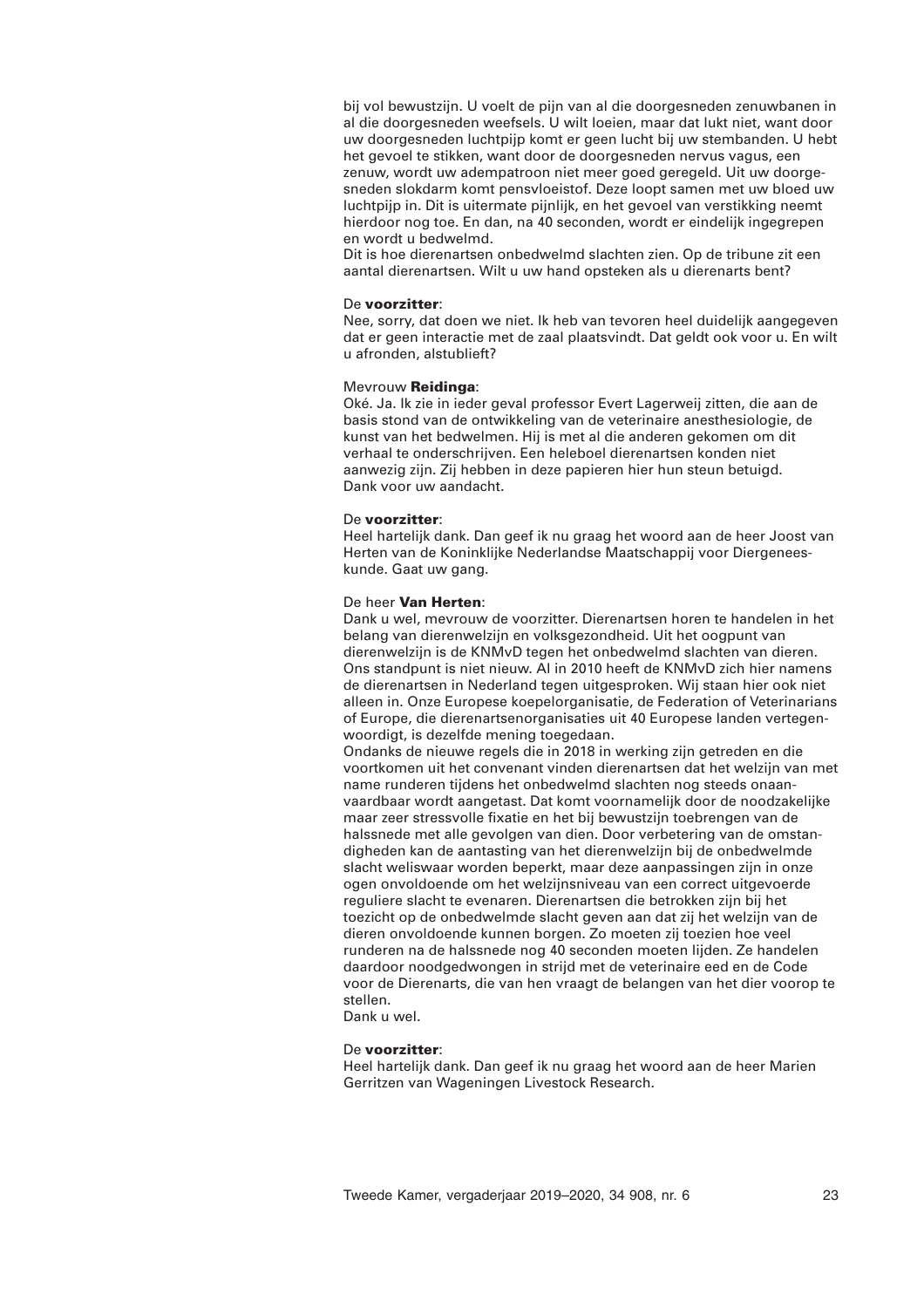bij vol bewustzijn. U voelt de pijn van al die doorgesneden zenuwbanen in al die doorgesneden weefsels. U wilt loeien, maar dat lukt niet, want door uw doorgesneden luchtpijp komt er geen lucht bij uw stembanden. U hebt het gevoel te stikken, want door de doorgesneden nervus vagus, een zenuw, wordt uw adempatroon niet meer goed geregeld. Uit uw doorgesneden slokdarm komt pensvloeistof. Deze loopt samen met uw bloed uw luchtpijp in. Dit is uitermate pijnlijk, en het gevoel van verstikking neemt hierdoor nog toe. En dan, na 40 seconden, wordt er eindelijk ingegrepen en wordt u bedwelmd.
Dit is hoe dierenartsen onbedwelmd slachten zien. Op de tribune zit een aantal dierenartsen. Wilt u uw hand opsteken als u dierenarts bent?

De **voorzitter**:
Nee, sorry, dat doen we niet. Ik heb van tevoren heel duidelijk aangegeven dat er geen interactie met de zaal plaatsvindt. Dat geldt ook voor u. En wilt u afronden, alstublieft?

Mevrouw **Reidinga**:
Oké. Ja. Ik zie in ieder geval professor Evert Lagerweij zitten, die aan de basis stond van de ontwikkeling van de veterinaire anesthesiologie, de kunst van het bedwelmen. Hij is met al die anderen gekomen om dit verhaal te onderschrijven. Een heleboel dierenartsen konden niet aanwezig zijn. Zij hebben in deze papieren hier hun steun betuigd.
Dank voor uw aandacht.

De **voorzitter**:
Heel hartelijk dank. Dan geef ik nu graag het woord aan de heer Joost van Herten van de Koninklijke Nederlandse Maatschappij voor Diergeneeskunde. Gaat uw gang.

De heer **Van Herten**:
Dank u wel, mevrouw de voorzitter. Dierenartsen horen te handelen in het belang van dierenwelzijn en volksgezondheid. Uit het oogpunt van dierenwelzijn is de KNMvD tegen het onbedwelmd slachten van dieren. Ons standpunt is niet nieuw. Al in 2010 heeft de KNMvD zich hier namens de dierenartsen in Nederland tegen uitgesproken. Wij staan hier ook niet alleen in. Onze Europese koepelorganisatie, de Federation of Veterinarians of Europe, die dierenartsenorganisaties uit 40 Europese landen vertegenwoordigt, is dezelfde mening toegedaan.
Ondanks de nieuwe regels die in 2018 in werking zijn getreden en die voortkomen uit het convenant vinden dierenartsen dat het welzijn van met name runderen tijdens het onbedwelmd slachten nog steeds onaanvaardbaar wordt aangetast. Dat komt voornamelijk door de noodzakelijke maar zeer stressvolle fixatie en het bij bewustzijn toebrengen van de halssnede met alle gevolgen van dien. Door verbetering van de omstandigheden kan de aantasting van het dierenwelzijn bij de onbedwelmde slacht weliswaar worden beperkt, maar deze aanpassingen zijn in onze ogen onvoldoende om het welzijnsniveau van een correct uitgevoerde reguliere slacht te evenaren. Dierenartsen die betrokken zijn bij het toezicht op de onbedwelmde slacht geven aan dat zij het welzijn van de dieren onvoldoende kunnen borgen. Zo moeten zij toezien hoe veel runderen na de halssnede nog 40 seconden moeten lijden. Ze handelen daardoor noodgedwongen in strijd met de veterinaire eed en de Code voor de Dierenarts, die van hen vraagt de belangen van het dier voorop te stellen.
Dank u wel.

De **voorzitter**:
Heel hartelijk dank. Dan geef ik nu graag het woord aan de heer Marien Gerritzen van Wageningen Livestock Research.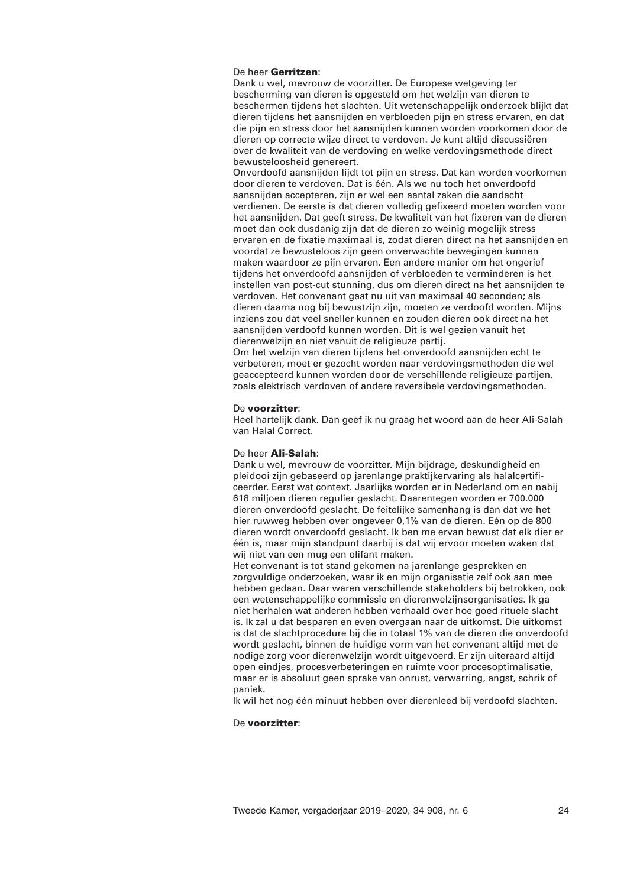De heer **Gerritzen**:
Dank u wel, mevrouw de voorzitter. De Europese wetgeving ter bescherming van dieren is opgesteld om het welzijn van dieren te beschermen tijdens het slachten. Uit wetenschappelijk onderzoek blijkt dat dieren tijdens het aansnijden en verbloeden pijn en stress ervaren, en dat die pijn en stress door het aansnijden kunnen worden voorkomen door de dieren op correcte wijze direct te verdoven. Je kunt altijd discussiëren over de kwaliteit van de verdoving en welke verdovingsmethode direct bewusteloosheid genereert.
Onverdoofd aansnijden lijdt tot pijn en stress. Dat kan worden voorkomen door dieren te verdoven. Dat is één. Als we nu toch het onverdoofd aansnijden accepteren, zijn er wel een aantal zaken die aandacht verdienen. De eerste is dat dieren volledig gefixeerd moeten worden voor het aansnijden. Dat geeft stress. De kwaliteit van het fixeren van de dieren moet dan ook dusdanig zijn dat de dieren zo weinig mogelijk stress ervaren en de fixatie maximaal is, zodat dieren direct na het aansnijden en voordat ze bewusteloos zijn geen onverwachte bewegingen kunnen maken waardoor ze pijn ervaren. Een andere manier om het ongerief tijdens het onverdoofd aansnijden of verbloeden te verminderen is het instellen van post-cut stunning, dus om dieren direct na het aansnijden te verdoven. Het convenant gaat nu uit van maximaal 40 seconden; als dieren daarna nog bij bewustzijn zijn, moeten ze verdoofd worden. Mijns inziens zou dat veel sneller kunnen en zouden dieren ook direct na het aansnijden verdoofd kunnen worden. Dit is wel gezien vanuit het dierenwelzijn en niet vanuit de religieuze partij.
Om het welzijn van dieren tijdens het onverdoofd aansnijden echt te verbeteren, moet er gezocht worden naar verdovingsmethoden die wel geaccepteerd kunnen worden door de verschillende religieuze partijen, zoals elektrisch verdoven of andere reversibele verdovingsmethoden.

De **voorzitter**:
Heel hartelijk dank. Dan geef ik nu graag het woord aan de heer Ali-Salah van Halal Correct.

De heer **Ali-Salah**:
Dank u wel, mevrouw de voorzitter. Mijn bijdrage, deskundigheid en pleidooi zijn gebaseerd op jarenlange praktijkervaring als halalcertificeerder. Eerst wat context. Jaarlijks worden er in Nederland om en nabij 618 miljoen dieren regulier geslacht. Daarentegen worden er 700.000 dieren onverdoofd geslacht. De feitelijke samenhang is dan dat we het hier ruwweg hebben over ongeveer 0,1% van de dieren. Eén op de 800 dieren wordt onverdoofd geslacht. Ik ben me ervan bewust dat elk dier er één is, maar mijn standpunt daarbij is dat wij ervoor moeten waken dat wij niet van een mug een olifant maken.
Het convenant is tot stand gekomen na jarenlange gesprekken en zorgvuldige onderzoeken, waar ik en mijn organisatie zelf ook aan mee hebben gedaan. Daar waren verschillende stakeholders bij betrokken, ook een wetenschappelijke commissie en dierenwelzijnsorganisaties. Ik ga niet herhalen wat anderen hebben verhaald over hoe goed rituele slacht is. Ik zal u dat besparen en even overgaan naar de uitkomst. Die uitkomst is dat de slachtprocedure bij die in totaal 1% van de dieren die onverdoofd wordt geslacht, binnen de huidige vorm van het convenant altijd met de nodige zorg voor dierenwelzijn wordt uitgevoerd. Er zijn uiteraard altijd open eindjes, procesverbeteringen en ruimte voor procesoptimalisatie, maar er is absoluut geen sprake van onrust, verwarring, angst, schrik of paniek.
Ik wil het nog één minuut hebben over dierenleed bij verdoofd slachten.

De **voorzitter**: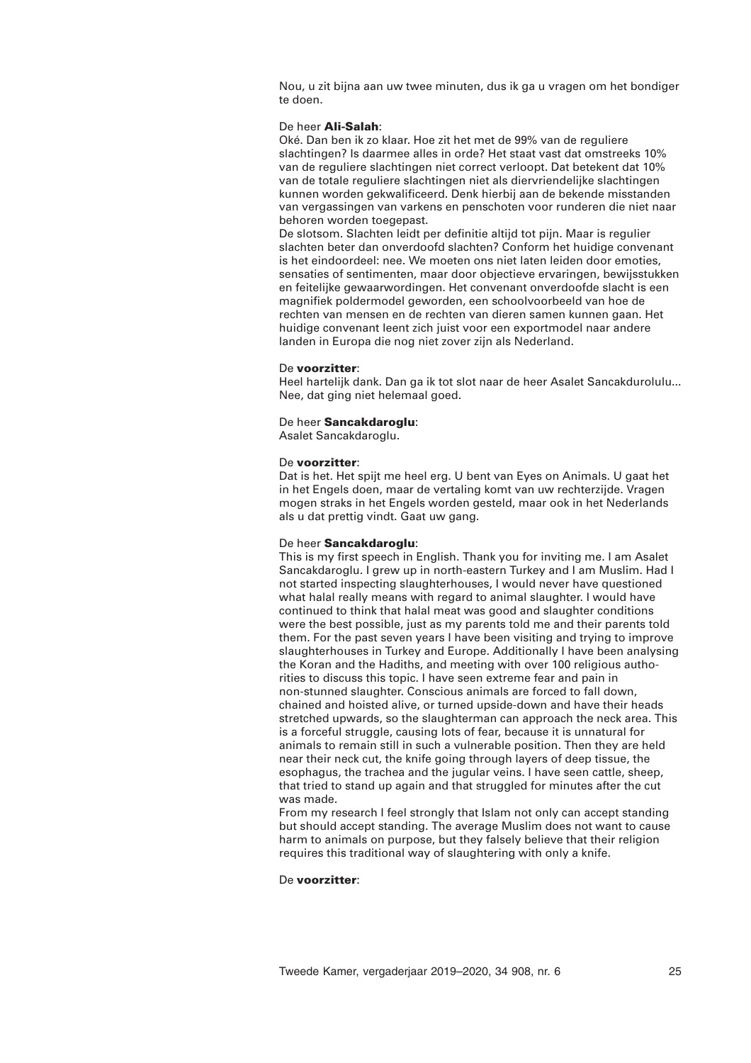Nou, u zit bijna aan uw twee minuten, dus ik ga u vragen om het bondiger te doen.

De heer **Ali-Salah**:
Oké. Dan ben ik zo klaar. Hoe zit het met de 99% van de reguliere slachtingen? Is daarmee alles in orde? Het staat vast dat omstreeks 10% van de reguliere slachtingen niet correct verloopt. Dat betekent dat 10% van de totale reguliere slachtingen niet als diervriendelijke slachtingen kunnen worden gekwalificeerd. Denk hierbij aan de bekende misstanden van vergassingen van varkens en penschoten voor runderen die niet naar behoren worden toegepast.
De slotsom. Slachten leidt per definitie altijd tot pijn. Maar is regulier slachten beter dan onverdoofd slachten? Conform het huidige convenant is het eindoordeel: nee. We moeten ons niet laten leiden door emoties, sensaties of sentimenten, maar door objectieve ervaringen, bewijsstukken en feitelijke gewaarwordingen. Het convenant onverdoofde slacht is een magnifiek poldermodel geworden, een schoolvoorbeeld van hoe de rechten van mensen en de rechten van dieren samen kunnen gaan. Het huidige convenant leent zich juist voor een exportmodel naar andere landen in Europa die nog niet zover zijn als Nederland.

De **voorzitter**:
Heel hartelijk dank. Dan ga ik tot slot naar de heer Asalet Sancakdurolulu... Nee, dat ging niet helemaal goed.

De heer **Sancakdaroglu**:
Asalet Sancakdaroglu.

De **voorzitter**:
Dat is het. Het spijt me heel erg. U bent van Eyes on Animals. U gaat het in het Engels doen, maar de vertaling komt van uw rechterzijde. Vragen mogen straks in het Engels worden gesteld, maar ook in het Nederlands als u dat prettig vindt. Gaat uw gang.

De heer **Sancakdaroglu**:
This is my first speech in English. Thank you for inviting me. I am Asalet Sancakdaroglu. I grew up in north-eastern Turkey and I am Muslim. Had I not started inspecting slaughterhouses, I would never have questioned what halal really means with regard to animal slaughter. I would have continued to think that halal meat was good and slaughter conditions were the best possible, just as my parents told me and their parents told them. For the past seven years I have been visiting and trying to improve slaughterhouses in Turkey and Europe. Additionally I have been analysing the Koran and the Hadiths, and meeting with over 100 religious authorities to discuss this topic. I have seen extreme fear and pain in non-stunned slaughter. Conscious animals are forced to fall down, chained and hoisted alive, or turned upside-down and have their heads stretched upwards, so the slaughterman can approach the neck area. This is a forceful struggle, causing lots of fear, because it is unnatural for animals to remain still in such a vulnerable position. Then they are held near their neck cut, the knife going through layers of deep tissue, the esophagus, the trachea and the jugular veins. I have seen cattle, sheep, that tried to stand up again and that struggled for minutes after the cut was made.
From my research I feel strongly that Islam not only can accept standing but should accept standing. The average Muslim does not want to cause harm to animals on purpose, but they falsely believe that their religion requires this traditional way of slaughtering with only a knife.

De **voorzitter**: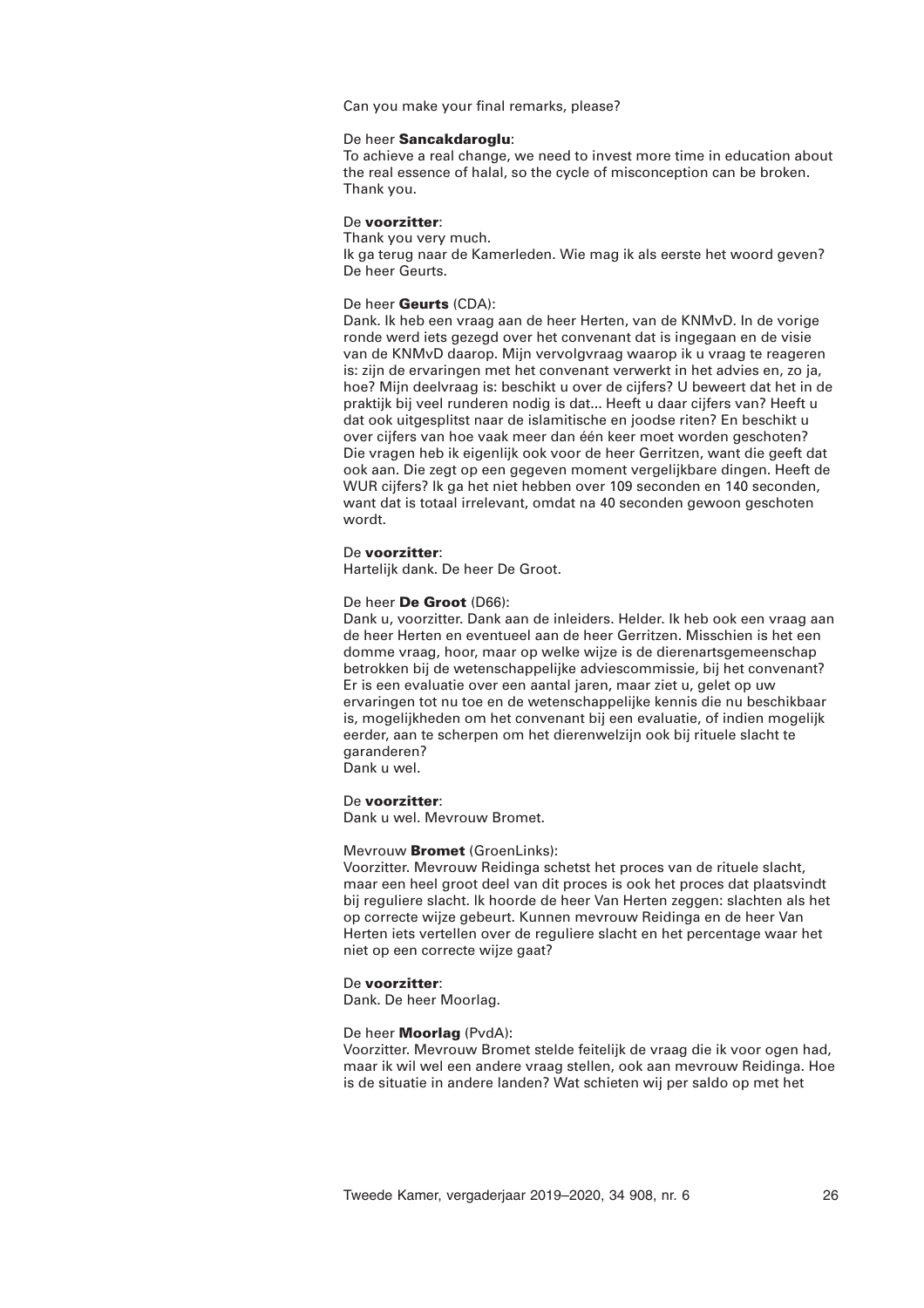Can you make your final remarks, please?

De heer **Sancakdaroglu**:
To achieve a real change, we need to invest more time in education about the real essence of halal, so the cycle of misconception can be broken. Thank you.

De **voorzitter**:
Thank you very much.
Ik ga terug naar de Kamerleden. Wie mag ik als eerste het woord geven? De heer Geurts.

De heer **Geurts** (CDA):
Dank. Ik heb een vraag aan de heer Herten, van de KNMvD. In de vorige ronde werd iets gezegd over het convenant dat is ingegaan en de visie van de KNMvD daarop. Mijn vervolgvraag waarop ik u vraag te reageren is: zijn de ervaringen met het convenant verwerkt in het advies en, zo ja, hoe? Mijn deelvraag is: beschikt u over de cijfers? U beweert dat het in de praktijk bij veel runderen nodig is dat... Heeft u daar cijfers van? Heeft u dat ook uitgesplitst naar de islamitische en joodse riten? En beschikt u over cijfers van hoe vaak meer dan één keer moet worden geschoten? Die vragen heb ik eigenlijk ook voor de heer Gerritzen, want die geeft dat ook aan. Die zegt op een gegeven moment vergelijkbare dingen. Heeft de WUR cijfers? Ik ga het niet hebben over 109 seconden en 140 seconden, want dat is totaal irrelevant, omdat na 40 seconden gewoon geschoten wordt.

De **voorzitter**:
Hartelijk dank. De heer De Groot.

De heer **De Groot** (D66):
Dank u, voorzitter. Dank aan de inleiders. Helder. Ik heb ook een vraag aan de heer Herten en eventueel aan de heer Gerritzen. Misschien is het een domme vraag, hoor, maar op welke wijze is de dierenartsgemeenschap betrokken bij de wetenschappelijke adviescommissie, bij het convenant? Er is een evaluatie over een aantal jaren, maar ziet u, gelet op uw ervaringen tot nu toe en de wetenschappelijke kennis die nu beschikbaar is, mogelijkheden om het convenant bij een evaluatie, of indien mogelijk eerder, aan te scherpen om het dierenwelzijn ook bij rituele slacht te garanderen?
Dank u wel.

De **voorzitter**:
Dank u wel. Mevrouw Bromet.

Mevrouw **Bromet** (GroenLinks):
Voorzitter. Mevrouw Reidinga schetst het proces van de rituele slacht, maar een heel groot deel van dit proces is ook het proces dat plaatsvindt bij reguliere slacht. Ik hoorde de heer Van Herten zeggen: slachten als het op correcte wijze gebeurt. Kunnen mevrouw Reidinga en de heer Van Herten iets vertellen over de reguliere slacht en het percentage waar het niet op een correcte wijze gaat?

De **voorzitter**:
Dank. De heer Moorlag.

De heer **Moorlag** (PvdA):
Voorzitter. Mevrouw Bromet stelde feitelijk de vraag die ik voor ogen had, maar ik wil wel een andere vraag stellen, ook aan mevrouw Reidinga. Hoe is de situatie in andere landen? Wat schieten wij per saldo op met het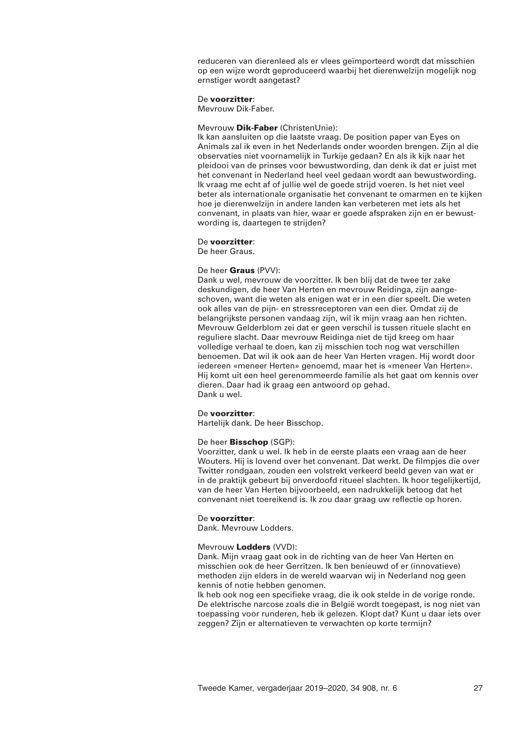reduceren van dierenleed als er vlees geïmporteerd wordt dat misschien op een wijze wordt geproduceerd waarbij het dierenwelzijn mogelijk nog ernstiger wordt aangetast?

De **voorzitter**:
Mevrouw Dik-Faber.

Mevrouw **Dik-Faber** (ChristenUnie):
Ik kan aansluiten op die laatste vraag. De position paper van Eyes on Animals zal ik even in het Nederlands onder woorden brengen. Zijn al die observaties niet voornamelijk in Turkije gedaan? En als ik kijk naar het pleidooi van de prinses voor bewustwording, dan denk ik dat er juist met het convenant in Nederland heel veel gedaan wordt aan bewustwording. Ik vraag me echt af of jullie wel de goede strijd voeren. Is het niet veel beter als internationale organisatie het convenant te omarmen en te kijken hoe je dierenwelzijn in andere landen kan verbeteren met iets als het convenant, in plaats van hier, waar er goede afspraken zijn en er bewustwording is, daartegen te strijden?

De **voorzitter**:
De heer Graus.

De heer **Graus** (PVV):
Dank u wel, mevrouw de voorzitter. Ik ben blij dat de twee ter zake deskundigen, de heer Van Herten en mevrouw Reidinga, zijn aangeschoven, want die weten als enigen wat er in een dier speelt. Die weten ook alles van de pijn- en stressreceptoren van een dier. Omdat zij de belangrijkste personen vandaag zijn, wil ik mijn vraag aan hen richten. Mevrouw Gelderblom zei dat er geen verschil is tussen rituele slacht en reguliere slacht. Daar mevrouw Reidinga niet de tijd kreeg om haar volledige verhaal te doen, kan zij misschien toch nog wat verschillen benoemen. Dat wil ik ook aan de heer Van Herten vragen. Hij wordt door iedereen «meneer Herten» genoemd, maar het is «meneer Van Herten». Hij komt uit een heel gerenommeerde familie als het gaat om kennis over dieren. Daar had ik graag een antwoord op gehad.
Dank u wel.

De **voorzitter**:
Hartelijk dank. De heer Bisschop.

De heer **Bisschop** (SGP):
Voorzitter, dank u wel. Ik heb in de eerste plaats een vraag aan de heer Wouters. Hij is lovend over het convenant. Dat werkt. De filmpjes die over Twitter rondgaan, zouden een volstrekt verkeerd beeld geven van wat er in de praktijk gebeurt bij onverdoofd ritueel slachten. Ik hoor tegelijkertijd, van de heer Van Herten bijvoorbeeld, een nadrukkelijk betoog dat het convenant niet toereikend is. Ik zou daar graag uw reflectie op horen.

De **voorzitter**:
Dank. Mevrouw Lodders.

Mevrouw **Lodders** (VVD):
Dank. Mijn vraag gaat ook in de richting van de heer Van Herten en misschien ook de heer Gerritzen. Ik ben benieuwd of er (innovatieve) methoden zijn elders in de wereld waarvan wij in Nederland nog geen kennis of notie hebben genomen.
Ik heb ook nog een specifieke vraag, die ik ook stelde in de vorige ronde. De elektrische narcose zoals die in België wordt toegepast, is nog niet van toepassing voor runderen, heb ik gelezen. Klopt dat? Kunt u daar iets over zeggen? Zijn er alternatieven te verwachten op korte termijn?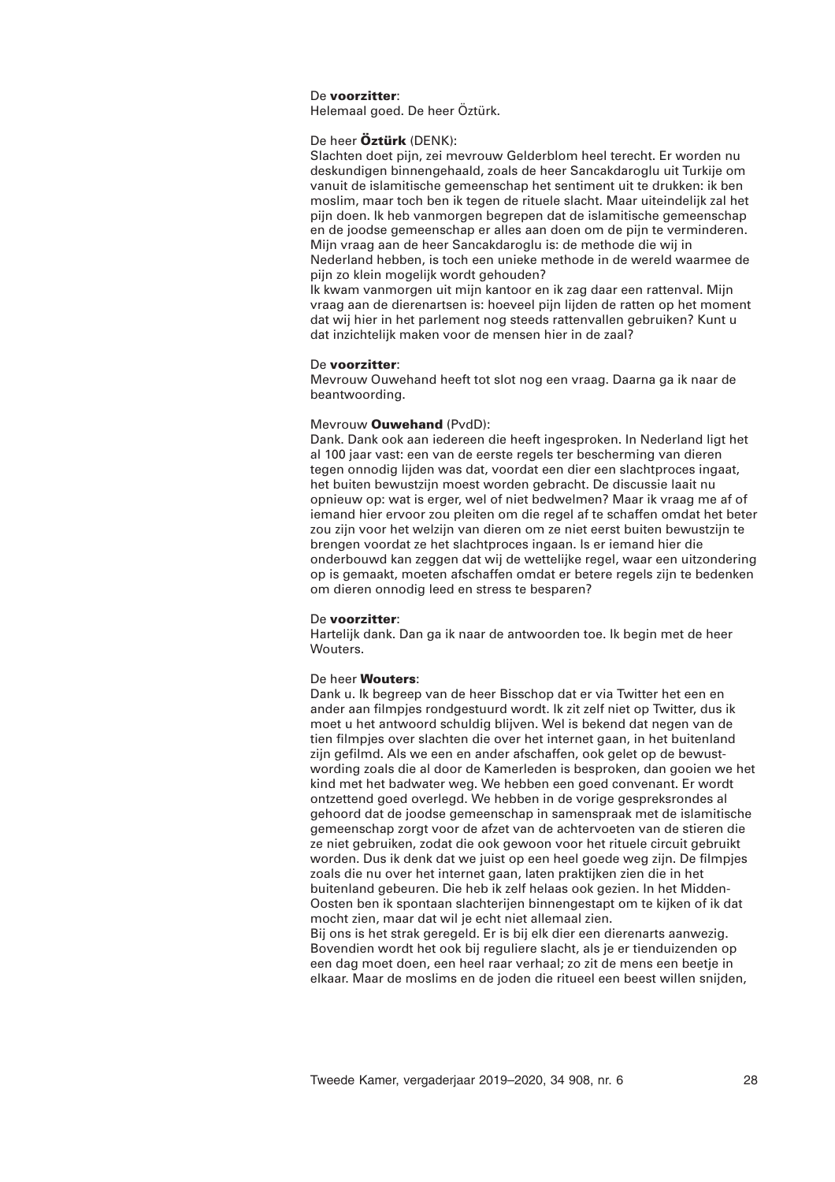De **voorzitter**:
Helemaal goed. De heer Öztürk.

De heer **Öztürk** (DENK):
Slachten doet pijn, zei mevrouw Gelderblom heel terecht. Er worden nu deskundigen binnengehaald, zoals de heer Sancakdaroglu uit Turkije om vanuit de islamitische gemeenschap het sentiment uit te drukken: ik ben moslim, maar toch ben ik tegen de rituele slacht. Maar uiteindelijk zal het pijn doen. Ik heb vanmorgen begrepen dat de islamitische gemeenschap en de joodse gemeenschap er alles aan doen om de pijn te verminderen. Mijn vraag aan de heer Sancakdaroglu is: de methode die wij in Nederland hebben, is toch een unieke methode in de wereld waarmee de pijn zo klein mogelijk wordt gehouden?
Ik kwam vanmorgen uit mijn kantoor en ik zag daar een rattenval. Mijn vraag aan de dierenartsen is: hoeveel pijn lijden de ratten op het moment dat wij hier in het parlement nog steeds rattenvallen gebruiken? Kunt u dat inzichtelijk maken voor de mensen hier in de zaal?

De **voorzitter**:
Mevrouw Ouwehand heeft tot slot nog een vraag. Daarna ga ik naar de beantwoording.

Mevrouw **Ouwehand** (PvdD):
Dank. Dank ook aan iedereen die heeft ingesproken. In Nederland ligt het al 100 jaar vast: een van de eerste regels ter bescherming van dieren tegen onnodig lijden was dat, voordat een dier een slachtproces ingaat, het buiten bewustzijn moest worden gebracht. De discussie laait nu opnieuw op: wat is erger, wel of niet bedwelmen? Maar ik vraag me af of iemand hier ervoor zou pleiten om die regel af te schaffen omdat het beter zou zijn voor het welzijn van dieren om ze niet eerst buiten bewustzijn te brengen voordat ze het slachtproces ingaan. Is er iemand hier die onderbouwd kan zeggen dat wij de wettelijke regel, waar een uitzondering op is gemaakt, moeten afschaffen omdat er betere regels zijn te bedenken om dieren onnodig leed en stress te besparen?

De **voorzitter**:
Hartelijk dank. Dan ga ik naar de antwoorden toe. Ik begin met de heer Wouters.

De heer **Wouters**:
Dank u. Ik begreep van de heer Bisschop dat er via Twitter het een en ander aan filmpjes rondgestuurd wordt. Ik zit zelf niet op Twitter, dus ik moet u het antwoord schuldig blijven. Wel is bekend dat negen van de tien filmpjes over slachten die over het internet gaan, in het buitenland zijn gefilmd. Als we een en ander afschaffen, ook gelet op de bewustwording zoals die al door de Kamerleden is besproken, dan gooien we het kind met het badwater weg. We hebben een goed convenant. Er wordt ontzettend goed overlegd. We hebben in de vorige gespreksrondes al gehoord dat de joodse gemeenschap in samenspraak met de islamitische gemeenschap zorgt voor de afzet van de achtervoeten van de stieren die ze niet gebruiken, zodat die ook gewoon voor het rituele circuit gebruikt worden. Dus ik denk dat we juist op een heel goede weg zijn. De filmpjes zoals die nu over het internet gaan, laten praktijken zien die in het buitenland gebeuren. Die heb ik zelf helaas ook gezien. In het Midden-Oosten ben ik spontaan slachterijen binnengestapt om te kijken of ik dat mocht zien, maar dat wil je echt niet allemaal zien.
Bij ons is het strak geregeld. Er is bij elk dier een dierenarts aanwezig. Bovendien wordt het ook bij reguliere slacht, als je er tienduizenden op een dag moet doen, een heel raar verhaal; zo zit de mens een beetje in elkaar. Maar de moslims en de joden die ritueel een beest willen snijden,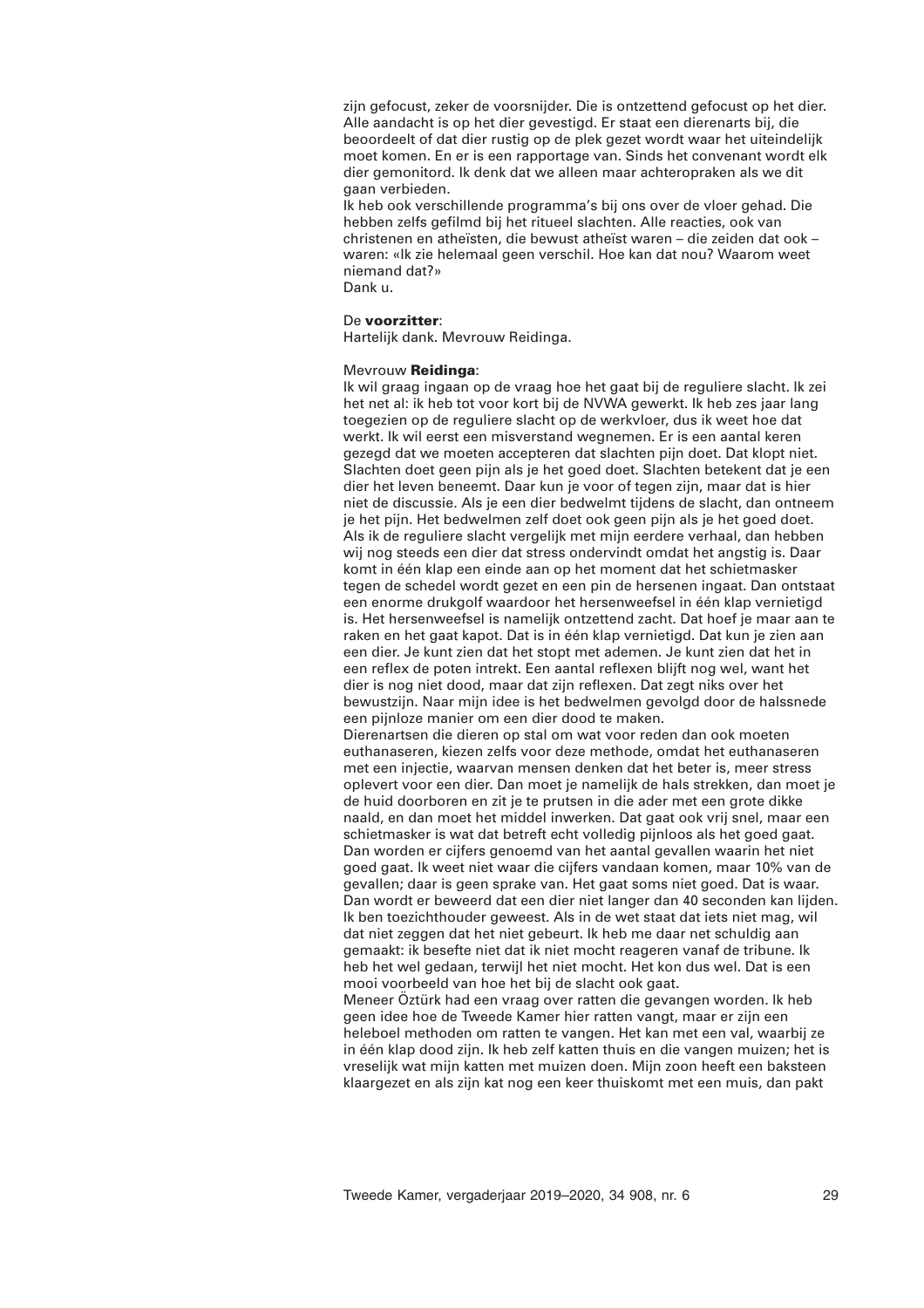zijn gefocust, zeker de voorsnijder. Die is ontzettend gefocust op het dier. Alle aandacht is op het dier gevestigd. Er staat een dierenarts bij, die beoordeelt of dat dier rustig op de plek gezet wordt waar het uiteindelijk moet komen. En er is een rapportage van. Sinds het convenant wordt elk dier gemonitord. Ik denk dat we alleen maar achteropraken als we dit gaan verbieden.
Ik heb ook verschillende programma's bij ons over de vloer gehad. Die hebben zelfs gefilmd bij het ritueel slachten. Alle reacties, ook van christenen en atheïsten, die bewust atheïst waren – die zeiden dat ook – waren: «Ik zie helemaal geen verschil. Hoe kan dat nou? Waarom weet niemand dat?»
Dank u.

De **voorzitter**:
Hartelijk dank. Mevrouw Reidinga.

Mevrouw **Reidinga**:
Ik wil graag ingaan op de vraag hoe het gaat bij de reguliere slacht. Ik zei het net al: ik heb tot voor kort bij de NVWA gewerkt. Ik heb zes jaar lang toegezien op de reguliere slacht op de werkvloer, dus ik weet hoe dat werkt. Ik wil eerst een misverstand wegnemen. Er is een aantal keren gezegd dat we moeten accepteren dat slachten pijn doet. Dat klopt niet. Slachten doet geen pijn als je het goed doet. Slachten betekent dat je een dier het leven beneemt. Daar kun je voor of tegen zijn, maar dat is hier niet de discussie. Als je een dier bedwelmt tijdens de slacht, dan ontneem je het pijn. Het bedwelmen zelf doet ook geen pijn als je het goed doet. Als ik de reguliere slacht vergelijk met mijn eerdere verhaal, dan hebben wij nog steeds een dier dat stress ondervindt omdat het angstig is. Daar komt in één klap een einde aan op het moment dat het schietmasker tegen de schedel wordt gezet en een pin de hersenen ingaat. Dan ontstaat een enorme drukgolf waardoor het hersenweefsel in één klap vernietigd is. Het hersenweefsel is namelijk ontzettend zacht. Dat hoef je maar aan te raken en het gaat kapot. Dat is in één klap vernietigd. Dat kun je zien aan een dier. Je kunt zien dat het stopt met ademen. Je kunt zien dat het in een reflex de poten intrekt. Een aantal reflexen blijft nog wel, want het dier is nog niet dood, maar dat zijn reflexen. Dat zegt niks over het bewustzijn. Naar mijn idee is het bedwelmen gevolgd door de halssnede een pijnloze manier om een dier dood te maken.
Dierenartsen die dieren op stal om wat voor reden dan ook moeten euthanaseren, kiezen zelfs voor deze methode, omdat het euthanaseren met een injectie, waarvan mensen denken dat het beter is, meer stress oplevert voor een dier. Dan moet je namelijk de hals strekken, dan moet je de huid doorboren en zit je te prutsen in die ader met een grote dikke naald, en dan moet het middel inwerken. Dat gaat ook vrij snel, maar een schietmasker is wat dat betreft echt volledig pijnloos als het goed gaat. Dan worden er cijfers genoemd van het aantal gevallen waarin het niet goed gaat. Ik weet niet waar die cijfers vandaan komen, maar 10% van de gevallen; daar is geen sprake van. Het gaat soms niet goed. Dat is waar. Dan wordt er beweerd dat een dier niet langer dan 40 seconden kan lijden. Ik ben toezichthouder geweest. Als in de wet staat dat iets niet mag, wil dat niet zeggen dat het niet gebeurt. Ik heb me daar net schuldig aan gemaakt: ik besefte niet dat ik niet mocht reageren vanaf de tribune. Ik heb het wel gedaan, terwijl het niet mocht. Het kon dus wel. Dat is een mooi voorbeeld van hoe het bij de slacht ook gaat.
Meneer Öztürk had een vraag over ratten die gevangen worden. Ik heb geen idee hoe de Tweede Kamer hier ratten vangt, maar er zijn een heleboel methoden om ratten te vangen. Het kan met een val, waarbij ze in één klap dood zijn. Ik heb zelf katten thuis en die vangen muizen; het is vreselijk wat mijn katten met muizen doen. Mijn zoon heeft een baksteen klaargezet en als zijn kat nog een keer thuiskomt met een muis, dan pakt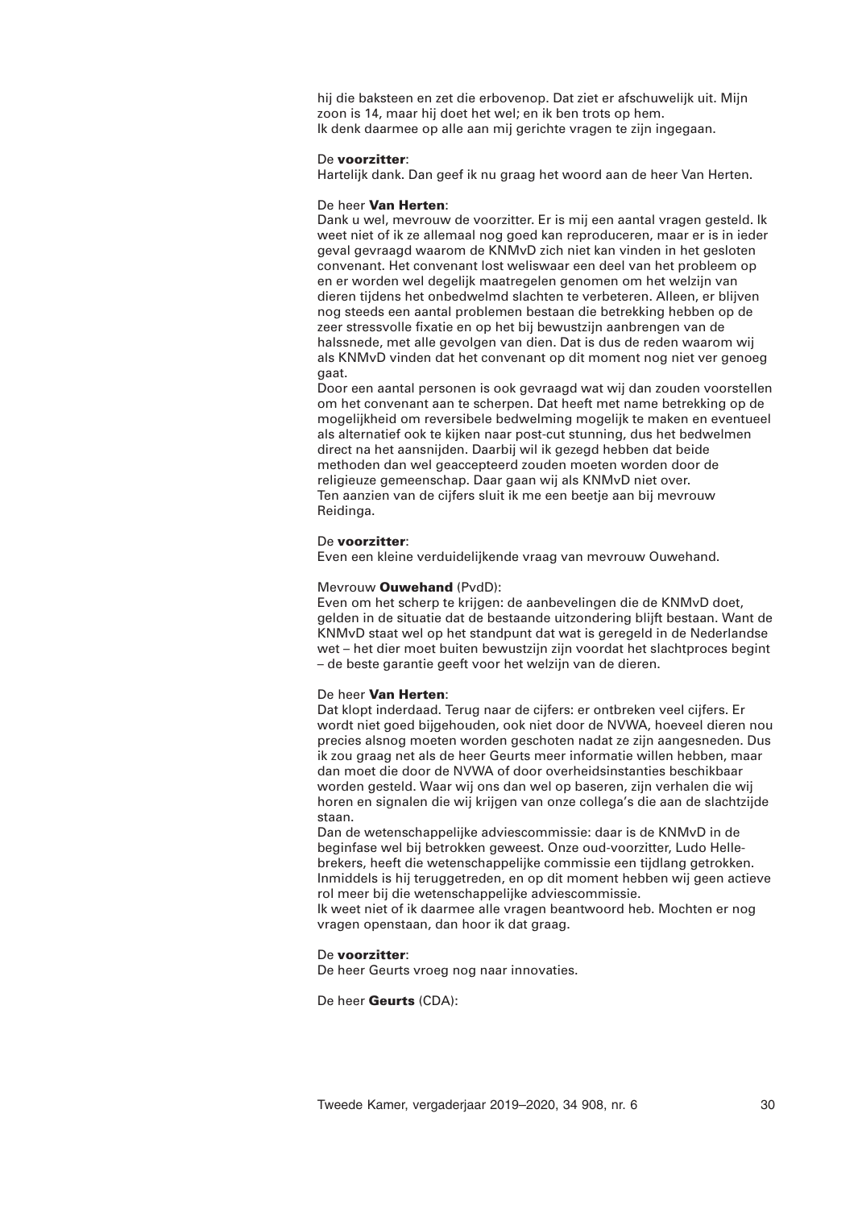hij die baksteen en zet die erbovenop. Dat ziet er afschuwelijk uit. Mijn zoon is 14, maar hij doet het wel; en ik ben trots op hem.
Ik denk daarmee op alle aan mij gerichte vragen te zijn ingegaan.

De **voorzitter**:
Hartelijk dank. Dan geef ik nu graag het woord aan de heer Van Herten.

De heer **Van Herten**:
Dank u wel, mevrouw de voorzitter. Er is mij een aantal vragen gesteld. Ik weet niet of ik ze allemaal nog goed kan reproduceren, maar er is in ieder geval gevraagd waarom de KNMvD zich niet kan vinden in het gesloten convenant. Het convenant lost weliswaar een deel van het probleem op en er worden wel degelijk maatregelen genomen om het welzijn van dieren tijdens het onbedwelmd slachten te verbeteren. Alleen, er blijven nog steeds een aantal problemen bestaan die betrekking hebben op de zeer stressvolle fixatie en op het bij bewustzijn aanbrengen van de halssnede, met alle gevolgen van dien. Dat is dus de reden waarom wij als KNMvD vinden dat het convenant op dit moment nog niet ver genoeg gaat.
Door een aantal personen is ook gevraagd wat wij dan zouden voorstellen om het convenant aan te scherpen. Dat heeft met name betrekking op de mogelijkheid om reversibele bedwelming mogelijk te maken en eventueel als alternatief ook te kijken naar post-cut stunning, dus het bedwelmen direct na het aansnijden. Daarbij wil ik gezegd hebben dat beide methoden dan wel geaccepteerd zouden moeten worden door de religieuze gemeenschap. Daar gaan wij als KNMvD niet over.
Ten aanzien van de cijfers sluit ik me een beetje aan bij mevrouw Reidinga.

De **voorzitter**:
Even een kleine verduidelijkende vraag van mevrouw Ouwehand.

Mevrouw **Ouwehand** (PvdD):
Even om het scherp te krijgen: de aanbevelingen die de KNMvD doet, gelden in de situatie dat de bestaande uitzondering blijft bestaan. Want de KNMvD staat wel op het standpunt dat wat is geregeld in de Nederlandse wet – het dier moet buiten bewustzijn zijn voordat het slachtproces begint – de beste garantie geeft voor het welzijn van de dieren.

De heer **Van Herten**:
Dat klopt inderdaad. Terug naar de cijfers: er ontbreken veel cijfers. Er wordt niet goed bijgehouden, ook niet door de NVWA, hoeveel dieren nou precies alsnog moeten worden geschoten nadat ze zijn aangesneden. Dus ik zou graag net als de heer Geurts meer informatie willen hebben, maar dan moet die door de NVWA of door overheidsinstanties beschikbaar worden gesteld. Waar wij ons dan wel op baseren, zijn verhalen die wij horen en signalen die wij krijgen van onze collega's die aan de slachtzijde staan.
Dan de wetenschappelijke adviescommissie: daar is de KNMvD in de beginfase wel bij betrokken geweest. Onze oud-voorzitter, Ludo Hellebrekers, heeft die wetenschappelijke commissie een tijdlang getrokken. Inmiddels is hij teruggetreden, en op dit moment hebben wij geen actieve rol meer bij die wetenschappelijke adviescommissie.
Ik weet niet of ik daarmee alle vragen beantwoord heb. Mochten er nog vragen openstaan, dan hoor ik dat graag.

De **voorzitter**:
De heer Geurts vroeg nog naar innovaties.

De heer **Geurts** (CDA):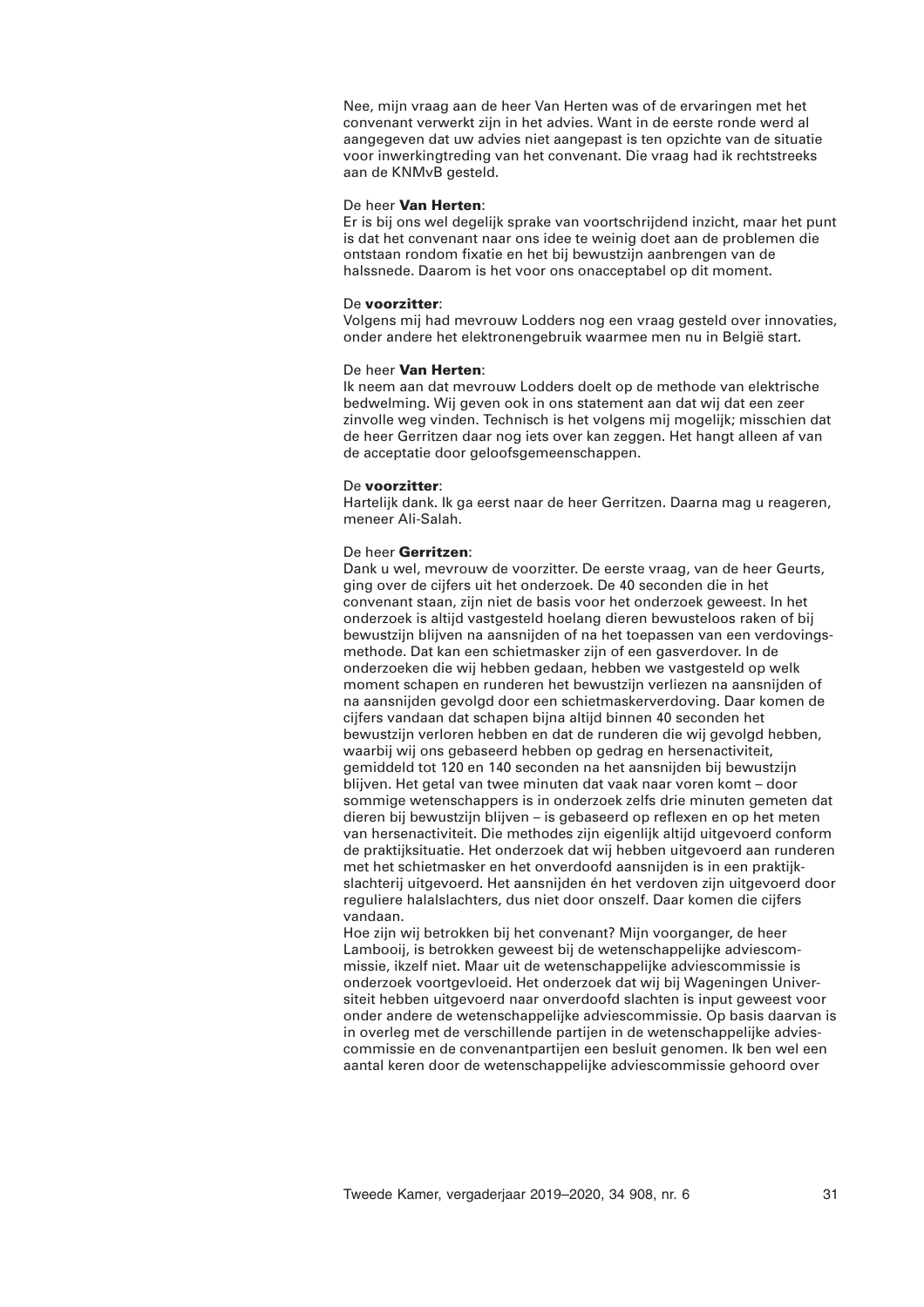Nee, mijn vraag aan de heer Van Herten was of de ervaringen met het convenant verwerkt zijn in het advies. Want in de eerste ronde werd al aangegeven dat uw advies niet aangepast is ten opzichte van de situatie voor inwerkingtreding van het convenant. Die vraag had ik rechtstreeks aan de KNMvB gesteld.

De heer **Van Herten**:
Er is bij ons wel degelijk sprake van voortschrijdend inzicht, maar het punt is dat het convenant naar ons idee te weinig doet aan de problemen die ontstaan rondom fixatie en het bij bewustzijn aanbrengen van de halssnede. Daarom is het voor ons onacceptabel op dit moment.

De **voorzitter**:
Volgens mij had mevrouw Lodders nog een vraag gesteld over innovaties, onder andere het elektronengebruik waarmee men nu in België start.

De heer **Van Herten**:
Ik neem aan dat mevrouw Lodders doelt op de methode van elektrische bedwelming. Wij geven ook in ons statement aan dat wij dat een zeer zinvolle weg vinden. Technisch is het volgens mij mogelijk; misschien dat de heer Gerritzen daar nog iets over kan zeggen. Het hangt alleen af van de acceptatie door geloofsgemeenschappen.

De **voorzitter**:
Hartelijk dank. Ik ga eerst naar de heer Gerritzen. Daarna mag u reageren, meneer Ali-Salah.

De heer **Gerritzen**:
Dank u wel, mevrouw de voorzitter. De eerste vraag, van de heer Geurts, ging over de cijfers uit het onderzoek. De 40 seconden die in het convenant staan, zijn niet de basis voor het onderzoek geweest. In het onderzoek is altijd vastgesteld hoelang dieren bewusteloos raken of bij bewustzijn blijven na aansnijden of na het toepassen van een verdovingsmethode. Dat kan een schietmasker zijn of een gasverdover. In de onderzoeken die wij hebben gedaan, hebben we vastgesteld op welk moment schapen en runderen het bewustzijn verliezen na aansnijden of na aansnijden gevolgd door een schietmaskerverdoving. Daar komen de cijfers vandaan dat schapen bijna altijd binnen 40 seconden het bewustzijn verloren hebben en dat de runderen die wij gevolgd hebben, waarbij wij ons gebaseerd hebben op gedrag en hersenactiviteit, gemiddeld tot 120 en 140 seconden na het aansnijden bij bewustzijn blijven. Het getal van twee minuten dat vaak naar voren komt – door sommige wetenschappers is in onderzoek zelfs drie minuten gemeten dat dieren bij bewustzijn blijven – is gebaseerd op reflexen en op het meten van hersenactiviteit. Die methodes zijn eigenlijk altijd uitgevoerd conform de praktijksituatie. Het onderzoek dat wij hebben uitgevoerd aan runderen met het schietmasker en het onverdoofd aansnijden is in een praktijkslachterij uitgevoerd. Het aansnijden én het verdoven zijn uitgevoerd door reguliere halalslachters, dus niet door onszelf. Daar komen die cijfers vandaan.
Hoe zijn wij betrokken bij het convenant? Mijn voorganger, de heer Lambooij, is betrokken geweest bij de wetenschappelijke adviescommissie, ikzelf niet. Maar uit de wetenschappelijke adviescommissie is onderzoek voortgevloeid. Het onderzoek dat wij bij Wageningen Universiteit hebben uitgevoerd naar onverdoofd slachten is input geweest voor onder andere de wetenschappelijke adviescommissie. Op basis daarvan is in overleg met de verschillende partijen in de wetenschappelijke adviescommissie en de convenantpartijen een besluit genomen. Ik ben wel een aantal keren door de wetenschappelijke adviescommissie gehoord over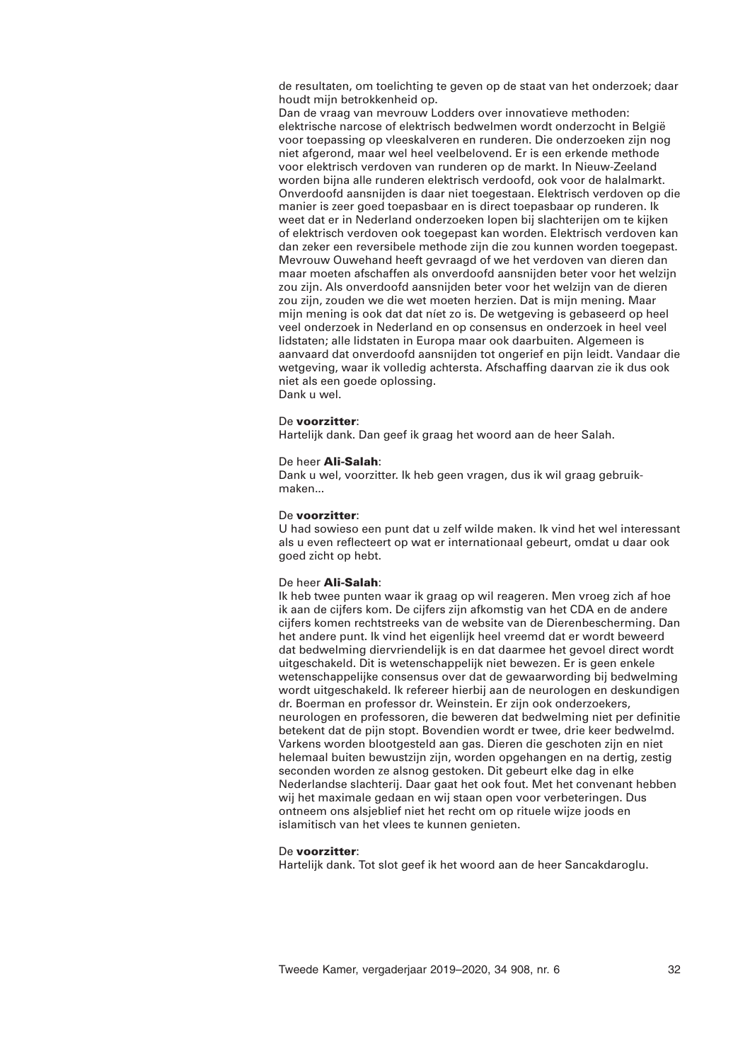de resultaten, om toelichting te geven op de staat van het onderzoek; daar houdt mijn betrokkenheid op.
Dan de vraag van mevrouw Lodders over innovatieve methoden: elektrische narcose of elektrisch bedwelmen wordt onderzocht in België voor toepassing op vleeskalveren en runderen. Die onderzoeken zijn nog niet afgerond, maar wel heel veelbelovend. Er is een erkende methode voor elektrisch verdoven van runderen op de markt. In Nieuw-Zeeland worden bijna alle runderen elektrisch verdoofd, ook voor de halalmarkt. Onverdoofd aansnijden is daar niet toegestaan. Elektrisch verdoven op die manier is zeer goed toepasbaar en is direct toepasbaar op runderen. Ik weet dat er in Nederland onderzoeken lopen bij slachterijen om te kijken of elektrisch verdoven ook toegepast kan worden. Elektrisch verdoven kan dan zeker een reversibele methode zijn die zou kunnen worden toegepast.
Mevrouw Ouwehand heeft gevraagd of we het verdoven van dieren dan maar moeten afschaffen als onverdoofd aansnijden beter voor het welzijn zou zijn. Als onverdoofd aansnijden beter voor het welzijn van de dieren zou zijn, zouden we die wet moeten herzien. Dat is mijn mening. Maar mijn mening is ook dat dat níet zo is. De wetgeving is gebaseerd op heel veel onderzoek in Nederland en op consensus en onderzoek in heel veel lidstaten; alle lidstaten in Europa maar ook daarbuiten. Algemeen is aanvaard dat onverdoofd aansnijden tot ongerief en pijn leidt. Vandaar die wetgeving, waar ik volledig achtersta. Afschaffing daarvan zie ik dus ook niet als een goede oplossing.
Dank u wel.

De **voorzitter**:
Hartelijk dank. Dan geef ik graag het woord aan de heer Salah.

De heer **Ali-Salah**:
Dank u wel, voorzitter. Ik heb geen vragen, dus ik wil graag gebruikmaken...

De **voorzitter**:
U had sowieso een punt dat u zelf wilde maken. Ik vind het wel interessant als u even reflecteert op wat er internationaal gebeurt, omdat u daar ook goed zicht op hebt.

De heer **Ali-Salah**:
Ik heb twee punten waar ik graag op wil reageren. Men vroeg zich af hoe ik aan de cijfers kom. De cijfers zijn afkomstig van het CDA en de andere cijfers komen rechtstreeks van de website van de Dierenbescherming. Dan het andere punt. Ik vind het eigenlijk heel vreemd dat er wordt beweerd dat bedwelming diervriendelijk is en dat daarmee het gevoel direct wordt uitgeschakeld. Dit is wetenschappelijk niet bewezen. Er is geen enkele wetenschappelijke consensus over dat de gewaarwording bij bedwelming wordt uitgeschakeld. Ik refereer hierbij aan de neurologen en deskundigen dr. Boerman en professor dr. Weinstein. Er zijn ook onderzoekers, neurologen en professoren, die beweren dat bedwelming niet per definitie betekent dat de pijn stopt. Bovendien wordt er twee, drie keer bedwelmd. Varkens worden blootgesteld aan gas. Dieren die geschoten zijn en niet helemaal buiten bewustzijn zijn, worden opgehangen en na dertig, zestig seconden worden ze alsnog gestoken. Dit gebeurt elke dag in elke Nederlandse slachterij. Daar gaat het ook fout. Met het convenant hebben wij het maximale gedaan en wij staan open voor verbeteringen. Dus ontneem ons alsjeblief niet het recht om op rituele wijze joods en islamitisch van het vlees te kunnen genieten.

De **voorzitter**:
Hartelijk dank. Tot slot geef ik het woord aan de heer Sancakdaroglu.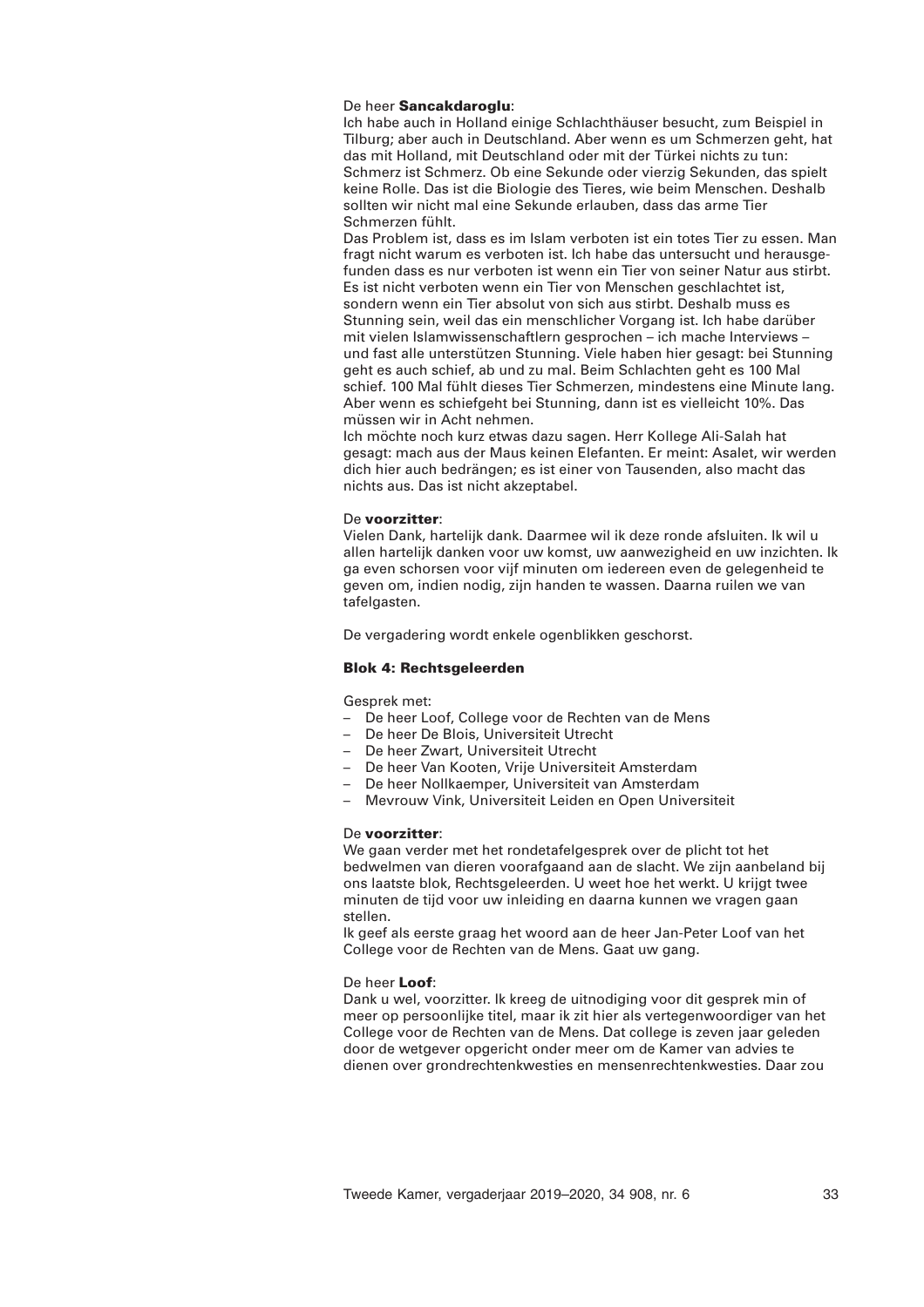De heer **Sancakdaroglu**:
Ich habe auch in Holland einige Schlachthäuser besucht, zum Beispiel in Tilburg; aber auch in Deutschland. Aber wenn es um Schmerzen geht, hat das mit Holland, mit Deutschland oder mit der Türkei nichts zu tun: Schmerz ist Schmerz. Ob eine Sekunde oder vierzig Sekunden, das spielt keine Rolle. Das ist die Biologie des Tieres, wie beim Menschen. Deshalb sollten wir nicht mal eine Sekunde erlauben, dass das arme Tier Schmerzen fühlt.
Das Problem ist, dass es im Islam verboten ist ein totes Tier zu essen. Man fragt nicht warum es verboten ist. Ich habe das untersucht und herausgefunden dass es nur verboten ist wenn ein Tier von seiner Natur aus stirbt. Es ist nicht verboten wenn ein Tier von Menschen geschlachtet ist, sondern wenn ein Tier absolut von sich aus stirbt. Deshalb muss es Stunning sein, weil das ein menschlicher Vorgang ist. Ich habe darüber mit vielen Islamwissenschaftlern gesprochen – ich mache Interviews – und fast alle unterstützen Stunning. Viele haben hier gesagt: bei Stunning geht es auch schief, ab und zu mal. Beim Schlachten geht es 100 Mal schief. 100 Mal fühlt dieses Tier Schmerzen, mindestens eine Minute lang. Aber wenn es schiefgeht bei Stunning, dann ist es vielleicht 10%. Das müssen wir in Acht nehmen.
Ich möchte noch kurz etwas dazu sagen. Herr Kollege Ali-Salah hat gesagt: mach aus der Maus keinen Elefanten. Er meint: Asalet, wir werden dich hier auch bedrängen; es ist einer von Tausenden, also macht das nichts aus. Das ist nicht akzeptabel.

De **voorzitter**:
Vielen Dank, hartelijk dank. Daarmee wil ik deze ronde afsluiten. Ik wil u allen hartelijk danken voor uw komst, uw aanwezigheid en uw inzichten. Ik ga even schorsen voor vijf minuten om iedereen even de gelegenheid te geven om, indien nodig, zijn handen te wassen. Daarna ruilen we van tafelgasten.

De vergadering wordt enkele ogenblikken geschorst.

### Blok 4: Rechtsgeleerden

Gesprek met:
- De heer Loof, College voor de Rechten van de Mens
- De heer De Blois, Universiteit Utrecht
- De heer Zwart, Universiteit Utrecht
- De heer Van Kooten, Vrije Universiteit Amsterdam
- De heer Nollkaemper, Universiteit van Amsterdam
- Mevrouw Vink, Universiteit Leiden en Open Universiteit

De **voorzitter**:
We gaan verder met het rondetafelgesprek over de plicht tot het bedwelmen van dieren voorafgaand aan de slacht. We zijn aanbeland bij ons laatste blok, Rechtsgeleerden. U weet hoe het werkt. U krijgt twee minuten de tijd voor uw inleiding en daarna kunnen we vragen gaan stellen.
Ik geef als eerste graag het woord aan de heer Jan-Peter Loof van het College voor de Rechten van de Mens. Gaat uw gang.

De heer **Loof**:
Dank u wel, voorzitter. Ik kreeg de uitnodiging voor dit gesprek min of meer op persoonlijke titel, maar ik zit hier als vertegenwoordiger van het College voor de Rechten van de Mens. Dat college is zeven jaar geleden door de wetgever opgericht onder meer om de Kamer van advies te dienen over grondrechtenkwesties en mensenrechtenkwesties. Daar zou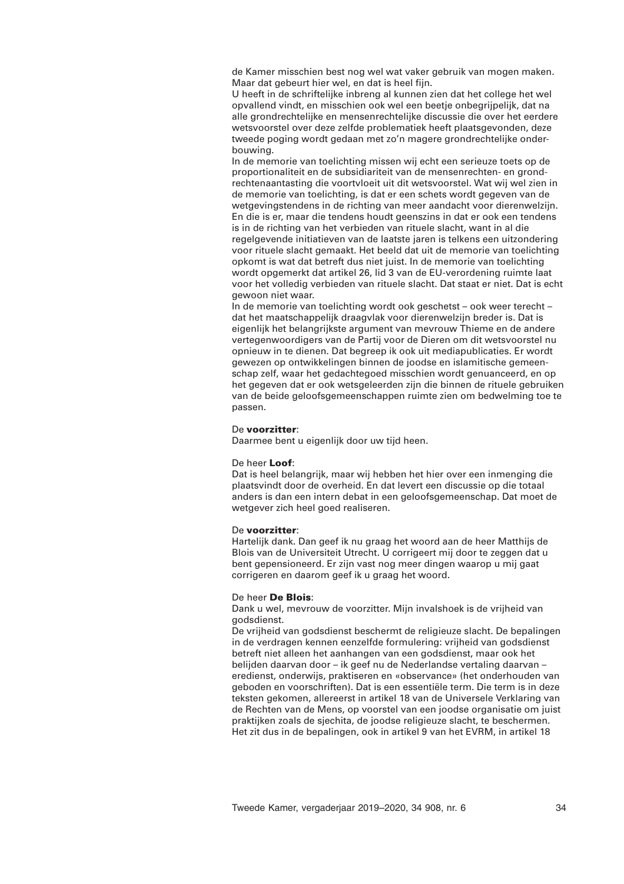de Kamer misschien best nog wel wat vaker gebruik van mogen maken. Maar dat gebeurt hier wel, en dat is heel fijn.

U heeft in de schriftelijke inbreng al kunnen zien dat het college het wel opvallend vindt, en misschien ook wel een beetje onbegrijpelijk, dat na alle grondrechtelijke en mensenrechtelijke discussie die over het eerdere wetsvoorstel over deze zelfde problematiek heeft plaatsgevonden, deze tweede poging wordt gedaan met zo'n magere grondrechtelijke onderbouwing.

In de memorie van toelichting missen wij echt een serieuze toets op de proportionaliteit en de subsidiariteit van de mensenrechten- en grondrechtenaantasting die voortvloeit uit dit wetsvoorstel. Wat wij wel zien in de memorie van toelichting, is dat er een schets wordt gegeven van de wetgevingstendens in de richting van meer aandacht voor dierenwelzijn. En die is er, maar die tendens houdt geenszins in dat er ook een tendens is in de richting van het verbieden van rituele slacht, want in al die regelgevende initiatieven van de laatste jaren is telkens een uitzondering voor rituele slacht gemaakt. Het beeld dat uit de memorie van toelichting opkomt is wat dat betreft dus niet juist. In de memorie van toelichting wordt opgemerkt dat artikel 26, lid 3 van de EU-verordening ruimte laat voor het volledig verbieden van rituele slacht. Dat staat er niet. Dat is echt gewoon niet waar.

In de memorie van toelichting wordt ook geschetst – ook weer terecht – dat het maatschappelijk draagvlak voor dierenwelzijn breder is. Dat is eigenlijk het belangrijkste argument van mevrouw Thieme en de andere vertegenwoordigers van de Partij voor de Dieren om dit wetsvoorstel nu opnieuw in te dienen. Dat begreep ik ook uit mediapublicaties. Er wordt gewezen op ontwikkelingen binnen de joodse en islamitische gemeenschap zelf, waar het gedachtegoed misschien wordt genuanceerd, en op het gegeven dat er ook wetsgeleerden zijn die binnen de rituele gebruiken van de beide geloofsgemeenschappen ruimte zien om bedwelming toe te passen.

De **voorzitter**:
Daarmee bent u eigenlijk door uw tijd heen.

De heer **Loof**:
Dat is heel belangrijk, maar wij hebben het hier over een inmenging die plaatsvindt door de overheid. En dat levert een discussie op die totaal anders is dan een intern debat in een geloofsgemeenschap. Dat moet de wetgever zich heel goed realiseren.

De **voorzitter**:
Hartelijk dank. Dan geef ik nu graag het woord aan de heer Matthijs de Blois van de Universiteit Utrecht. U corrigeert mij door te zeggen dat u bent gepensioneerd. Er zijn vast nog meer dingen waarop u mij gaat corrigeren en daarom geef ik u graag het woord.

De heer **De Blois**:
Dank u wel, mevrouw de voorzitter. Mijn invalshoek is de vrijheid van godsdienst.

De vrijheid van godsdienst beschermt de religieuze slacht. De bepalingen in de verdragen kennen eenzelfde formulering: vrijheid van godsdienst betreft niet alleen het aanhangen van een godsdienst, maar ook het belijden daarvan door – ik geef nu de Nederlandse vertaling daarvan – eredienst, onderwijs, praktiseren en «observance» (het onderhouden van geboden en voorschriften). Dat is een essentiële term. Die term is in deze teksten gekomen, allereerst in artikel 18 van de Universele Verklaring van de Rechten van de Mens, op voorstel van een joodse organisatie om juist praktijken zoals de sjechita, de joodse religieuze slacht, te beschermen. Het zit dus in de bepalingen, ook in artikel 9 van het EVRM, in artikel 18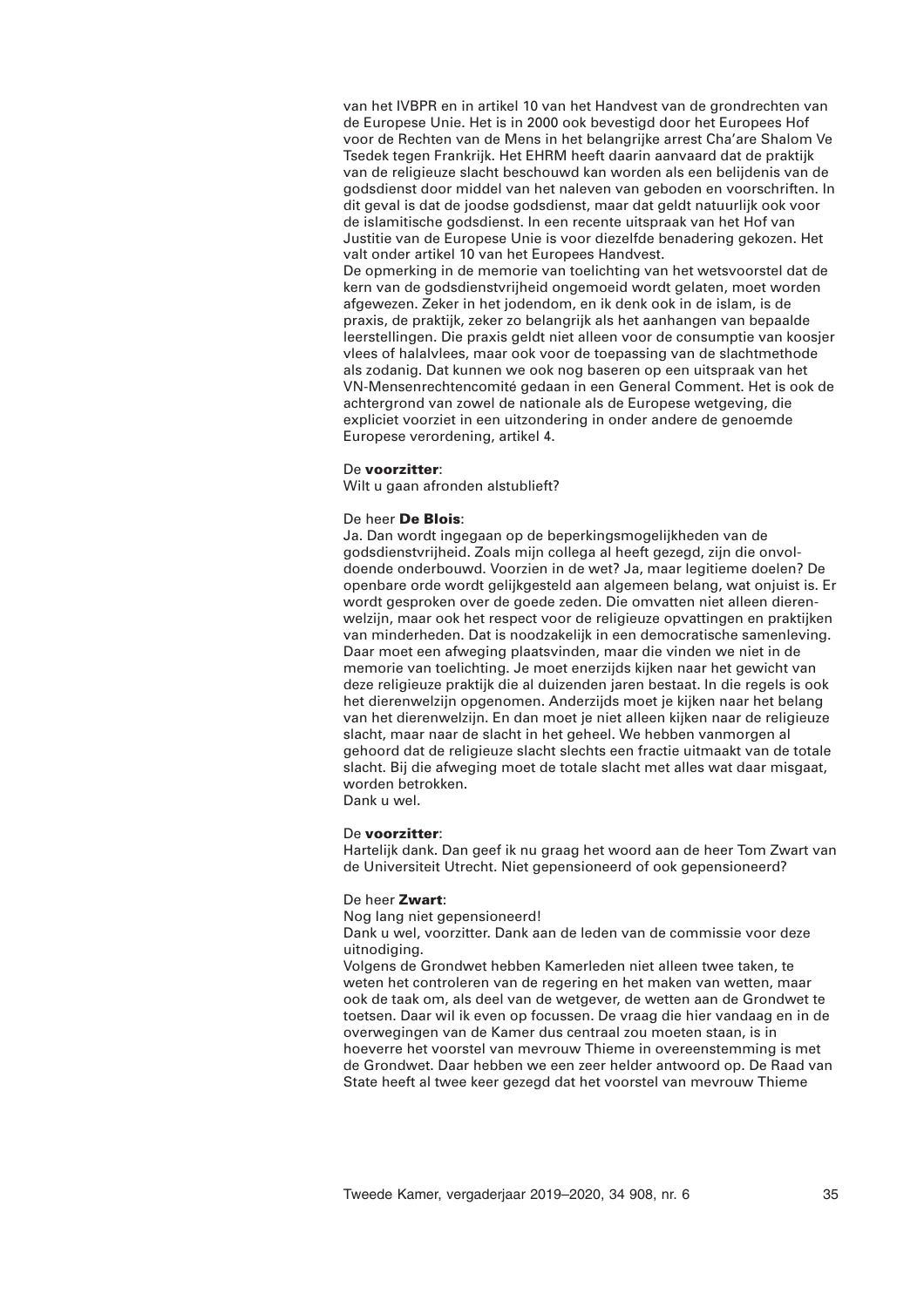van het IVBPR en in artikel 10 van het Handvest van de grondrechten van de Europese Unie. Het is in 2000 ook bevestigd door het Europees Hof voor de Rechten van de Mens in het belangrijke arrest Cha'are Shalom Ve Tsedek tegen Frankrijk. Het EHRM heeft daarin aanvaard dat de praktijk van de religieuze slacht beschouwd kan worden als een belijdenis van de godsdienst door middel van het naleven van geboden en voorschriften. In dit geval is dat de joodse godsdienst, maar dat geldt natuurlijk ook voor de islamitische godsdienst. In een recente uitspraak van het Hof van Justitie van de Europese Unie is voor diezelfde benadering gekozen. Het valt onder artikel 10 van het Europees Handvest.
De opmerking in de memorie van toelichting van het wetsvoorstel dat de kern van de godsdienstvrijheid ongemoeid wordt gelaten, moet worden afgewezen. Zeker in het jodendom, en ik denk ook in de islam, is de praxis, de praktijk, zeker zo belangrijk als het aanhangen van bepaalde leerstellingen. Die praxis geldt niet alleen voor de consumptie van koosjer vlees of halalvlees, maar ook voor de toepassing van de slachtmethode als zodanig. Dat kunnen we ook nog baseren op een uitspraak van het VN-Mensenrechtencomité gedaan in een General Comment. Het is ook de achtergrond van zowel de nationale als de Europese wetgeving, die expliciet voorziet in een uitzondering in onder andere de genoemde Europese verordening, artikel 4.

De **voorzitter**:
Wilt u gaan afronden alstublieft?

De heer **De Blois**:
Ja. Dan wordt ingegaan op de beperkingsmogelijkheden van de godsdienstvrijheid. Zoals mijn collega al heeft gezegd, zijn die onvoldoende onderbouwd. Voorzien in de wet? Ja, maar legitieme doelen? De openbare orde wordt gelijkgesteld aan algemeen belang, wat onjuist is. Er wordt gesproken over de goede zeden. Die omvatten niet alleen dierenwelzijn, maar ook het respect voor de religieuze opvattingen en praktijken van minderheden. Dat is noodzakelijk in een democratische samenleving. Daar moet een afweging plaatsvinden, maar die vinden we niet in de memorie van toelichting. Je moet enerzijds kijken naar het gewicht van deze religieuze praktijk die al duizenden jaren bestaat. In die regels is ook het dierenwelzijn opgenomen. Anderzijds moet je kijken naar het belang van het dierenwelzijn. En dan moet je niet alleen kijken naar de religieuze slacht, maar naar de slacht in het geheel. We hebben vanmorgen al gehoord dat de religieuze slacht slechts een fractie uitmaakt van de totale slacht. Bij die afweging moet de totale slacht met alles wat daar misgaat, worden betrokken.
Dank u wel.

De **voorzitter**:
Hartelijk dank. Dan geef ik nu graag het woord aan de heer Tom Zwart van de Universiteit Utrecht. Niet gepensioneerd of ook gepensioneerd?

De heer **Zwart**:
Nog lang niet gepensioneerd!
Dank u wel, voorzitter. Dank aan de leden van de commissie voor deze uitnodiging.
Volgens de Grondwet hebben Kamerleden niet alleen twee taken, te weten het controleren van de regering en het maken van wetten, maar ook de taak om, als deel van de wetgever, de wetten aan de Grondwet te toetsen. Daar wil ik even op focussen. De vraag die hier vandaag en in de overwegingen van de Kamer dus centraal zou moeten staan, is in hoeverre het voorstel van mevrouw Thieme in overeenstemming is met de Grondwet. Daar hebben we een zeer helder antwoord op. De Raad van State heeft al twee keer gezegd dat het voorstel van mevrouw Thieme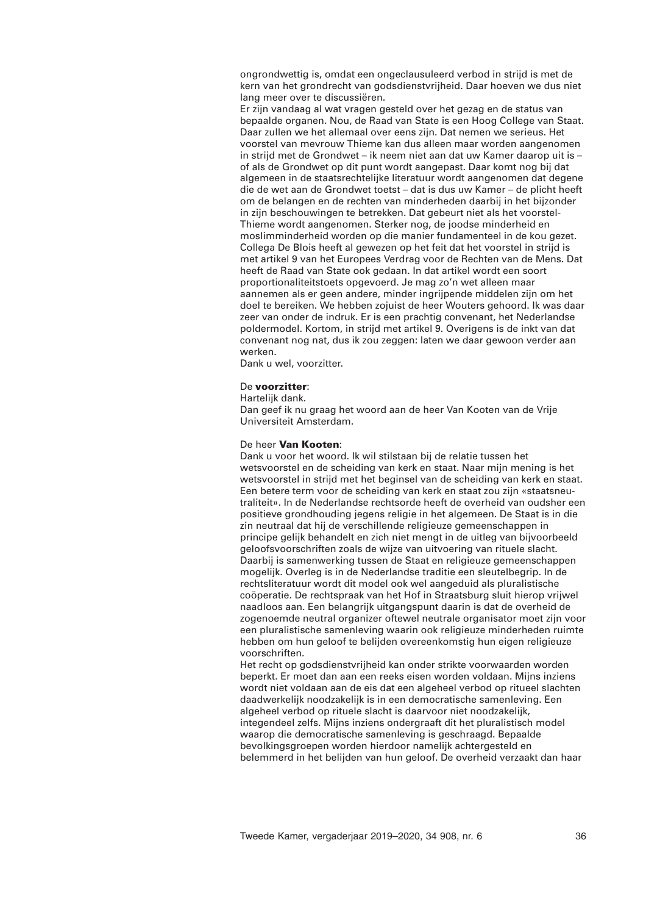ongrondwettig is, omdat een ongeclausuleerd verbod in strijd is met de kern van het grondrecht van godsdienstvrijheid. Daar hoeven we dus niet lang meer over te discussiëren.

Er zijn vandaag al wat vragen gesteld over het gezag en de status van bepaalde organen. Nou, de Raad van State is een Hoog College van Staat. Daar zullen we het allemaal over eens zijn. Dat nemen we serieus. Het voorstel van mevrouw Thieme kan dus alleen maar worden aangenomen in strijd met de Grondwet – ik neem niet aan dat uw Kamer daarop uit is – of als de Grondwet op dit punt wordt aangepast. Daar komt nog bij dat algemeen in de staatsrechtelijke literatuur wordt aangenomen dat degene die de wet aan de Grondwet toetst – dat is dus uw Kamer – de plicht heeft om de belangen en de rechten van minderheden daarbij in het bijzonder in zijn beschouwingen te betrekken. Dat gebeurt niet als het voorstel-Thieme wordt aangenomen. Sterker nog, de joodse minderheid en moslimminderheid worden op die manier fundamenteel in de kou gezet. Collega De Blois heeft al gewezen op het feit dat het voorstel in strijd is met artikel 9 van het Europees Verdrag voor de Rechten van de Mens. Dat heeft de Raad van State ook gedaan. In dat artikel wordt een soort proportionaliteitstoets opgevoerd. Je mag zo'n wet alleen maar aannemen als er geen andere, minder ingrijpende middelen zijn om het doel te bereiken. We hebben zojuist de heer Wouters gehoord. Ik was daar zeer van onder de indruk. Er is een prachtig convenant, het Nederlandse poldermodel. Kortom, in strijd met artikel 9. Overigens is de inkt van dat convenant nog nat, dus ik zou zeggen: laten we daar gewoon verder aan werken.

Dank u wel, voorzitter.

De **voorzitter**:

Hartelijk dank.

Dan geef ik nu graag het woord aan de heer Van Kooten van de Vrije Universiteit Amsterdam.

De heer **Van Kooten**:

Dank u voor het woord. Ik wil stilstaan bij de relatie tussen het wetsvoorstel en de scheiding van kerk en staat. Naar mijn mening is het wetsvoorstel in strijd met het beginsel van de scheiding van kerk en staat. Een betere term voor de scheiding van kerk en staat zou zijn «staatsneutraliteit». In de Nederlandse rechtsorde heeft de overheid van oudsher een positieve grondhouding jegens religie in het algemeen. De Staat is in die zin neutraal dat hij de verschillende religieuze gemeenschappen in principe gelijk behandelt en zich niet mengt in de uitleg van bijvoorbeeld geloofsvoorschriften zoals de wijze van uitvoering van rituele slacht. Daarbij is samenwerking tussen de Staat en religieuze gemeenschappen mogelijk. Overleg is in de Nederlandse traditie een sleutelbegrip. In de rechtsliteratuur wordt dit model ook wel aangeduid als pluralistische coöperatie. De rechtspraak van het Hof in Straatsburg sluit hierop vrijwel naadloos aan. Een belangrijk uitgangspunt daarin is dat de overheid de zogenoemde neutral organizer oftewel neutrale organisator moet zijn voor een pluralistische samenleving waarin ook religieuze minderheden ruimte hebben om hun geloof te belijden overeenkomstig hun eigen religieuze voorschriften.

Het recht op godsdienstvrijheid kan onder strikte voorwaarden worden beperkt. Er moet dan aan een reeks eisen worden voldaan. Mijns inziens wordt niet voldaan aan de eis dat een algeheel verbod op ritueel slachten daadwerkelijk noodzakelijk is in een democratische samenleving. Een algeheel verbod op rituele slacht is daarvoor niet noodzakelijk, integendeel zelfs. Mijns inziens ondergraaft dit het pluralistisch model waarop die democratische samenleving is geschraagd. Bepaalde bevolkingsgroepen worden hierdoor namelijk achtergesteld en belemmerd in het belijden van hun geloof. De overheid verzaakt dan haar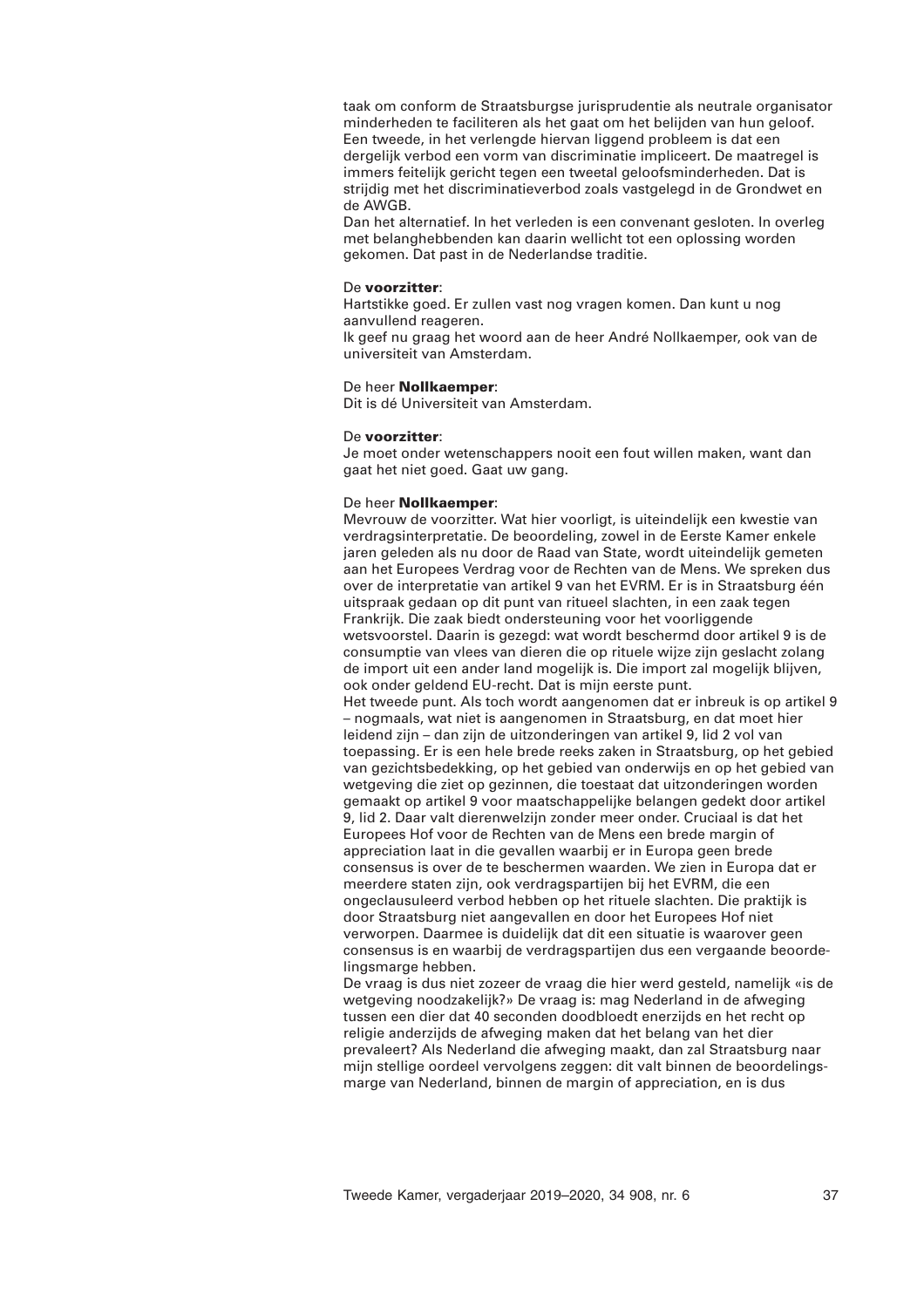taak om conform de Straatsburgse jurisprudentie als neutrale organisator minderheden te faciliteren als het gaat om het belijden van hun geloof. Een tweede, in het verlengde hiervan liggend probleem is dat een dergelijk verbod een vorm van discriminatie impliceert. De maatregel is immers feitelijk gericht tegen een tweetal geloofsminderheden. Dat is strijdig met het discriminatieverbod zoals vastgelegd in de Grondwet en de AWGB.
Dan het alternatief. In het verleden is een convenant gesloten. In overleg met belanghebbenden kan daarin wellicht tot een oplossing worden gekomen. Dat past in de Nederlandse traditie.

De **voorzitter**:
Hartstikke goed. Er zullen vast nog vragen komen. Dan kunt u nog aanvullend reageren.
Ik geef nu graag het woord aan de heer André Nollkaemper, ook van de universiteit van Amsterdam.

De heer **Nollkaemper**:
Dit is dé Universiteit van Amsterdam.

De **voorzitter**:
Je moet onder wetenschappers nooit een fout willen maken, want dan gaat het niet goed. Gaat uw gang.

De heer **Nollkaemper**:
Mevrouw de voorzitter. Wat hier voorligt, is uiteindelijk een kwestie van verdragsinterpretatie. De beoordeling, zowel in de Eerste Kamer enkele jaren geleden als nu door de Raad van State, wordt uiteindelijk gemeten aan het Europees Verdrag voor de Rechten van de Mens. We spreken dus over de interpretatie van artikel 9 van het EVRM. Er is in Straatsburg één uitspraak gedaan op dit punt van ritueel slachten, in een zaak tegen Frankrijk. Die zaak biedt ondersteuning voor het voorliggende wetsvoorstel. Daarin is gezegd: wat wordt beschermd door artikel 9 is de consumptie van vlees van dieren die op rituele wijze zijn geslacht zolang de import uit een ander land mogelijk is. Die import zal mogelijk blijven, ook onder geldend EU-recht. Dat is mijn eerste punt.
Het tweede punt. Als toch wordt aangenomen dat er inbreuk is op artikel 9 – nogmaals, wat niet is aangenomen in Straatsburg, en dat moet hier leidend zijn – dan zijn de uitzonderingen van artikel 9, lid 2 vol van toepassing. Er is een hele brede reeks zaken in Straatsburg, op het gebied van gezichtsbedekking, op het gebied van onderwijs en op het gebied van wetgeving die ziet op gezinnen, die toestaat dat uitzonderingen worden gemaakt op artikel 9 voor maatschappelijke belangen gedekt door artikel 9, lid 2. Daar valt dierenwelzijn zonder meer onder. Cruciaal is dat het Europees Hof voor de Rechten van de Mens een brede margin of appreciation laat in die gevallen waarbij er in Europa geen brede consensus is over de te beschermen waarden. We zien in Europa dat er meerdere staten zijn, ook verdragspartijen bij het EVRM, die een ongeclausuleerd verbod hebben op het rituele slachten. Die praktijk is door Straatsburg niet aangevallen en door het Europees Hof niet verworpen. Daarmee is duidelijk dat dit een situatie is waarover geen consensus is en waarbij de verdragspartijen dus een vergaande beoordelingsmarge hebben.
De vraag is dus niet zozeer de vraag die hier werd gesteld, namelijk «is de wetgeving noodzakelijk?» De vraag is: mag Nederland in de afweging tussen een dier dat 40 seconden doodbloedt enerzijds en het recht op religie anderzijds de afweging maken dat het belang van het dier prevaleert? Als Nederland die afweging maakt, dan zal Straatsburg naar mijn stellige oordeel vervolgens zeggen: dit valt binnen de beoordelingsmarge van Nederland, binnen de margin of appreciation, en is dus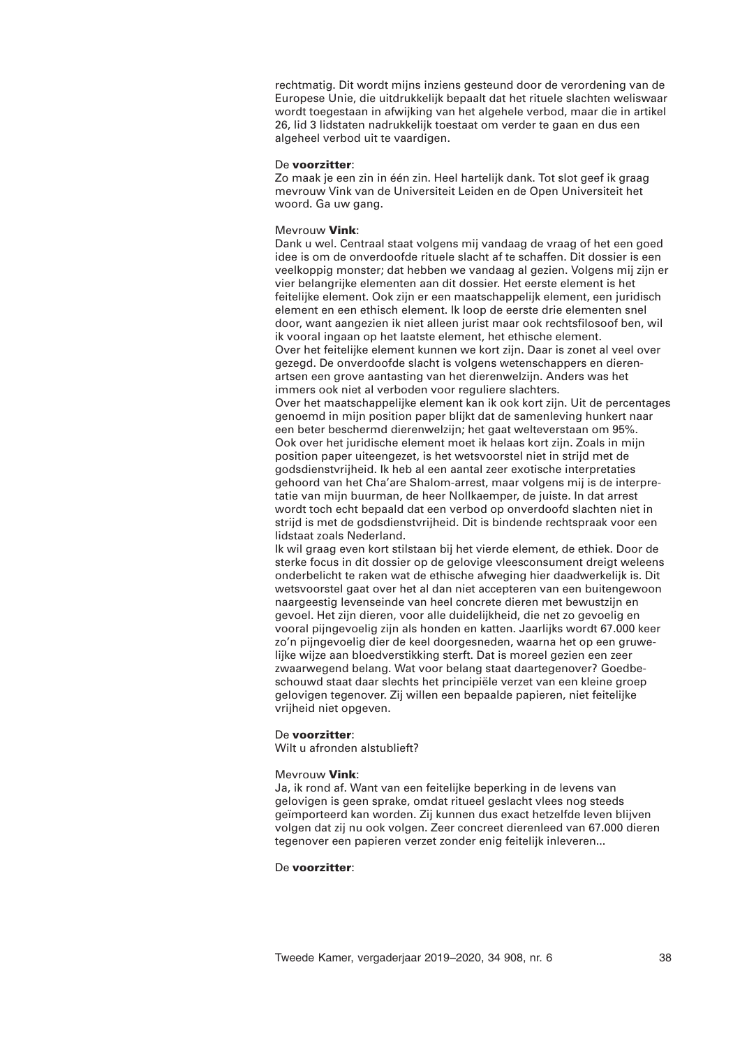rechtmatig. Dit wordt mijns inziens gesteund door de verordening van de Europese Unie, die uitdrukkelijk bepaalt dat het rituele slachten weliswaar wordt toegestaan in afwijking van het algehele verbod, maar die in artikel 26, lid 3 lidstaten nadrukkelijk toestaat om verder te gaan en dus een algeheel verbod uit te vaardigen.

De **voorzitter**:
Zo maak je een zin in één zin. Heel hartelijk dank. Tot slot geef ik graag mevrouw Vink van de Universiteit Leiden en de Open Universiteit het woord. Ga uw gang.

Mevrouw **Vink**:
Dank u wel. Centraal staat volgens mij vandaag de vraag of het een goed idee is om de onverdoofde rituele slacht af te schaffen. Dit dossier is een veelkoppig monster; dat hebben we vandaag al gezien. Volgens mij zijn er vier belangrijke elementen aan dit dossier. Het eerste element is het feitelijke element. Ook zijn er een maatschappelijk element, een juridisch element en een ethisch element. Ik loop de eerste drie elementen snel door, want aangezien ik niet alleen jurist maar ook rechtsfilosoof ben, wil ik vooral ingaan op het laatste element, het ethische element.
Over het feitelijke element kunnen we kort zijn. Daar is zonet al veel over gezegd. De onverdoofde slacht is volgens wetenschappers en dierenartsen een grove aantasting van het dierenwelzijn. Anders was het immers ook niet al verboden voor reguliere slachters.
Over het maatschappelijke element kan ik ook kort zijn. Uit de percentages genoemd in mijn position paper blijkt dat de samenleving hunkert naar een beter beschermd dierenwelzijn; het gaat welteverstaan om 95%.
Ook over het juridische element moet ik helaas kort zijn. Zoals in mijn position paper uiteengezet, is het wetsvoorstel niet in strijd met de godsdienstvrijheid. Ik heb al een aantal zeer exotische interpretaties gehoord van het Cha'are Shalom-arrest, maar volgens mij is de interpretatie van mijn buurman, de heer Nollkaemper, de juiste. In dat arrest wordt toch echt bepaald dat een verbod op onverdoofd slachten niet in strijd is met de godsdienstvrijheid. Dit is bindende rechtspraak voor een lidstaat zoals Nederland.
Ik wil graag even kort stilstaan bij het vierde element, de ethiek. Door de sterke focus in dit dossier op de gelovige vleesconsument dreigt weleens onderbelicht te raken wat de ethische afweging hier daadwerkelijk is. Dit wetsvoorstel gaat over het al dan niet accepteren van een buitengewoon naargeestig levenseinde van heel concrete dieren met bewustzijn en gevoel. Het zijn dieren, voor alle duidelijkheid, die net zo gevoelig en vooral pijngevoelig zijn als honden en katten. Jaarlijks wordt 67.000 keer zo'n pijngevoelig dier de keel doorgesneden, waarna het op een gruwelijke wijze aan bloedverstikking sterft. Dat is moreel gezien een zeer zwaarwegend belang. Wat voor belang staat daartegenover? Goedbeschouwd staat daar slechts het principiële verzet van een kleine groep gelovigen tegenover. Zij willen een bepaalde papieren, niet feitelijke vrijheid niet opgeven.

De **voorzitter**:
Wilt u afronden alstublieft?

Mevrouw **Vink**:
Ja, ik rond af. Want van een feitelijke beperking in de levens van gelovigen is geen sprake, omdat ritueel geslacht vlees nog steeds geïmporteerd kan worden. Zij kunnen dus exact hetzelfde leven blijven volgen dat zij nu ook volgen. Zeer concreet dierenleed van 67.000 dieren tegenover een papieren verzet zonder enig feitelijk inleveren...

De **voorzitter**: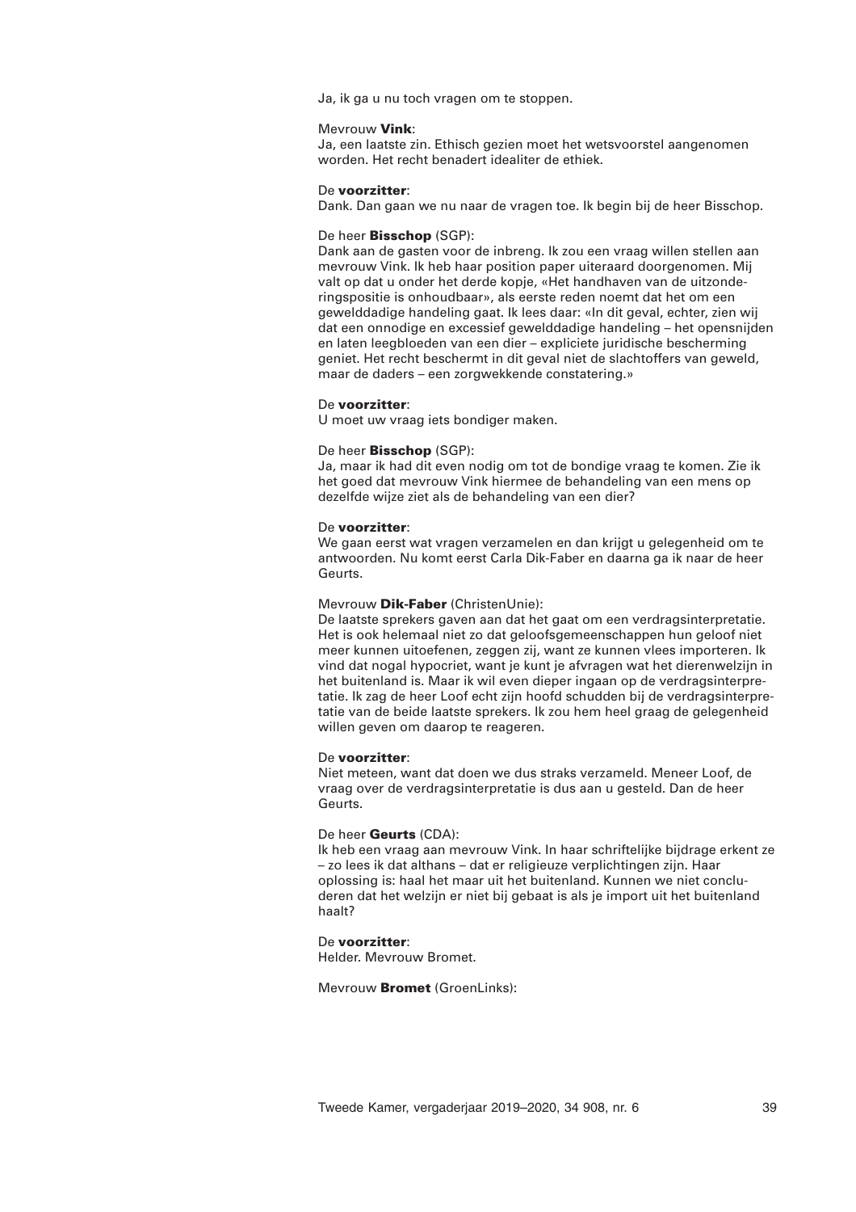Ja, ik ga u nu toch vragen om te stoppen.

Mevrouw **Vink**:
Ja, een laatste zin. Ethisch gezien moet het wetsvoorstel aangenomen worden. Het recht benadert idealiter de ethiek.

De **voorzitter**:
Dank. Dan gaan we nu naar de vragen toe. Ik begin bij de heer Bisschop.

De heer **Bisschop** (SGP):
Dank aan de gasten voor de inbreng. Ik zou een vraag willen stellen aan mevrouw Vink. Ik heb haar position paper uiteraard doorgenomen. Mij valt op dat u onder het derde kopje, «Het handhaven van de uitzonderingspositie is onhoudbaar», als eerste reden noemt dat het om een gewelddadige handeling gaat. Ik lees daar: «In dit geval, echter, zien wij dat een onnodige en excessief gewelddadige handeling – het opensnijden en laten leegbloeden van een dier – expliciete juridische bescherming geniet. Het recht beschermt in dit geval niet de slachtoffers van geweld, maar de daders – een zorgwekkende constatering.»

De **voorzitter**:
U moet uw vraag iets bondiger maken.

De heer **Bisschop** (SGP):
Ja, maar ik had dit even nodig om tot de bondige vraag te komen. Zie ik het goed dat mevrouw Vink hiermee de behandeling van een mens op dezelfde wijze ziet als de behandeling van een dier?

De **voorzitter**:
We gaan eerst wat vragen verzamelen en dan krijgt u gelegenheid om te antwoorden. Nu komt eerst Carla Dik-Faber en daarna ga ik naar de heer Geurts.

Mevrouw **Dik-Faber** (ChristenUnie):
De laatste sprekers gaven aan dat het gaat om een verdragsinterpretatie. Het is ook helemaal niet zo dat geloofsgemeenschappen hun geloof niet meer kunnen uitoefenen, zeggen zij, want ze kunnen vlees importeren. Ik vind dat nogal hypocriet, want je kunt je afvragen wat het dierenwelzijn in het buitenland is. Maar ik wil even dieper ingaan op de verdragsinterpretatie. Ik zag de heer Loof echt zijn hoofd schudden bij de verdragsinterpretatie van de beide laatste sprekers. Ik zou hem heel graag de gelegenheid willen geven om daarop te reageren.

De **voorzitter**:
Niet meteen, want dat doen we dus straks verzameld. Meneer Loof, de vraag over de verdragsinterpretatie is dus aan u gesteld. Dan de heer Geurts.

De heer **Geurts** (CDA):
Ik heb een vraag aan mevrouw Vink. In haar schriftelijke bijdrage erkent ze – zo lees ik dat althans – dat er religieuze verplichtingen zijn. Haar oplossing is: haal het maar uit het buitenland. Kunnen we niet concluderen dat het welzijn er niet bij gebaat is als je import uit het buitenland haalt?

De **voorzitter**:
Helder. Mevrouw Bromet.

Mevrouw **Bromet** (GroenLinks):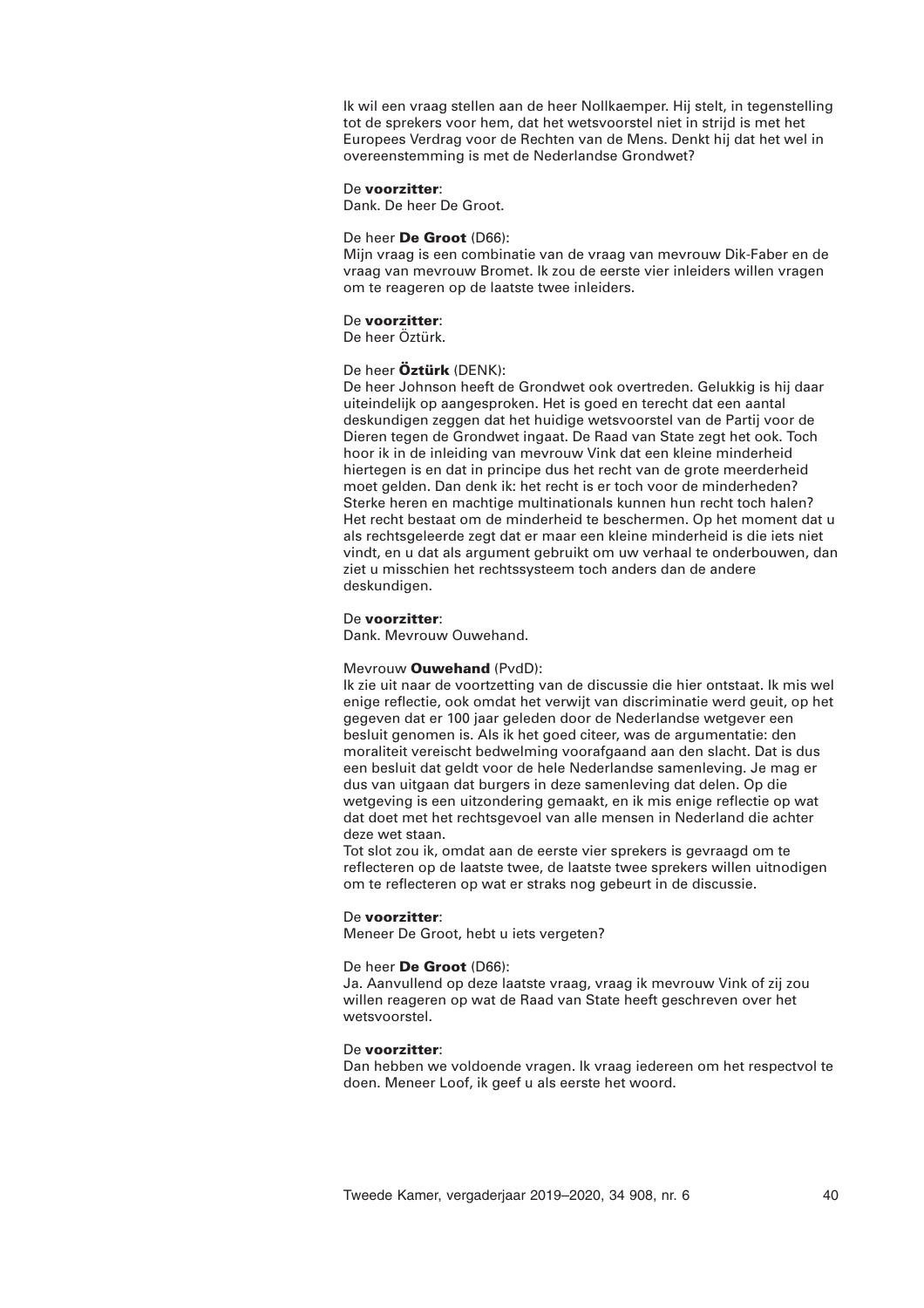Ik wil een vraag stellen aan de heer Nollkaemper. Hij stelt, in tegenstelling tot de sprekers voor hem, dat het wetsvoorstel niet in strijd is met het Europees Verdrag voor de Rechten van de Mens. Denkt hij dat het wel in overeenstemming is met de Nederlandse Grondwet?

De **voorzitter**:
Dank. De heer De Groot.

De heer **De Groot** (D66):
Mijn vraag is een combinatie van de vraag van mevrouw Dik-Faber en de vraag van mevrouw Bromet. Ik zou de eerste vier inleiders willen vragen om te reageren op de laatste twee inleiders.

De **voorzitter**:
De heer Öztürk.

De heer **Öztürk** (DENK):
De heer Johnson heeft de Grondwet ook overtreden. Gelukkig is hij daar uiteindelijk op aangesproken. Het is goed en terecht dat een aantal deskundigen zeggen dat het huidige wetsvoorstel van de Partij voor de Dieren tegen de Grondwet ingaat. De Raad van State zegt het ook. Toch hoor ik in de inleiding van mevrouw Vink dat een kleine minderheid hiertegen is en dat in principe dus het recht van de grote meerderheid moet gelden. Dan denk ik: het recht is er toch voor de minderheden? Sterke heren en machtige multinationals kunnen hun recht toch halen? Het recht bestaat om de minderheid te beschermen. Op het moment dat u als rechtsgeleerde zegt dat er maar een kleine minderheid is die iets niet vindt, en u dat als argument gebruikt om uw verhaal te onderbouwen, dan ziet u misschien het rechtssysteem toch anders dan de andere deskundigen.

De **voorzitter**:
Dank. Mevrouw Ouwehand.

Mevrouw **Ouwehand** (PvdD):
Ik zie uit naar de voortzetting van de discussie die hier ontstaat. Ik mis wel enige reflectie, ook omdat het verwijt van discriminatie werd geuit, op het gegeven dat er 100 jaar geleden door de Nederlandse wetgever een besluit genomen is. Als ik het goed citeer, was de argumentatie: den moraliteit vereischt bedwelming voorafgaand aan den slacht. Dat is dus een besluit dat geldt voor de hele Nederlandse samenleving. Je mag er dus van uitgaan dat burgers in deze samenleving dat delen. Op die wetgeving is een uitzondering gemaakt, en ik mis enige reflectie op wat dat doet met het rechtsgevoel van alle mensen in Nederland die achter deze wet staan.
Tot slot zou ik, omdat aan de eerste vier sprekers is gevraagd om te reflecteren op de laatste twee, de laatste twee sprekers willen uitnodigen om te reflecteren op wat er straks nog gebeurt in de discussie.

De **voorzitter**:
Meneer De Groot, hebt u iets vergeten?

De heer **De Groot** (D66):
Ja. Aanvullend op deze laatste vraag, vraag ik mevrouw Vink of zij zou willen reageren op wat de Raad van State heeft geschreven over het wetsvoorstel.

De **voorzitter**:
Dan hebben we voldoende vragen. Ik vraag iedereen om het respectvol te doen. Meneer Loof, ik geef u als eerste het woord.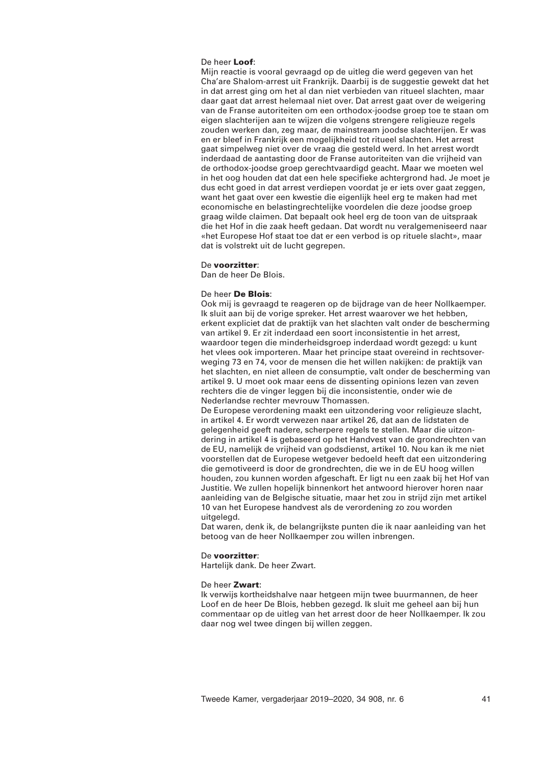De heer **Loof**:
Mijn reactie is vooral gevraagd op de uitleg die werd gegeven van het Cha'are Shalom-arrest uit Frankrijk. Daarbij is de suggestie gewekt dat het in dat arrest ging om het al dan niet verbieden van ritueel slachten, maar daar gaat dat arrest helemaal niet over. Dat arrest gaat over de weigering van de Franse autoriteiten om een orthodox-joodse groep toe te staan om eigen slachterijen aan te wijzen die volgens strengere religieuze regels zouden werken dan, zeg maar, de mainstream joodse slachterijen. Er was en er bleef in Frankrijk een mogelijkheid tot ritueel slachten. Het arrest gaat simpelweg niet over de vraag die gesteld werd. In het arrest wordt inderdaad de aantasting door de Franse autoriteiten van die vrijheid van de orthodox-joodse groep gerechtvaardigd geacht. Maar we moeten wel in het oog houden dat dat een hele specifieke achtergrond had. Je moet je dus echt goed in dat arrest verdiepen voordat je er iets over gaat zeggen, want het gaat over een kwestie die eigenlijk heel erg te maken had met economische en belastingrechtelijke voordelen die deze joodse groep graag wilde claimen. Dat bepaalt ook heel erg de toon van de uitspraak die het Hof in die zaak heeft gedaan. Dat wordt nu veralgemeniseerd naar «het Europese Hof staat toe dat er een verbod is op rituele slacht», maar dat is volstrekt uit de lucht gegrepen.

De **voorzitter**:
Dan de heer De Blois.

De heer **De Blois**:
Ook mij is gevraagd te reageren op de bijdrage van de heer Nollkaemper. Ik sluit aan bij de vorige spreker. Het arrest waarover we het hebben, erkent expliciet dat de praktijk van het slachten valt onder de bescherming van artikel 9. Er zit inderdaad een soort inconsistentie in het arrest, waardoor tegen die minderheidsgroep inderdaad wordt gezegd: u kunt het vlees ook importeren. Maar het principe staat overeind in rechtsoverweging 73 en 74, voor de mensen die het willen nakijken: de praktijk van het slachten, en niet alleen de consumptie, valt onder de bescherming van artikel 9. U moet ook maar eens de dissenting opinions lezen van zeven rechters die de vinger leggen bij die inconsistentie, onder wie de Nederlandse rechter mevrouw Thomassen.
De Europese verordening maakt een uitzondering voor religieuze slacht, in artikel 4. Er wordt verwezen naar artikel 26, dat aan de lidstaten de gelegenheid geeft nadere, scherpere regels te stellen. Maar die uitzondering in artikel 4 is gebaseerd op het Handvest van de grondrechten van de EU, namelijk de vrijheid van godsdienst, artikel 10. Nou kan ik me niet voorstellen dat de Europese wetgever bedoeld heeft dat een uitzondering die gemotiveerd is door de grondrechten, die we in de EU hoog willen houden, zou kunnen worden afgeschaft. Er ligt nu een zaak bij het Hof van Justitie. We zullen hopelijk binnenkort het antwoord hierover horen naar aanleiding van de Belgische situatie, maar het zou in strijd zijn met artikel 10 van het Europese handvest als de verordening zo zou worden uitgelegd.
Dat waren, denk ik, de belangrijkste punten die ik naar aanleiding van het betoog van de heer Nollkaemper zou willen inbrengen.

De **voorzitter**:
Hartelijk dank. De heer Zwart.

De heer **Zwart**:
Ik verwijs kortheidshalve naar hetgeen mijn twee buurmannen, de heer Loof en de heer De Blois, hebben gezegd. Ik sluit me geheel aan bij hun commentaar op de uitleg van het arrest door de heer Nollkaemper. Ik zou daar nog wel twee dingen bij willen zeggen.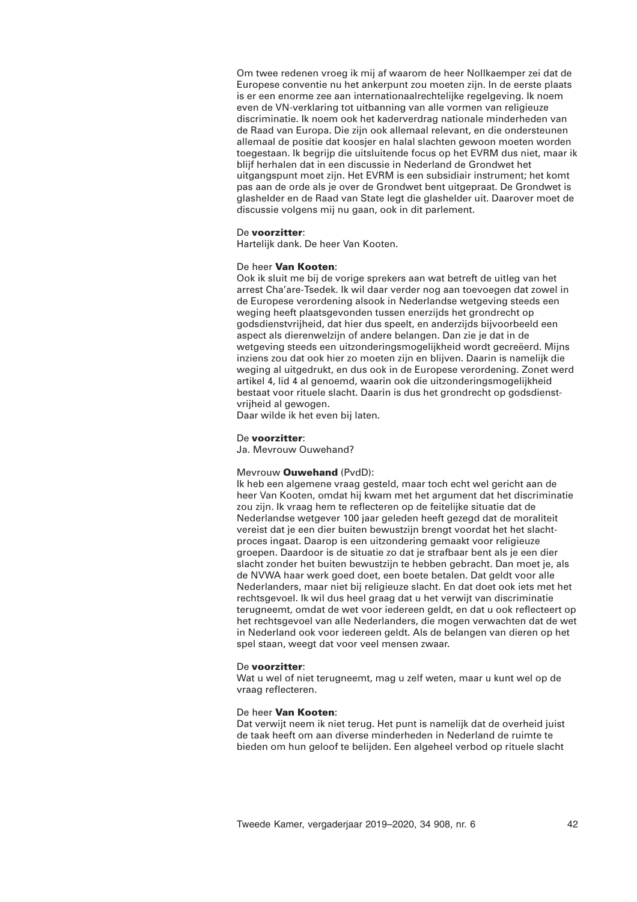Om twee redenen vroeg ik mij af waarom de heer Nollkaemper zei dat de Europese conventie nu het ankerpunt zou moeten zijn. In de eerste plaats is er een enorme zee aan internationaalrechtelijke regelgeving. Ik noem even de VN-verklaring tot uitbanning van alle vormen van religieuze discriminatie. Ik noem ook het kaderverdrag nationale minderheden van de Raad van Europa. Die zijn ook allemaal relevant, en die ondersteunen allemaal de positie dat koosjer en halal slachten gewoon moeten worden toegestaan. Ik begrijp die uitsluitende focus op het EVRM dus niet, maar ik blijf herhalen dat in een discussie in Nederland de Grondwet het uitgangspunt moet zijn. Het EVRM is een subsidiair instrument; het komt pas aan de orde als je over de Grondwet bent uitgepraat. De Grondwet is glashelder en de Raad van State legt die glashelder uit. Daarover moet de discussie volgens mij nu gaan, ook in dit parlement.

De **voorzitter**:
Hartelijk dank. De heer Van Kooten.

De heer **Van Kooten**:
Ook ik sluit me bij de vorige sprekers aan wat betreft de uitleg van het arrest Cha'are-Tsedek. Ik wil daar verder nog aan toevoegen dat zowel in de Europese verordening alsook in Nederlandse wetgeving steeds een weging heeft plaatsgevonden tussen enerzijds het grondrecht op godsdienstvrijheid, dat hier dus speelt, en anderzijds bijvoorbeeld een aspect als dierenwelzijn of andere belangen. Dan zie je dat in de wetgeving steeds een uitzonderingsmogelijkheid wordt gecreëerd. Mijns inziens zou dat ook hier zo moeten zijn en blijven. Daarin is namelijk die weging al uitgedrukt, en dus ook in de Europese verordening. Zonet werd artikel 4, lid 4 al genoemd, waarin ook die uitzonderingsmogelijkheid bestaat voor rituele slacht. Daarin is dus het grondrecht op godsdienstvrijheid al gewogen.
Daar wilde ik het even bij laten.

De **voorzitter**:
Ja. Mevrouw Ouwehand?

Mevrouw **Ouwehand** (PvdD):
Ik heb een algemene vraag gesteld, maar toch echt wel gericht aan de heer Van Kooten, omdat hij kwam met het argument dat het discriminatie zou zijn. Ik vraag hem te reflecteren op de feitelijke situatie dat de Nederlandse wetgever 100 jaar geleden heeft gezegd dat de moraliteit vereist dat je een dier buiten bewustzijn brengt voordat het het slachtproces ingaat. Daarop is een uitzondering gemaakt voor religieuze groepen. Daardoor is de situatie zo dat je strafbaar bent als je een dier slacht zonder het buiten bewustzijn te hebben gebracht. Dan moet je, als de NVWA haar werk goed doet, een boete betalen. Dat geldt voor alle Nederlanders, maar niet bij religieuze slacht. En dat doet ook iets met het rechtsgevoel. Ik wil dus heel graag dat u het verwijt van discriminatie terugneemt, omdat de wet voor iedereen geldt, en dat u ook reflecteert op het rechtsgevoel van alle Nederlanders, die mogen verwachten dat de wet in Nederland ook voor iedereen geldt. Als de belangen van dieren op het spel staan, weegt dat voor veel mensen zwaar.

De **voorzitter**:
Wat u wel of niet terugneemt, mag u zelf weten, maar u kunt wel op de vraag reflecteren.

De heer **Van Kooten**:
Dat verwijt neem ik niet terug. Het punt is namelijk dat de overheid juist de taak heeft om aan diverse minderheden in Nederland de ruimte te bieden om hun geloof te belijden. Een algeheel verbod op rituele slacht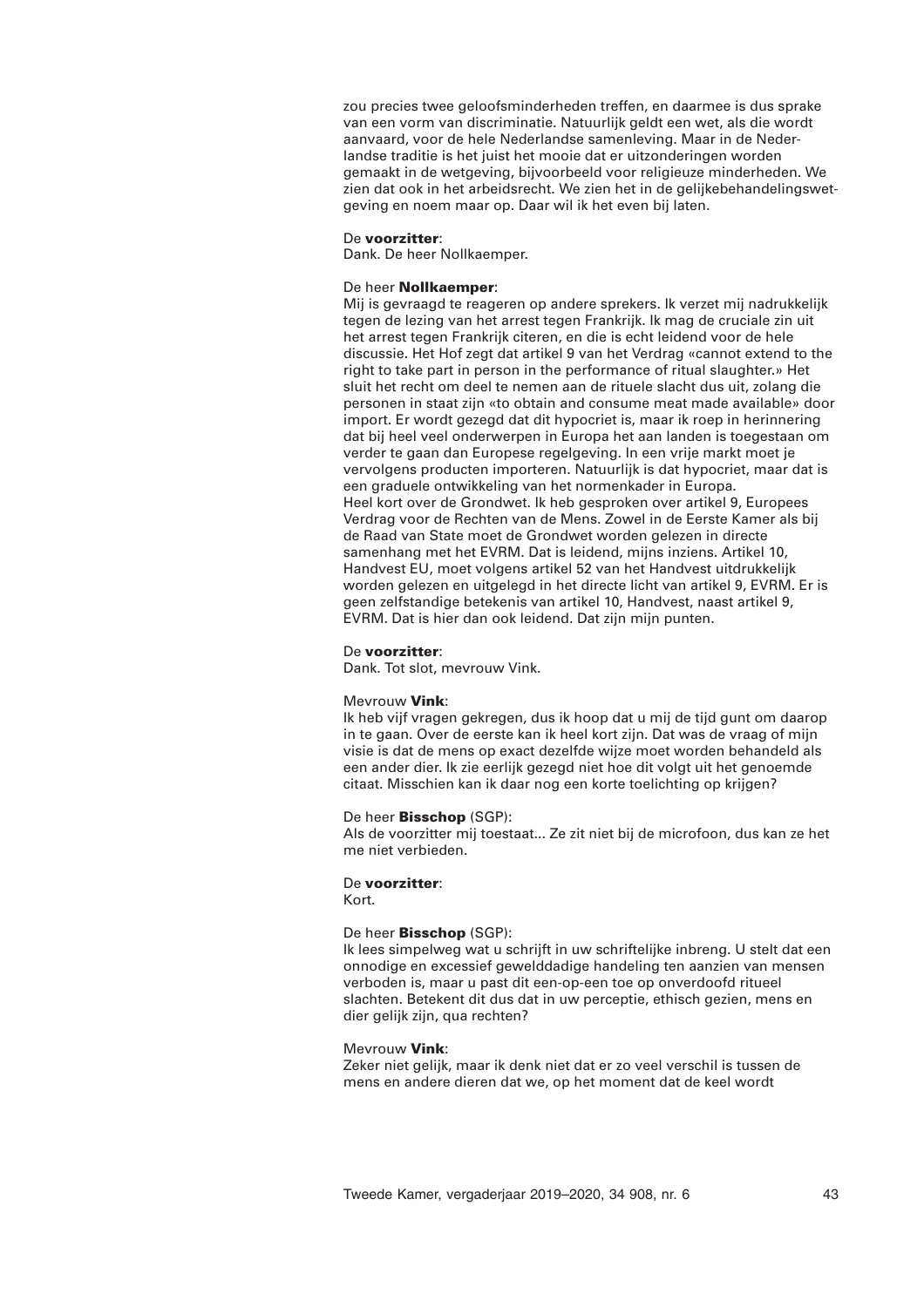zou precies twee geloofsminderheden treffen, en daarmee is dus sprake van een vorm van discriminatie. Natuurlijk geldt een wet, als die wordt aanvaard, voor de hele Nederlandse samenleving. Maar in de Nederlandse traditie is het juist het mooie dat er uitzonderingen worden gemaakt in de wetgeving, bijvoorbeeld voor religieuze minderheden. We zien dat ook in het arbeidsrecht. We zien het in de gelijkebehandelingswetgeving en noem maar op. Daar wil ik het even bij laten.

De **voorzitter**:
Dank. De heer Nollkaemper.

De heer **Nollkaemper**:
Mij is gevraagd te reageren op andere sprekers. Ik verzet mij nadrukkelijk tegen de lezing van het arrest tegen Frankrijk. Ik mag de cruciale zin uit het arrest tegen Frankrijk citeren, en die is echt leidend voor de hele discussie. Het Hof zegt dat artikel 9 van het Verdrag «cannot extend to the right to take part in person in the performance of ritual slaughter.» Het sluit het recht om deel te nemen aan de rituele slacht dus uit, zolang die personen in staat zijn «to obtain and consume meat made available» door import. Er wordt gezegd dat dit hypocriet is, maar ik roep in herinnering dat bij heel veel onderwerpen in Europa het aan landen is toegestaan om verder te gaan dan Europese regelgeving. In een vrije markt moet je vervolgens producten importeren. Natuurlijk is dat hypocriet, maar dat is een graduele ontwikkeling van het normenkader in Europa.
Heel kort over de Grondwet. Ik heb gesproken over artikel 9, Europees Verdrag voor de Rechten van de Mens. Zowel in de Eerste Kamer als bij de Raad van State moet de Grondwet worden gelezen in directe samenhang met het EVRM. Dat is leidend, mijns inziens. Artikel 10, Handvest EU, moet volgens artikel 52 van het Handvest uitdrukkelijk worden gelezen en uitgelegd in het directe licht van artikel 9, EVRM. Er is geen zelfstandige betekenis van artikel 10, Handvest, naast artikel 9, EVRM. Dat is hier dan ook leidend. Dat zijn mijn punten.

De **voorzitter**:
Dank. Tot slot, mevrouw Vink.

Mevrouw **Vink**:
Ik heb vijf vragen gekregen, dus ik hoop dat u mij de tijd gunt om daarop in te gaan. Over de eerste kan ik heel kort zijn. Dat was de vraag of mijn visie is dat de mens op exact dezelfde wijze moet worden behandeld als een ander dier. Ik zie eerlijk gezegd niet hoe dit volgt uit het genoemde citaat. Misschien kan ik daar nog een korte toelichting op krijgen?

De heer **Bisschop** (SGP):
Als de voorzitter mij toestaat... Ze zit niet bij de microfoon, dus kan ze het me niet verbieden.

De **voorzitter**:
Kort.

De heer **Bisschop** (SGP):
Ik lees simpelweg wat u schrijft in uw schriftelijke inbreng. U stelt dat een onnodige en excessief gewelddadige handeling ten aanzien van mensen verboden is, maar u past dit een-op-een toe op onverdoofd ritueel slachten. Betekent dit dus dat in uw perceptie, ethisch gezien, mens en dier gelijk zijn, qua rechten?

Mevrouw **Vink**:
Zeker niet gelijk, maar ik denk niet dat er zo veel verschil is tussen de mens en andere dieren dat we, op het moment dat de keel wordt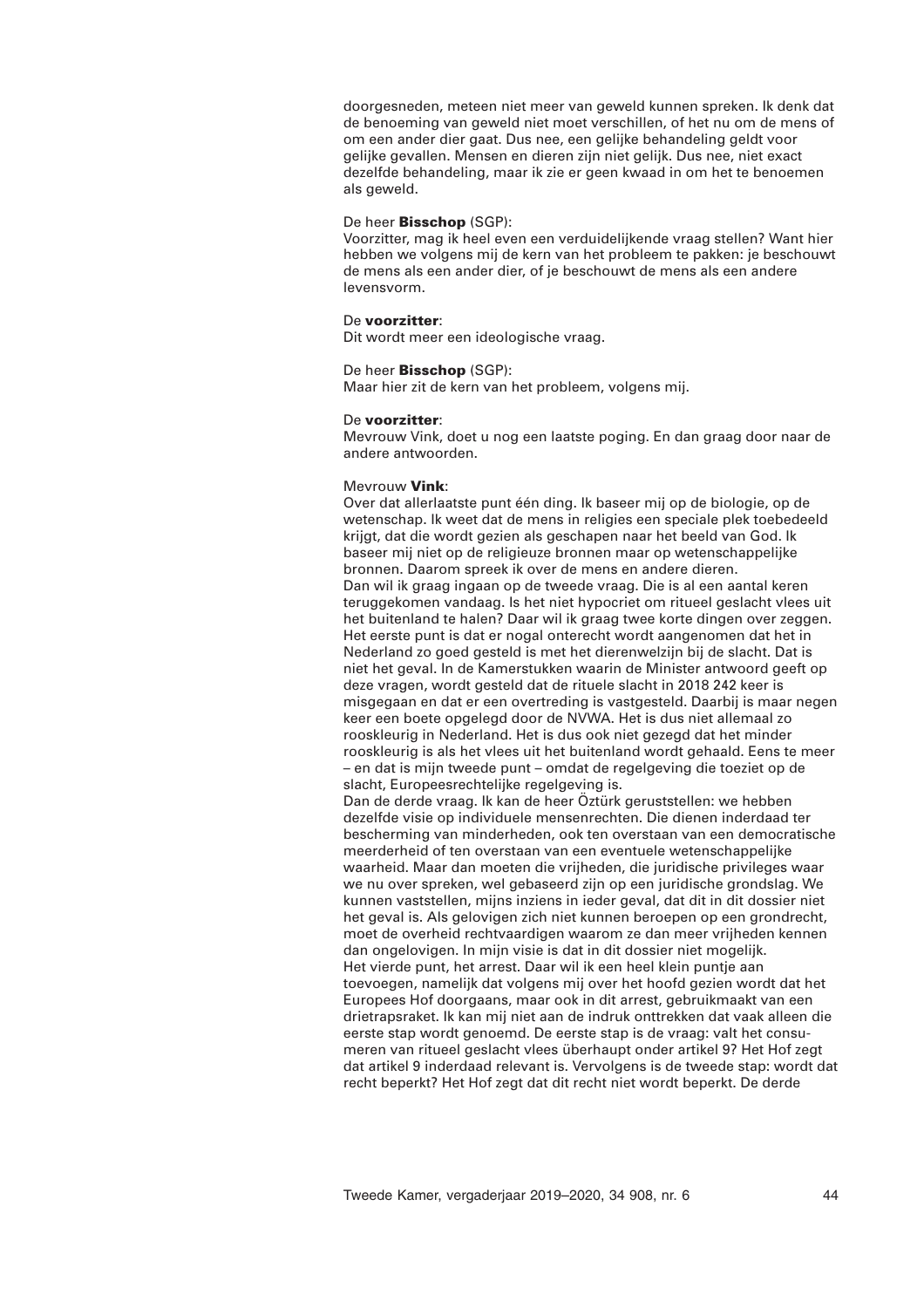doorgesneden, meteen niet meer van geweld kunnen spreken. Ik denk dat de benoeming van geweld niet moet verschillen, of het nu om de mens of om een ander dier gaat. Dus nee, een gelijke behandeling geldt voor gelijke gevallen. Mensen en dieren zijn niet gelijk. Dus nee, niet exact dezelfde behandeling, maar ik zie er geen kwaad in om het te benoemen als geweld.

De heer **Bisschop** (SGP):
Voorzitter, mag ik heel even een verduidelijkende vraag stellen? Want hier hebben we volgens mij de kern van het probleem te pakken: je beschouwt de mens als een ander dier, of je beschouwt de mens als een andere levensvorm.

De **voorzitter**:
Dit wordt meer een ideologische vraag.

De heer **Bisschop** (SGP):
Maar hier zit de kern van het probleem, volgens mij.

De **voorzitter**:
Mevrouw Vink, doet u nog een laatste poging. En dan graag door naar de andere antwoorden.

Mevrouw **Vink**:
Over dat allerlaatste punt één ding. Ik baseer mij op de biologie, op de wetenschap. Ik weet dat de mens in religies een speciale plek toebedeeld krijgt, dat die wordt gezien als geschapen naar het beeld van God. Ik baseer mij niet op de religieuze bronnen maar op wetenschappelijke bronnen. Daarom spreek ik over de mens en andere dieren.
Dan wil ik graag ingaan op de tweede vraag. Die is al een aantal keren teruggekomen vandaag. Is het niet hypocriet om ritueel geslacht vlees uit het buitenland te halen? Daar wil ik graag twee korte dingen over zeggen. Het eerste punt is dat er nogal onterecht wordt aangenomen dat het in Nederland zo goed gesteld is met het dierenwelzijn bij de slacht. Dat is niet het geval. In de Kamerstukken waarin de Minister antwoord geeft op deze vragen, wordt gesteld dat de rituele slacht in 2018 242 keer is misgegaan en dat er een overtreding is vastgesteld. Daarbij is maar negen keer een boete opgelegd door de NVWA. Het is dus niet allemaal zo rooskleurig in Nederland. Het is dus ook niet gezegd dat het minder rooskleurig is als het vlees uit het buitenland wordt gehaald. Eens te meer – en dat is mijn tweede punt – omdat de regelgeving die toeziet op de slacht, Europeesrechtelijke regelgeving is.
Dan de derde vraag. Ik kan de heer Öztürk geruststellen: we hebben dezelfde visie op individuele mensenrechten. Die dienen inderdaad ter bescherming van minderheden, ook ten overstaan van een democratische meerderheid of ten overstaan van een eventuele wetenschappelijke waarheid. Maar dan moeten die vrijheden, die juridische privileges waar we nu over spreken, wel gebaseerd zijn op een juridische grondslag. We kunnen vaststellen, mijns inziens in ieder geval, dat dit in dit dossier niet het geval is. Als gelovigen zich niet kunnen beroepen op een grondrecht, moet de overheid rechtvaardigen waarom ze dan meer vrijheden kennen dan ongelovigen. In mijn visie is dat in dit dossier niet mogelijk.
Het vierde punt, het arrest. Daar wil ik een heel klein puntje aan toevoegen, namelijk dat volgens mij over het hoofd gezien wordt dat het Europees Hof doorgaans, maar ook in dit arrest, gebruikmaakt van een drietrapsraket. Ik kan mij niet aan de indruk onttrekken dat vaak alleen die eerste stap wordt genoemd. De eerste stap is de vraag: valt het consumeren van ritueel geslacht vlees überhaupt onder artikel 9? Het Hof zegt dat artikel 9 inderdaad relevant is. Vervolgens is de tweede stap: wordt dat recht beperkt? Het Hof zegt dat dit recht niet wordt beperkt. De derde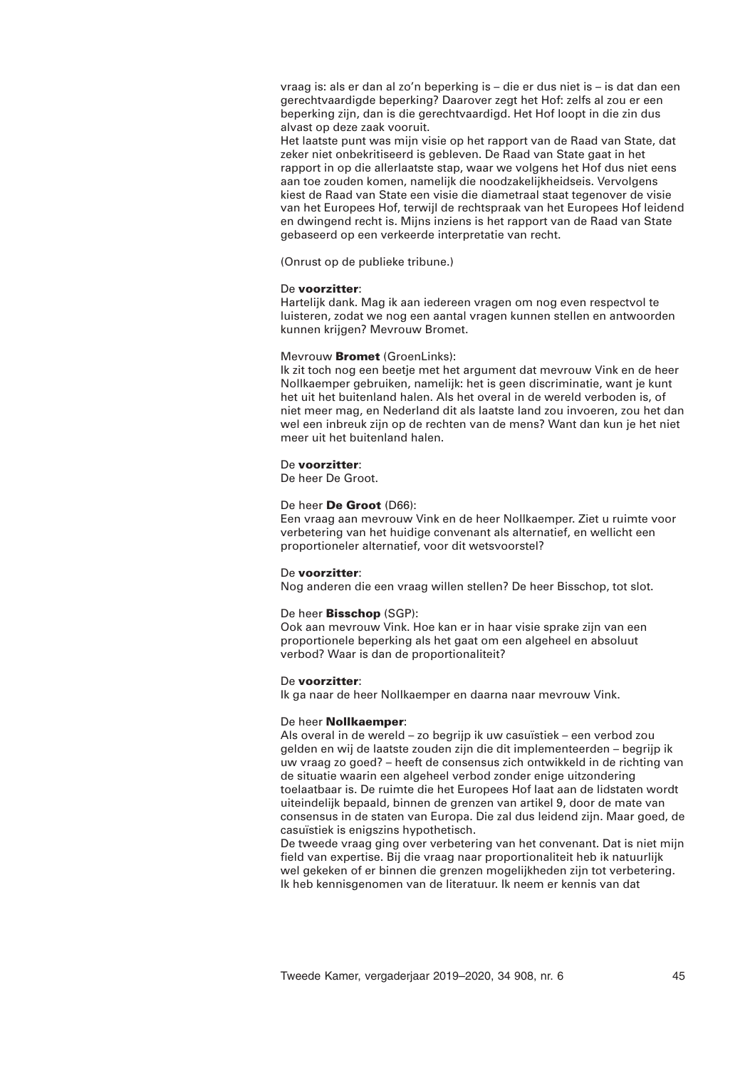vraag is: als er dan al zo'n beperking is – die er dus niet is – is dat dan een gerechtvaardigde beperking? Daarover zegt het Hof: zelfs al zou er een beperking zijn, dan is die gerechtvaardigd. Het Hof loopt in die zin dus alvast op deze zaak vooruit.
Het laatste punt was mijn visie op het rapport van de Raad van State, dat zeker niet onbekritiseerd is gebleven. De Raad van State gaat in het rapport in op die allerlaatste stap, waar we volgens het Hof dus niet eens aan toe zouden komen, namelijk die noodzakelijkheidseis. Vervolgens kiest de Raad van State een visie die diametraal staat tegenover de visie van het Europees Hof, terwijl de rechtspraak van het Europees Hof leidend en dwingend recht is. Mijns inziens is het rapport van de Raad van State gebaseerd op een verkeerde interpretatie van recht.

(Onrust op de publieke tribune.)

De **voorzitter**:
Hartelijk dank. Mag ik aan iedereen vragen om nog even respectvol te luisteren, zodat we nog een aantal vragen kunnen stellen en antwoorden kunnen krijgen? Mevrouw Bromet.

Mevrouw **Bromet** (GroenLinks):
Ik zit toch nog een beetje met het argument dat mevrouw Vink en de heer Nollkaemper gebruiken, namelijk: het is geen discriminatie, want je kunt het uit het buitenland halen. Als het overal in de wereld verboden is, of niet meer mag, en Nederland dit als laatste land zou invoeren, zou het dan wel een inbreuk zijn op de rechten van de mens? Want dan kun je het niet meer uit het buitenland halen.

De **voorzitter**:
De heer De Groot.

De heer **De Groot** (D66):
Een vraag aan mevrouw Vink en de heer Nollkaemper. Ziet u ruimte voor verbetering van het huidige convenant als alternatief, en wellicht een proportioneler alternatief, voor dit wetsvoorstel?

De **voorzitter**:
Nog anderen die een vraag willen stellen? De heer Bisschop, tot slot.

De heer **Bisschop** (SGP):
Ook aan mevrouw Vink. Hoe kan er in haar visie sprake zijn van een proportionele beperking als het gaat om een algeheel en absoluut verbod? Waar is dan de proportionaliteit?

De **voorzitter**:
Ik ga naar de heer Nollkaemper en daarna naar mevrouw Vink.

De heer **Nollkaemper**:
Als overal in de wereld – zo begrijp ik uw casuïstiek – een verbod zou gelden en wij de laatste zouden zijn die dit implementeerden – begrijp ik uw vraag zo goed? – heeft de consensus zich ontwikkeld in de richting van de situatie waarin een algeheel verbod zonder enige uitzondering toelaatbaar is. De ruimte die het Europees Hof laat aan de lidstaten wordt uiteindelijk bepaald, binnen de grenzen van artikel 9, door de mate van consensus in de staten van Europa. Die zal dus leidend zijn. Maar goed, de casuïstiek is enigszins hypothetisch.
De tweede vraag ging over verbetering van het convenant. Dat is niet mijn field van expertise. Bij die vraag naar proportionaliteit heb ik natuurlijk wel gekeken of er binnen die grenzen mogelijkheden zijn tot verbetering. Ik heb kennisgenomen van de literatuur. Ik neem er kennis van dat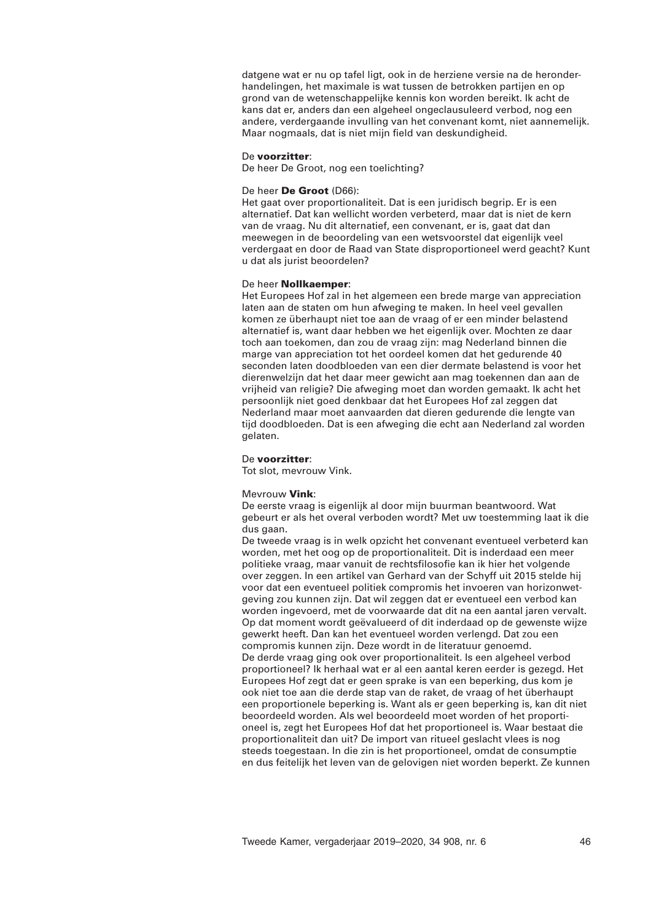datgene wat er nu op tafel ligt, ook in de herziene versie na de heronderhandelingen, het maximale is wat tussen de betrokken partijen en op grond van de wetenschappelijke kennis kon worden bereikt. Ik acht de kans dat er, anders dan een algeheel ongeclausuleerd verbod, nog een andere, verdergaande invulling van het convenant komt, niet aannemelijk. Maar nogmaals, dat is niet mijn field van deskundigheid.

De **voorzitter**:
De heer De Groot, nog een toelichting?

De heer **De Groot** (D66):
Het gaat over proportionaliteit. Dat is een juridisch begrip. Er is een alternatief. Dat kan wellicht worden verbeterd, maar dat is niet de kern van de vraag. Nu dit alternatief, een convenant, er is, gaat dat dan meewegen in de beoordeling van een wetsvoorstel dat eigenlijk veel verdergaat en door de Raad van State disproportioneel werd geacht? Kunt u dat als jurist beoordelen?

De heer **Nollkaemper**:
Het Europees Hof zal in het algemeen een brede marge van appreciation laten aan de staten om hun afweging te maken. In heel veel gevallen komen ze überhaupt niet toe aan de vraag of er een minder belastend alternatief is, want daar hebben we het eigenlijk over. Mochten ze daar toch aan toekomen, dan zou de vraag zijn: mag Nederland binnen die marge van appreciation tot het oordeel komen dat het gedurende 40 seconden laten doodbloeden van een dier dermate belastend is voor het dierenwelzijn dat het daar meer gewicht aan mag toekennen dan aan de vrijheid van religie? Die afweging moet dan worden gemaakt. Ik acht het persoonlijk niet goed denkbaar dat het Europees Hof zal zeggen dat Nederland maar moet aanvaarden dat dieren gedurende die lengte van tijd doodbloeden. Dat is een afweging die echt aan Nederland zal worden gelaten.

De **voorzitter**:
Tot slot, mevrouw Vink.

Mevrouw **Vink**:
De eerste vraag is eigenlijk al door mijn buurman beantwoord. Wat gebeurt er als het overal verboden wordt? Met uw toestemming laat ik die dus gaan.
De tweede vraag is in welk opzicht het convenant eventueel verbeterd kan worden, met het oog op de proportionaliteit. Dit is inderdaad een meer politieke vraag, maar vanuit de rechtsfilosofie kan ik hier het volgende over zeggen. In een artikel van Gerhard van der Schyff uit 2015 stelde hij voor dat een eventueel politiek compromis het invoeren van horizonwetgeving zou kunnen zijn. Dat wil zeggen dat er eventueel een verbod kan worden ingevoerd, met de voorwaarde dat dit na een aantal jaren vervalt. Op dat moment wordt geëvalueerd of dit inderdaad op de gewenste wijze gewerkt heeft. Dan kan het eventueel worden verlengd. Dat zou een compromis kunnen zijn. Deze wordt in de literatuur genoemd.
De derde vraag ging ook over proportionaliteit. Is een algeheel verbod proportioneel? Ik herhaal wat er al een aantal keren eerder is gezegd. Het Europees Hof zegt dat er geen sprake is van een beperking, dus kom je ook niet toe aan die derde stap van de raket, de vraag of het überhaupt een proportionele beperking is. Want als er geen beperking is, kan dit niet beoordeeld worden. Als wel beoordeeld moet worden of het proportioneel is, zegt het Europees Hof dat het proportioneel is. Waar bestaat die proportionaliteit dan uit? De import van ritueel geslacht vlees is nog steeds toegestaan. In die zin is het proportioneel, omdat de consumptie en dus feitelijk het leven van de gelovigen niet worden beperkt. Ze kunnen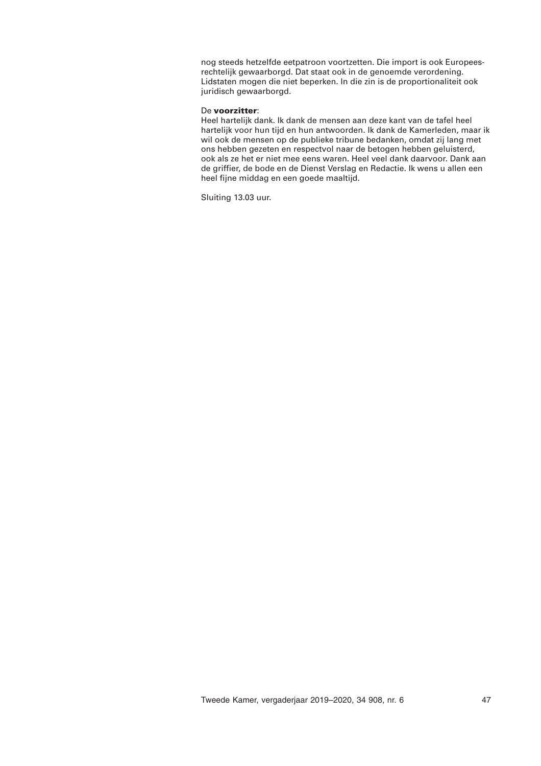nog steeds hetzelfde eetpatroon voortzetten. Die import is ook Europeesrechtelijk gewaarborgd. Dat staat ook in de genoemde verordening. Lidstaten mogen die niet beperken. In die zin is de proportionaliteit ook juridisch gewaarborgd.

De **voorzitter**:
Heel hartelijk dank. Ik dank de mensen aan deze kant van de tafel heel hartelijk voor hun tijd en hun antwoorden. Ik dank de Kamerleden, maar ik wil ook de mensen op de publieke tribune bedanken, omdat zij lang met ons hebben gezeten en respectvol naar de betogen hebben geluisterd, ook als ze het er niet mee eens waren. Heel veel dank daarvoor. Dank aan de griffier, de bode en de Dienst Verslag en Redactie. Ik wens u allen een heel fijne middag en een goede maaltijd.

Sluiting 13.03 uur.